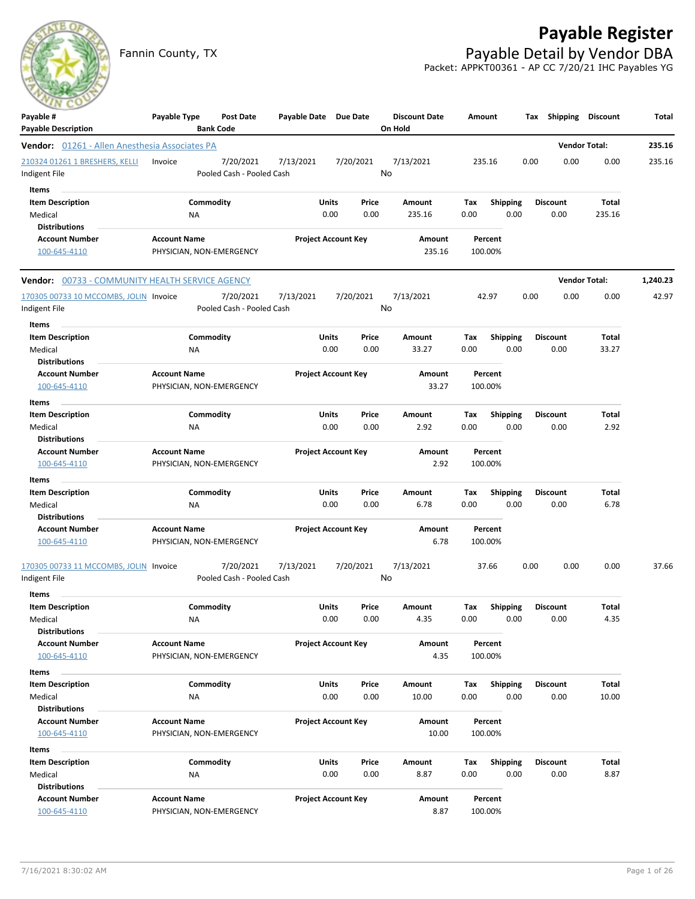# Payable Register

Fannin County, TX

## Payable Detail by Vendor DBA

Packet: APPKT00361 - AP CC 7/20/21 IHC Payables YG

| Payable # / Payable Description | Payable Type | Post Date / Bank Code | Payable Date | Due Date | Discount Date / On Hold | Amount | Tax | Shipping | Discount | Total |
|---|---|---|---|---|---|---|---|---|---|---|

### Vendor: 01261 - Allen Anesthesia Associates PA — Vendor Total: 235.16

| Payable # | Payable Type | Post Date | Payable Date | Due Date | Discount Date | Amount | Tax | Shipping | Discount | Total |
|---|---|---|---|---|---|---|---|---|---|---|
| 210324 01261 1 BRESHERS, KELLI | Invoice | 7/20/2021 | 7/13/2021 | 7/20/2021 | 7/13/2021 | 235.16 | 0.00 | 0.00 | 0.00 | 235.16 |
| Indigent File | | Pooled Cash - Pooled Cash | | | No | | | | | |

**Items**

| Item Description | Commodity | Units | Price | Amount | Tax | Shipping | Discount | Total |
|---|---|---|---|---|---|---|---|---|
| Medical | NA | 0.00 | 0.00 | 235.16 | 0.00 | 0.00 | 0.00 | 235.16 |

**Distributions**

| Account Number | Account Name | Project Account Key | Amount | Percent |
|---|---|---|---|---|
| 100-645-4110 | PHYSICIAN, NON-EMERGENCY | | 235.16 | 100.00% |

### Vendor: 00733 - COMMUNITY HEALTH SERVICE AGENCY — Vendor Total: 1,240.23

| Payable # | Payable Type | Post Date | Payable Date | Due Date | Discount Date | Amount | Tax | Shipping | Discount | Total |
|---|---|---|---|---|---|---|---|---|---|---|
| 170305 00733 10 MCCOMBS, JOLIN | Invoice | 7/20/2021 | 7/13/2021 | 7/20/2021 | 7/13/2021 | 42.97 | 0.00 | 0.00 | 0.00 | 42.97 |
| Indigent File | | Pooled Cash - Pooled Cash | | | No | | | | | |

**Items**

| Item Description | Commodity | Units | Price | Amount | Tax | Shipping | Discount | Total |
|---|---|---|---|---|---|---|---|---|
| Medical | NA | 0.00 | 0.00 | 33.27 | 0.00 | 0.00 | 0.00 | 33.27 |

**Distributions**

| Account Number | Account Name | Project Account Key | Amount | Percent |
|---|---|---|---|---|
| 100-645-4110 | PHYSICIAN, NON-EMERGENCY | | 33.27 | 100.00% |

**Items**

| Item Description | Commodity | Units | Price | Amount | Tax | Shipping | Discount | Total |
|---|---|---|---|---|---|---|---|---|
| Medical | NA | 0.00 | 0.00 | 2.92 | 0.00 | 0.00 | 0.00 | 2.92 |

**Distributions**

| Account Number | Account Name | Project Account Key | Amount | Percent |
|---|---|---|---|---|
| 100-645-4110 | PHYSICIAN, NON-EMERGENCY | | 2.92 | 100.00% |

**Items**

| Item Description | Commodity | Units | Price | Amount | Tax | Shipping | Discount | Total |
|---|---|---|---|---|---|---|---|---|
| Medical | NA | 0.00 | 0.00 | 6.78 | 0.00 | 0.00 | 0.00 | 6.78 |

**Distributions**

| Account Number | Account Name | Project Account Key | Amount | Percent |
|---|---|---|---|---|
| 100-645-4110 | PHYSICIAN, NON-EMERGENCY | | 6.78 | 100.00% |

| Payable # | Payable Type | Post Date | Payable Date | Due Date | Discount Date | Amount | Tax | Shipping | Discount | Total |
|---|---|---|---|---|---|---|---|---|---|---|
| 170305 00733 11 MCCOMBS, JOLIN | Invoice | 7/20/2021 | 7/13/2021 | 7/20/2021 | 7/13/2021 | 37.66 | 0.00 | 0.00 | 0.00 | 37.66 |
| Indigent File | | Pooled Cash - Pooled Cash | | | No | | | | | |

**Items**

| Item Description | Commodity | Units | Price | Amount | Tax | Shipping | Discount | Total |
|---|---|---|---|---|---|---|---|---|
| Medical | NA | 0.00 | 0.00 | 4.35 | 0.00 | 0.00 | 0.00 | 4.35 |

**Distributions**

| Account Number | Account Name | Project Account Key | Amount | Percent |
|---|---|---|---|---|
| 100-645-4110 | PHYSICIAN, NON-EMERGENCY | | 4.35 | 100.00% |

**Items**

| Item Description | Commodity | Units | Price | Amount | Tax | Shipping | Discount | Total |
|---|---|---|---|---|---|---|---|---|
| Medical | NA | 0.00 | 0.00 | 10.00 | 0.00 | 0.00 | 0.00 | 10.00 |

**Distributions**

| Account Number | Account Name | Project Account Key | Amount | Percent |
|---|---|---|---|---|
| 100-645-4110 | PHYSICIAN, NON-EMERGENCY | | 10.00 | 100.00% |

**Items**

| Item Description | Commodity | Units | Price | Amount | Tax | Shipping | Discount | Total |
|---|---|---|---|---|---|---|---|---|
| Medical | NA | 0.00 | 0.00 | 8.87 | 0.00 | 0.00 | 0.00 | 8.87 |

**Distributions**

| Account Number | Account Name | Project Account Key | Amount | Percent |
|---|---|---|---|---|
| 100-645-4110 | PHYSICIAN, NON-EMERGENCY | | 8.87 | 100.00% |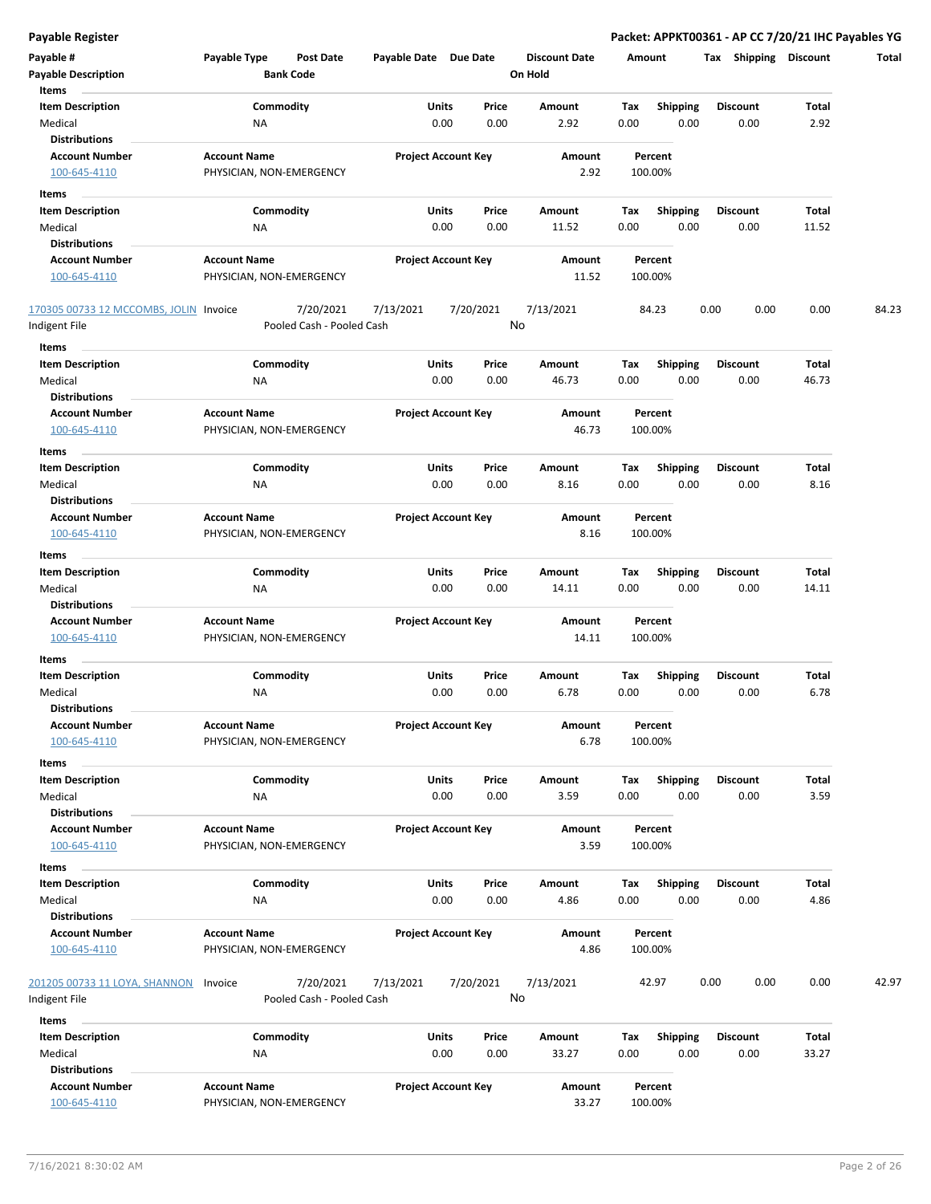| Payable # | Payable Type | Post Date | Payable Date | Due Date | Discount Date | Amount | Tax | Shipping | Discount | Total |
|---|---|---|---|---|---|---|---|---|---|---|
| Payable Description | | Bank Code | | | On Hold | | | | | |

**Items**

| Item Description | Commodity | Units | Price | Amount | Tax | Shipping | Discount | Total |
|---|---|---|---|---|---|---|---|---|
| Medical | NA | 0.00 | 0.00 | 2.92 | 0.00 | 0.00 | 0.00 | 2.92 |

**Distributions**

| Account Number | Account Name | Project Account Key | Amount | Percent |
|---|---|---|---|---|
| 100-645-4110 | PHYSICIAN, NON-EMERGENCY | | 2.92 | 100.00% |

**Items**

| Item Description | Commodity | Units | Price | Amount | Tax | Shipping | Discount | Total |
|---|---|---|---|---|---|---|---|---|
| Medical | NA | 0.00 | 0.00 | 11.52 | 0.00 | 0.00 | 0.00 | 11.52 |

**Distributions**

| Account Number | Account Name | Project Account Key | Amount | Percent |
|---|---|---|---|---|
| 100-645-4110 | PHYSICIAN, NON-EMERGENCY | | 11.52 | 100.00% |

| Payable # | Payable Type | Post Date | Payable Date | Due Date | Discount Date | Amount | Tax | Shipping | Discount | Total |
|---|---|---|---|---|---|---|---|---|---|---|
| 170305 00733 12 MCCOMBS, JOLIN | Invoice | 7/20/2021 | 7/13/2021 | 7/20/2021 | 7/13/2021 | 84.23 | 0.00 | 0.00 | 0.00 | 84.23 |
| Indigent File | | Pooled Cash - Pooled Cash | | | No | | | | | |

**Items**

| Item Description | Commodity | Units | Price | Amount | Tax | Shipping | Discount | Total |
|---|---|---|---|---|---|---|---|---|
| Medical | NA | 0.00 | 0.00 | 46.73 | 0.00 | 0.00 | 0.00 | 46.73 |

**Distributions**

| Account Number | Account Name | Project Account Key | Amount | Percent |
|---|---|---|---|---|
| 100-645-4110 | PHYSICIAN, NON-EMERGENCY | | 46.73 | 100.00% |

**Items**

| Item Description | Commodity | Units | Price | Amount | Tax | Shipping | Discount | Total |
|---|---|---|---|---|---|---|---|---|
| Medical | NA | 0.00 | 0.00 | 8.16 | 0.00 | 0.00 | 0.00 | 8.16 |

**Distributions**

| Account Number | Account Name | Project Account Key | Amount | Percent |
|---|---|---|---|---|
| 100-645-4110 | PHYSICIAN, NON-EMERGENCY | | 8.16 | 100.00% |

**Items**

| Item Description | Commodity | Units | Price | Amount | Tax | Shipping | Discount | Total |
|---|---|---|---|---|---|---|---|---|
| Medical | NA | 0.00 | 0.00 | 14.11 | 0.00 | 0.00 | 0.00 | 14.11 |

**Distributions**

| Account Number | Account Name | Project Account Key | Amount | Percent |
|---|---|---|---|---|
| 100-645-4110 | PHYSICIAN, NON-EMERGENCY | | 14.11 | 100.00% |

**Items**

| Item Description | Commodity | Units | Price | Amount | Tax | Shipping | Discount | Total |
|---|---|---|---|---|---|---|---|---|
| Medical | NA | 0.00 | 0.00 | 6.78 | 0.00 | 0.00 | 0.00 | 6.78 |

**Distributions**

| Account Number | Account Name | Project Account Key | Amount | Percent |
|---|---|---|---|---|
| 100-645-4110 | PHYSICIAN, NON-EMERGENCY | | 6.78 | 100.00% |

**Items**

| Item Description | Commodity | Units | Price | Amount | Tax | Shipping | Discount | Total |
|---|---|---|---|---|---|---|---|---|
| Medical | NA | 0.00 | 0.00 | 3.59 | 0.00 | 0.00 | 0.00 | 3.59 |

**Distributions**

| Account Number | Account Name | Project Account Key | Amount | Percent |
|---|---|---|---|---|
| 100-645-4110 | PHYSICIAN, NON-EMERGENCY | | 3.59 | 100.00% |

**Items**

| Item Description | Commodity | Units | Price | Amount | Tax | Shipping | Discount | Total |
|---|---|---|---|---|---|---|---|---|
| Medical | NA | 0.00 | 0.00 | 4.86 | 0.00 | 0.00 | 0.00 | 4.86 |

**Distributions**

| Account Number | Account Name | Project Account Key | Amount | Percent |
|---|---|---|---|---|
| 100-645-4110 | PHYSICIAN, NON-EMERGENCY | | 4.86 | 100.00% |

| Payable # | Payable Type | Post Date | Payable Date | Due Date | Discount Date | Amount | Tax | Shipping | Discount | Total |
|---|---|---|---|---|---|---|---|---|---|---|
| 201205 00733 11 LOYA, SHANNON | Invoice | 7/20/2021 | 7/13/2021 | 7/20/2021 | 7/13/2021 | 42.97 | 0.00 | 0.00 | 0.00 | 42.97 |
| Indigent File | | Pooled Cash - Pooled Cash | | | No | | | | | |

**Items**

| Item Description | Commodity | Units | Price | Amount | Tax | Shipping | Discount | Total |
|---|---|---|---|---|---|---|---|---|
| Medical | NA | 0.00 | 0.00 | 33.27 | 0.00 | 0.00 | 0.00 | 33.27 |

**Distributions**

| Account Number | Account Name | Project Account Key | Amount | Percent |
|---|---|---|---|---|
| 100-645-4110 | PHYSICIAN, NON-EMERGENCY | | 33.27 | 100.00% |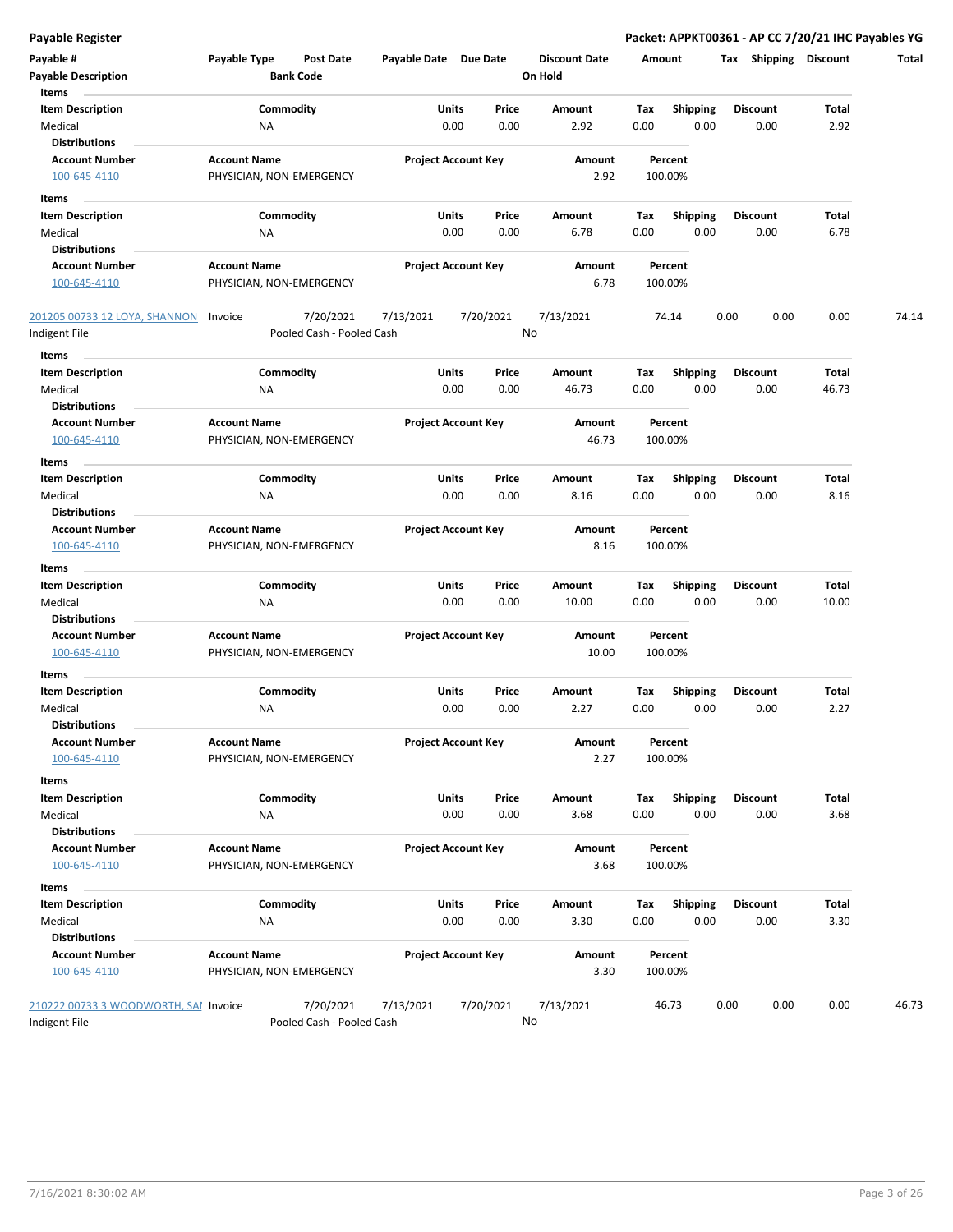| Payable # | Payable Type | Post Date | Payable Date | Due Date | Discount Date | Amount | Tax | Shipping | Discount | Total |
|---|---|---|---|---|---|---|---|---|---|---|
| Payable Description | | Bank Code | | | On Hold | | | | | |

**Items**

| Item Description | Commodity | Units | Price | Amount | Tax | Shipping | Discount | Total |
|---|---|---|---|---|---|---|---|---|
| Medical | NA | 0.00 | 0.00 | 2.92 | 0.00 | 0.00 | 0.00 | 2.92 |

**Distributions**

| Account Number | Account Name | Project Account Key | Amount | Percent |
|---|---|---|---|---|
| 100-645-4110 | PHYSICIAN, NON-EMERGENCY | | 2.92 | 100.00% |

**Items**

| Item Description | Commodity | Units | Price | Amount | Tax | Shipping | Discount | Total |
|---|---|---|---|---|---|---|---|---|
| Medical | NA | 0.00 | 0.00 | 6.78 | 0.00 | 0.00 | 0.00 | 6.78 |

**Distributions**

| Account Number | Account Name | Project Account Key | Amount | Percent |
|---|---|---|---|---|
| 100-645-4110 | PHYSICIAN, NON-EMERGENCY | | 6.78 | 100.00% |

| Payable # | Payable Type | Post Date | Payable Date | Due Date | Discount Date | Amount | Tax | Shipping | Discount | Total |
|---|---|---|---|---|---|---|---|---|---|---|
| 201205 00733 12 LOYA, SHANNON | Invoice | 7/20/2021 | 7/13/2021 | 7/20/2021 | 7/13/2021 | 74.14 | 0.00 | 0.00 | 0.00 | 74.14 |
| Indigent File | | Pooled Cash - Pooled Cash | | | No | | | | | |

**Items**

| Item Description | Commodity | Units | Price | Amount | Tax | Shipping | Discount | Total |
|---|---|---|---|---|---|---|---|---|
| Medical | NA | 0.00 | 0.00 | 46.73 | 0.00 | 0.00 | 0.00 | 46.73 |

**Distributions**

| Account Number | Account Name | Project Account Key | Amount | Percent |
|---|---|---|---|---|
| 100-645-4110 | PHYSICIAN, NON-EMERGENCY | | 46.73 | 100.00% |

**Items**

| Item Description | Commodity | Units | Price | Amount | Tax | Shipping | Discount | Total |
|---|---|---|---|---|---|---|---|---|
| Medical | NA | 0.00 | 0.00 | 8.16 | 0.00 | 0.00 | 0.00 | 8.16 |

**Distributions**

| Account Number | Account Name | Project Account Key | Amount | Percent |
|---|---|---|---|---|
| 100-645-4110 | PHYSICIAN, NON-EMERGENCY | | 8.16 | 100.00% |

**Items**

| Item Description | Commodity | Units | Price | Amount | Tax | Shipping | Discount | Total |
|---|---|---|---|---|---|---|---|---|
| Medical | NA | 0.00 | 0.00 | 10.00 | 0.00 | 0.00 | 0.00 | 10.00 |

**Distributions**

| Account Number | Account Name | Project Account Key | Amount | Percent |
|---|---|---|---|---|
| 100-645-4110 | PHYSICIAN, NON-EMERGENCY | | 10.00 | 100.00% |

**Items**

| Item Description | Commodity | Units | Price | Amount | Tax | Shipping | Discount | Total |
|---|---|---|---|---|---|---|---|---|
| Medical | NA | 0.00 | 0.00 | 2.27 | 0.00 | 0.00 | 0.00 | 2.27 |

**Distributions**

| Account Number | Account Name | Project Account Key | Amount | Percent |
|---|---|---|---|---|
| 100-645-4110 | PHYSICIAN, NON-EMERGENCY | | 2.27 | 100.00% |

**Items**

| Item Description | Commodity | Units | Price | Amount | Tax | Shipping | Discount | Total |
|---|---|---|---|---|---|---|---|---|
| Medical | NA | 0.00 | 0.00 | 3.68 | 0.00 | 0.00 | 0.00 | 3.68 |

**Distributions**

| Account Number | Account Name | Project Account Key | Amount | Percent |
|---|---|---|---|---|
| 100-645-4110 | PHYSICIAN, NON-EMERGENCY | | 3.68 | 100.00% |

**Items**

| Item Description | Commodity | Units | Price | Amount | Tax | Shipping | Discount | Total |
|---|---|---|---|---|---|---|---|---|
| Medical | NA | 0.00 | 0.00 | 3.30 | 0.00 | 0.00 | 0.00 | 3.30 |

**Distributions**

| Account Number | Account Name | Project Account Key | Amount | Percent |
|---|---|---|---|---|
| 100-645-4110 | PHYSICIAN, NON-EMERGENCY | | 3.30 | 100.00% |

| Payable # | Payable Type | Post Date | Payable Date | Due Date | Discount Date | Amount | Tax | Shipping | Discount | Total |
|---|---|---|---|---|---|---|---|---|---|---|
| 210222 00733 3 WOODWORTH, SAI | Invoice | 7/20/2021 | 7/13/2021 | 7/20/2021 | 7/13/2021 | 46.73 | 0.00 | 0.00 | 0.00 | 46.73 |
| Indigent File | | Pooled Cash - Pooled Cash | | | No | | | | | |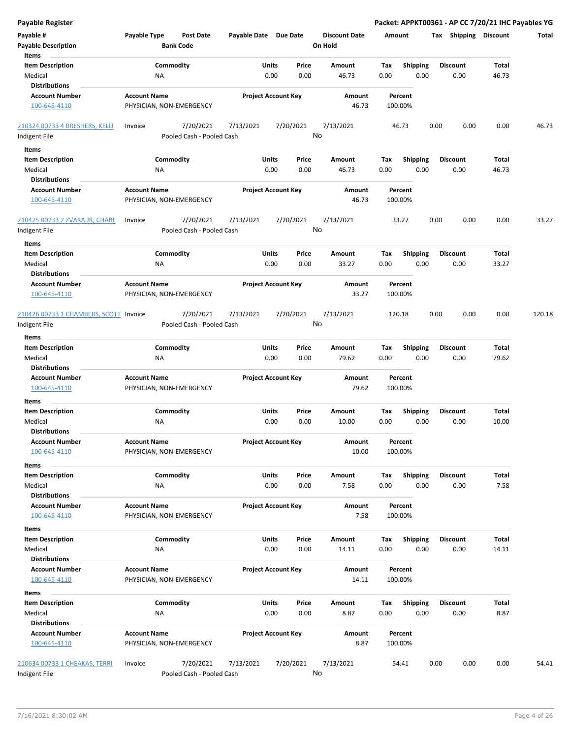**Payable Register** — **Packet: APPKT00361 - AP CC 7/20/21 IHC Payables YG**

| Payable # / Payable Description | Payable Type | Post Date / Bank Code | Payable Date | Due Date | Discount Date / On Hold | Amount | Tax | Shipping | Discount | Total |
|---|---|---|---|---|---|---|---|---|---|---|

Items

| Item Description | Commodity | Units | Price | Amount | Tax | Shipping | Discount | Total |
|---|---|---|---|---|---|---|---|---|
| Medical | NA | 0.00 | 0.00 | 46.73 | 0.00 | 0.00 | 0.00 | 46.73 |

Distributions

| Account Number | Account Name | Project Account Key | Amount | Percent |
|---|---|---|---|---|
| 100-645-4110 | PHYSICIAN, NON-EMERGENCY | | 46.73 | 100.00% |

| Payable # | Payable Type | Post Date | Payable Date | Due Date | Discount Date | Amount | Tax | Shipping | Discount | Total |
|---|---|---|---|---|---|---|---|---|---|---|
| 210324 00733 4 BRESHERS, KELLI | Invoice | 7/20/2021 | 7/13/2021 | 7/20/2021 | 7/13/2021 | 46.73 | 0.00 | 0.00 | 0.00 | 46.73 |
| Indigent File | | Pooled Cash - Pooled Cash | | | No | | | | | |

Items

| Item Description | Commodity | Units | Price | Amount | Tax | Shipping | Discount | Total |
|---|---|---|---|---|---|---|---|---|
| Medical | NA | 0.00 | 0.00 | 46.73 | 0.00 | 0.00 | 0.00 | 46.73 |

Distributions

| Account Number | Account Name | Project Account Key | Amount | Percent |
|---|---|---|---|---|
| 100-645-4110 | PHYSICIAN, NON-EMERGENCY | | 46.73 | 100.00% |

| Payable # | Payable Type | Post Date | Payable Date | Due Date | Discount Date | Amount | Tax | Shipping | Discount | Total |
|---|---|---|---|---|---|---|---|---|---|---|
| 210425 00733 2 ZVARA JR, CHARL | Invoice | 7/20/2021 | 7/13/2021 | 7/20/2021 | 7/13/2021 | 33.27 | 0.00 | 0.00 | 0.00 | 33.27 |
| Indigent File | | Pooled Cash - Pooled Cash | | | No | | | | | |

Items

| Item Description | Commodity | Units | Price | Amount | Tax | Shipping | Discount | Total |
|---|---|---|---|---|---|---|---|---|
| Medical | NA | 0.00 | 0.00 | 33.27 | 0.00 | 0.00 | 0.00 | 33.27 |

Distributions

| Account Number | Account Name | Project Account Key | Amount | Percent |
|---|---|---|---|---|
| 100-645-4110 | PHYSICIAN, NON-EMERGENCY | | 33.27 | 100.00% |

| Payable # | Payable Type | Post Date | Payable Date | Due Date | Discount Date | Amount | Tax | Shipping | Discount | Total |
|---|---|---|---|---|---|---|---|---|---|---|
| 210426 00733 1 CHAMBERS, SCOTT | Invoice | 7/20/2021 | 7/13/2021 | 7/20/2021 | 7/13/2021 | 120.18 | 0.00 | 0.00 | 0.00 | 120.18 |
| Indigent File | | Pooled Cash - Pooled Cash | | | No | | | | | |

Items

| Item Description | Commodity | Units | Price | Amount | Tax | Shipping | Discount | Total |
|---|---|---|---|---|---|---|---|---|
| Medical | NA | 0.00 | 0.00 | 79.62 | 0.00 | 0.00 | 0.00 | 79.62 |

Distributions

| Account Number | Account Name | Project Account Key | Amount | Percent |
|---|---|---|---|---|
| 100-645-4110 | PHYSICIAN, NON-EMERGENCY | | 79.62 | 100.00% |

Items

| Item Description | Commodity | Units | Price | Amount | Tax | Shipping | Discount | Total |
|---|---|---|---|---|---|---|---|---|
| Medical | NA | 0.00 | 0.00 | 10.00 | 0.00 | 0.00 | 0.00 | 10.00 |

Distributions

| Account Number | Account Name | Project Account Key | Amount | Percent |
|---|---|---|---|---|
| 100-645-4110 | PHYSICIAN, NON-EMERGENCY | | 10.00 | 100.00% |

Items

| Item Description | Commodity | Units | Price | Amount | Tax | Shipping | Discount | Total |
|---|---|---|---|---|---|---|---|---|
| Medical | NA | 0.00 | 0.00 | 7.58 | 0.00 | 0.00 | 0.00 | 7.58 |

Distributions

| Account Number | Account Name | Project Account Key | Amount | Percent |
|---|---|---|---|---|
| 100-645-4110 | PHYSICIAN, NON-EMERGENCY | | 7.58 | 100.00% |

Items

| Item Description | Commodity | Units | Price | Amount | Tax | Shipping | Discount | Total |
|---|---|---|---|---|---|---|---|---|
| Medical | NA | 0.00 | 0.00 | 14.11 | 0.00 | 0.00 | 0.00 | 14.11 |

Distributions

| Account Number | Account Name | Project Account Key | Amount | Percent |
|---|---|---|---|---|
| 100-645-4110 | PHYSICIAN, NON-EMERGENCY | | 14.11 | 100.00% |

Items

| Item Description | Commodity | Units | Price | Amount | Tax | Shipping | Discount | Total |
|---|---|---|---|---|---|---|---|---|
| Medical | NA | 0.00 | 0.00 | 8.87 | 0.00 | 0.00 | 0.00 | 8.87 |

Distributions

| Account Number | Account Name | Project Account Key | Amount | Percent |
|---|---|---|---|---|
| 100-645-4110 | PHYSICIAN, NON-EMERGENCY | | 8.87 | 100.00% |

| Payable # | Payable Type | Post Date | Payable Date | Due Date | Discount Date | Amount | Tax | Shipping | Discount | Total |
|---|---|---|---|---|---|---|---|---|---|---|
| 210634 00733 1 CHEAKAS, TERRI | Invoice | 7/20/2021 | 7/13/2021 | 7/20/2021 | 7/13/2021 | 54.41 | 0.00 | 0.00 | 0.00 | 54.41 |
| Indigent File | | Pooled Cash - Pooled Cash | | | No | | | | | |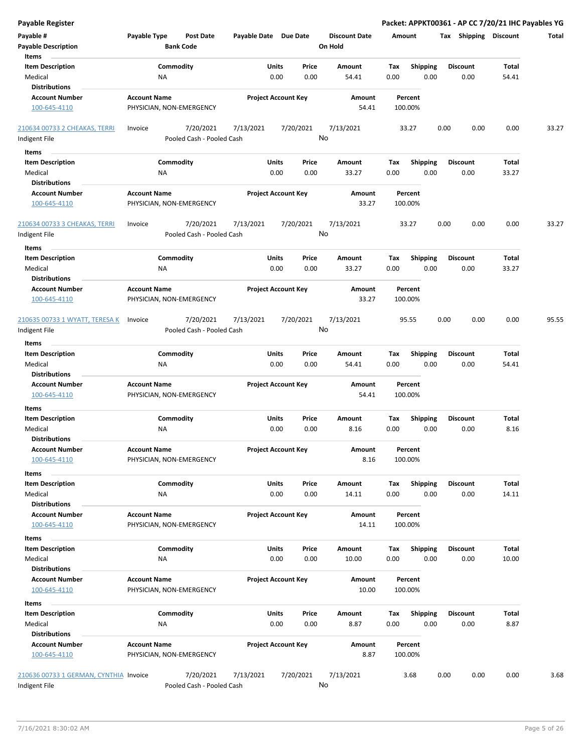**Payable Register** | **Packet: APPKT00361 - AP CC 7/20/21 IHC Payables YG**

| Payable # | Payable Type | Post Date | Payable Date | Due Date | Discount Date | Amount | Tax | Shipping | Discount | Total |
|---|---|---|---|---|---|---|---|---|---|---|
| **Payable Description** | | **Bank Code** | | | **On Hold** | | | | | |

**Items**

| Item Description | Commodity | Units | Price | Amount | Tax | Shipping | Discount | Total |
|---|---|---|---|---|---|---|---|---|
| Medical | NA | 0.00 | 0.00 | 54.41 | 0.00 | 0.00 | 0.00 | 54.41 |

**Distributions**

| Account Number | Account Name | Project Account Key | Amount | Percent |
|---|---|---|---|---|
| 100-645-4110 | PHYSICIAN, NON-EMERGENCY | | 54.41 | 100.00% |

| Payable # | Payable Type | Post Date | Payable Date | Due Date | Discount Date | Amount | Tax | Shipping | Discount | Total |
|---|---|---|---|---|---|---|---|---|---|---|
| 210634 00733 2 CHEAKAS, TERRI | Invoice | 7/20/2021 | 7/13/2021 | 7/20/2021 | 7/13/2021 | 33.27 | 0.00 | 0.00 | 0.00 | 33.27 |
| Indigent File | | Pooled Cash - Pooled Cash | | | No | | | | | |

**Items**

| Item Description | Commodity | Units | Price | Amount | Tax | Shipping | Discount | Total |
|---|---|---|---|---|---|---|---|---|
| Medical | NA | 0.00 | 0.00 | 33.27 | 0.00 | 0.00 | 0.00 | 33.27 |

**Distributions**

| Account Number | Account Name | Project Account Key | Amount | Percent |
|---|---|---|---|---|
| 100-645-4110 | PHYSICIAN, NON-EMERGENCY | | 33.27 | 100.00% |

| Payable # | Payable Type | Post Date | Payable Date | Due Date | Discount Date | Amount | Tax | Shipping | Discount | Total |
|---|---|---|---|---|---|---|---|---|---|---|
| 210634 00733 3 CHEAKAS, TERRI | Invoice | 7/20/2021 | 7/13/2021 | 7/20/2021 | 7/13/2021 | 33.27 | 0.00 | 0.00 | 0.00 | 33.27 |
| Indigent File | | Pooled Cash - Pooled Cash | | | No | | | | | |

**Items**

| Item Description | Commodity | Units | Price | Amount | Tax | Shipping | Discount | Total |
|---|---|---|---|---|---|---|---|---|
| Medical | NA | 0.00 | 0.00 | 33.27 | 0.00 | 0.00 | 0.00 | 33.27 |

**Distributions**

| Account Number | Account Name | Project Account Key | Amount | Percent |
|---|---|---|---|---|
| 100-645-4110 | PHYSICIAN, NON-EMERGENCY | | 33.27 | 100.00% |

| Payable # | Payable Type | Post Date | Payable Date | Due Date | Discount Date | Amount | Tax | Shipping | Discount | Total |
|---|---|---|---|---|---|---|---|---|---|---|
| 210635 00733 1 WYATT, TERESA K | Invoice | 7/20/2021 | 7/13/2021 | 7/20/2021 | 7/13/2021 | 95.55 | 0.00 | 0.00 | 0.00 | 95.55 |
| Indigent File | | Pooled Cash - Pooled Cash | | | No | | | | | |

**Items**

| Item Description | Commodity | Units | Price | Amount | Tax | Shipping | Discount | Total |
|---|---|---|---|---|---|---|---|---|
| Medical | NA | 0.00 | 0.00 | 54.41 | 0.00 | 0.00 | 0.00 | 54.41 |

**Distributions**

| Account Number | Account Name | Project Account Key | Amount | Percent |
|---|---|---|---|---|
| 100-645-4110 | PHYSICIAN, NON-EMERGENCY | | 54.41 | 100.00% |

**Items**

| Item Description | Commodity | Units | Price | Amount | Tax | Shipping | Discount | Total |
|---|---|---|---|---|---|---|---|---|
| Medical | NA | 0.00 | 0.00 | 8.16 | 0.00 | 0.00 | 0.00 | 8.16 |

**Distributions**

| Account Number | Account Name | Project Account Key | Amount | Percent |
|---|---|---|---|---|
| 100-645-4110 | PHYSICIAN, NON-EMERGENCY | | 8.16 | 100.00% |

**Items**

| Item Description | Commodity | Units | Price | Amount | Tax | Shipping | Discount | Total |
|---|---|---|---|---|---|---|---|---|
| Medical | NA | 0.00 | 0.00 | 14.11 | 0.00 | 0.00 | 0.00 | 14.11 |

**Distributions**

| Account Number | Account Name | Project Account Key | Amount | Percent |
|---|---|---|---|---|
| 100-645-4110 | PHYSICIAN, NON-EMERGENCY | | 14.11 | 100.00% |

**Items**

| Item Description | Commodity | Units | Price | Amount | Tax | Shipping | Discount | Total |
|---|---|---|---|---|---|---|---|---|
| Medical | NA | 0.00 | 0.00 | 10.00 | 0.00 | 0.00 | 0.00 | 10.00 |

**Distributions**

| Account Number | Account Name | Project Account Key | Amount | Percent |
|---|---|---|---|---|
| 100-645-4110 | PHYSICIAN, NON-EMERGENCY | | 10.00 | 100.00% |

**Items**

| Item Description | Commodity | Units | Price | Amount | Tax | Shipping | Discount | Total |
|---|---|---|---|---|---|---|---|---|
| Medical | NA | 0.00 | 0.00 | 8.87 | 0.00 | 0.00 | 0.00 | 8.87 |

**Distributions**

| Account Number | Account Name | Project Account Key | Amount | Percent |
|---|---|---|---|---|
| 100-645-4110 | PHYSICIAN, NON-EMERGENCY | | 8.87 | 100.00% |

| Payable # | Payable Type | Post Date | Payable Date | Due Date | Discount Date | Amount | Tax | Shipping | Discount | Total |
|---|---|---|---|---|---|---|---|---|---|---|
| 210636 00733 1 GERMAN, CYNTHIA | Invoice | 7/20/2021 | 7/13/2021 | 7/20/2021 | 7/13/2021 | 3.68 | 0.00 | 0.00 | 0.00 | 3.68 |
| Indigent File | | Pooled Cash - Pooled Cash | | | No | | | | | |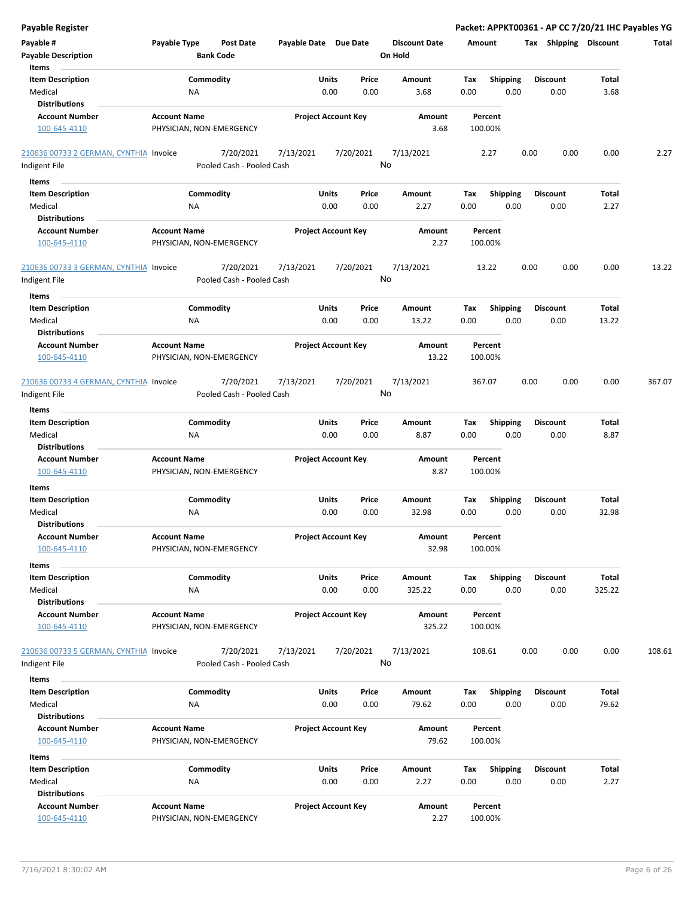**Payable Register** **Packet: APPKT00361 - AP CC 7/20/21 IHC Payables YG**

| Payable # | Payable Type | Post Date | Payable Date | Due Date | Discount Date | Amount | Tax | Shipping | Discount | Total |
|---|---|---|---|---|---|---|---|---|---|---|
| Payable Description | | Bank Code | | | On Hold | | | | | |

**Items**

| Item Description | Commodity | Units | Price | Amount | Tax | Shipping | Discount | Total |
|---|---|---|---|---|---|---|---|---|
| Medical | NA | 0.00 | 0.00 | 3.68 | 0.00 | 0.00 | 0.00 | 3.68 |

**Distributions**

| Account Number | Account Name | Project Account Key | Amount | Percent |
|---|---|---|---|---|
| 100-645-4110 | PHYSICIAN, NON-EMERGENCY | | 3.68 | 100.00% |

| Payable # | Payable Type | Post Date | Payable Date | Due Date | Discount Date | Amount | Tax | Shipping | Discount | Total |
|---|---|---|---|---|---|---|---|---|---|---|
| 210636 00733 2 GERMAN, CYNTHIA | Invoice | 7/20/2021 | 7/13/2021 | 7/20/2021 | 7/13/2021 | 2.27 | 0.00 | 0.00 | 0.00 | 2.27 |
| Indigent File | | Pooled Cash - Pooled Cash | | | No | | | | | |

**Items**

| Item Description | Commodity | Units | Price | Amount | Tax | Shipping | Discount | Total |
|---|---|---|---|---|---|---|---|---|
| Medical | NA | 0.00 | 0.00 | 2.27 | 0.00 | 0.00 | 0.00 | 2.27 |

**Distributions**

| Account Number | Account Name | Project Account Key | Amount | Percent |
|---|---|---|---|---|
| 100-645-4110 | PHYSICIAN, NON-EMERGENCY | | 2.27 | 100.00% |

| Payable # | Payable Type | Post Date | Payable Date | Due Date | Discount Date | Amount | Tax | Shipping | Discount | Total |
|---|---|---|---|---|---|---|---|---|---|---|
| 210636 00733 3 GERMAN, CYNTHIA | Invoice | 7/20/2021 | 7/13/2021 | 7/20/2021 | 7/13/2021 | 13.22 | 0.00 | 0.00 | 0.00 | 13.22 |
| Indigent File | | Pooled Cash - Pooled Cash | | | No | | | | | |

**Items**

| Item Description | Commodity | Units | Price | Amount | Tax | Shipping | Discount | Total |
|---|---|---|---|---|---|---|---|---|
| Medical | NA | 0.00 | 0.00 | 13.22 | 0.00 | 0.00 | 0.00 | 13.22 |

**Distributions**

| Account Number | Account Name | Project Account Key | Amount | Percent |
|---|---|---|---|---|
| 100-645-4110 | PHYSICIAN, NON-EMERGENCY | | 13.22 | 100.00% |

| Payable # | Payable Type | Post Date | Payable Date | Due Date | Discount Date | Amount | Tax | Shipping | Discount | Total |
|---|---|---|---|---|---|---|---|---|---|---|
| 210636 00733 4 GERMAN, CYNTHIA | Invoice | 7/20/2021 | 7/13/2021 | 7/20/2021 | 7/13/2021 | 367.07 | 0.00 | 0.00 | 0.00 | 367.07 |
| Indigent File | | Pooled Cash - Pooled Cash | | | No | | | | | |

**Items**

| Item Description | Commodity | Units | Price | Amount | Tax | Shipping | Discount | Total |
|---|---|---|---|---|---|---|---|---|
| Medical | NA | 0.00 | 0.00 | 8.87 | 0.00 | 0.00 | 0.00 | 8.87 |

**Distributions**

| Account Number | Account Name | Project Account Key | Amount | Percent |
|---|---|---|---|---|
| 100-645-4110 | PHYSICIAN, NON-EMERGENCY | | 8.87 | 100.00% |

**Items**

| Item Description | Commodity | Units | Price | Amount | Tax | Shipping | Discount | Total |
|---|---|---|---|---|---|---|---|---|
| Medical | NA | 0.00 | 0.00 | 32.98 | 0.00 | 0.00 | 0.00 | 32.98 |

**Distributions**

| Account Number | Account Name | Project Account Key | Amount | Percent |
|---|---|---|---|---|
| 100-645-4110 | PHYSICIAN, NON-EMERGENCY | | 32.98 | 100.00% |

**Items**

| Item Description | Commodity | Units | Price | Amount | Tax | Shipping | Discount | Total |
|---|---|---|---|---|---|---|---|---|
| Medical | NA | 0.00 | 0.00 | 325.22 | 0.00 | 0.00 | 0.00 | 325.22 |

**Distributions**

| Account Number | Account Name | Project Account Key | Amount | Percent |
|---|---|---|---|---|
| 100-645-4110 | PHYSICIAN, NON-EMERGENCY | | 325.22 | 100.00% |

| Payable # | Payable Type | Post Date | Payable Date | Due Date | Discount Date | Amount | Tax | Shipping | Discount | Total |
|---|---|---|---|---|---|---|---|---|---|---|
| 210636 00733 5 GERMAN, CYNTHIA | Invoice | 7/20/2021 | 7/13/2021 | 7/20/2021 | 7/13/2021 | 108.61 | 0.00 | 0.00 | 0.00 | 108.61 |
| Indigent File | | Pooled Cash - Pooled Cash | | | No | | | | | |

**Items**

| Item Description | Commodity | Units | Price | Amount | Tax | Shipping | Discount | Total |
|---|---|---|---|---|---|---|---|---|
| Medical | NA | 0.00 | 0.00 | 79.62 | 0.00 | 0.00 | 0.00 | 79.62 |

**Distributions**

| Account Number | Account Name | Project Account Key | Amount | Percent |
|---|---|---|---|---|
| 100-645-4110 | PHYSICIAN, NON-EMERGENCY | | 79.62 | 100.00% |

**Items**

| Item Description | Commodity | Units | Price | Amount | Tax | Shipping | Discount | Total |
|---|---|---|---|---|---|---|---|---|
| Medical | NA | 0.00 | 0.00 | 2.27 | 0.00 | 0.00 | 0.00 | 2.27 |

**Distributions**

| Account Number | Account Name | Project Account Key | Amount | Percent |
|---|---|---|---|---|
| 100-645-4110 | PHYSICIAN, NON-EMERGENCY | | 2.27 | 100.00% |

7/16/2021 8:30:02 AM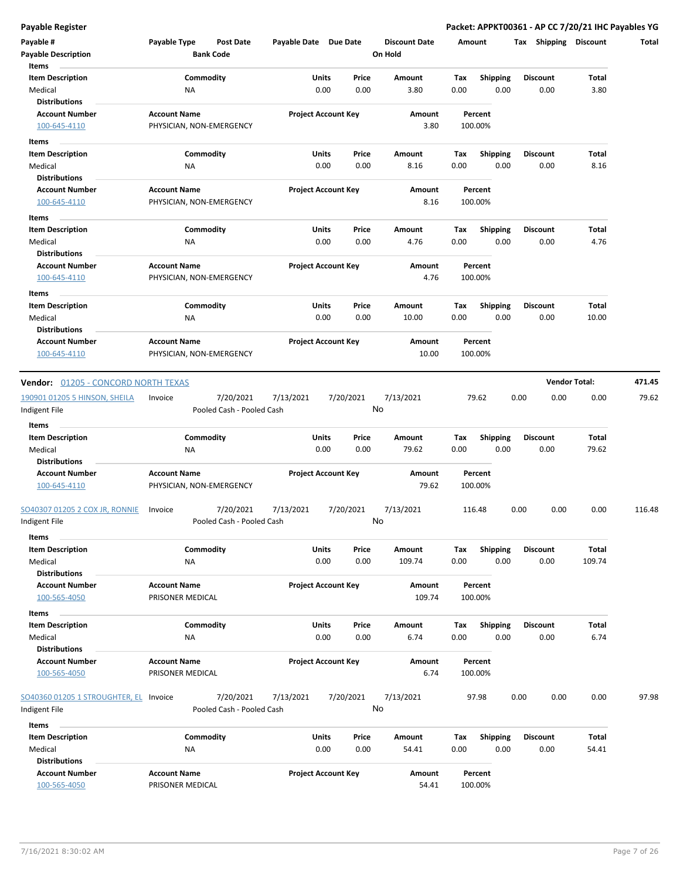**Payable Register** — **Packet: APPKT00361 - AP CC 7/20/21 IHC Payables YG**

| Payable # | Payable Type | Post Date | Payable Date | Due Date | Discount Date | Amount | Tax | Shipping | Discount | Total |
|---|---|---|---|---|---|---|---|---|---|---|
| Payable Description | | Bank Code | | | On Hold | | | | | |

**Items**

| Item Description | Commodity | Units | Price | Amount | Tax | Shipping | Discount | Total |
|---|---|---|---|---|---|---|---|---|
| Medical | NA | 0.00 | 0.00 | 3.80 | 0.00 | 0.00 | 0.00 | 3.80 |

**Distributions**

| Account Number | Account Name | Project Account Key | Amount | Percent |
|---|---|---|---|---|
| 100-645-4110 | PHYSICIAN, NON-EMERGENCY | | 3.80 | 100.00% |

**Items**

| Item Description | Commodity | Units | Price | Amount | Tax | Shipping | Discount | Total |
|---|---|---|---|---|---|---|---|---|
| Medical | NA | 0.00 | 0.00 | 8.16 | 0.00 | 0.00 | 0.00 | 8.16 |

**Distributions**

| Account Number | Account Name | Project Account Key | Amount | Percent |
|---|---|---|---|---|
| 100-645-4110 | PHYSICIAN, NON-EMERGENCY | | 8.16 | 100.00% |

**Items**

| Item Description | Commodity | Units | Price | Amount | Tax | Shipping | Discount | Total |
|---|---|---|---|---|---|---|---|---|
| Medical | NA | 0.00 | 0.00 | 4.76 | 0.00 | 0.00 | 0.00 | 4.76 |

**Distributions**

| Account Number | Account Name | Project Account Key | Amount | Percent |
|---|---|---|---|---|
| 100-645-4110 | PHYSICIAN, NON-EMERGENCY | | 4.76 | 100.00% |

**Items**

| Item Description | Commodity | Units | Price | Amount | Tax | Shipping | Discount | Total |
|---|---|---|---|---|---|---|---|---|
| Medical | NA | 0.00 | 0.00 | 10.00 | 0.00 | 0.00 | 0.00 | 10.00 |

**Distributions**

| Account Number | Account Name | Project Account Key | Amount | Percent |
|---|---|---|---|---|
| 100-645-4110 | PHYSICIAN, NON-EMERGENCY | | 10.00 | 100.00% |

---

**Vendor:** 01205 - CONCORD NORTH TEXAS — **Vendor Total: 471.45**

| Payable # | Payable Type | Post Date | Payable Date | Due Date | Discount Date | Amount | Tax | Shipping | Discount | Total |
|---|---|---|---|---|---|---|---|---|---|---|
| 190901 01205 5 HINSON, SHEILA | Invoice | 7/20/2021 | 7/13/2021 | 7/20/2021 | 7/13/2021 | 79.62 | 0.00 | 0.00 | 0.00 | 79.62 |
| Indigent File | | Pooled Cash - Pooled Cash | | | No | | | | | |

**Items**

| Item Description | Commodity | Units | Price | Amount | Tax | Shipping | Discount | Total |
|---|---|---|---|---|---|---|---|---|
| Medical | NA | 0.00 | 0.00 | 79.62 | 0.00 | 0.00 | 0.00 | 79.62 |

**Distributions**

| Account Number | Account Name | Project Account Key | Amount | Percent |
|---|---|---|---|---|
| 100-645-4110 | PHYSICIAN, NON-EMERGENCY | | 79.62 | 100.00% |

| Payable # | Payable Type | Post Date | Payable Date | Due Date | Discount Date | Amount | Tax | Shipping | Discount | Total |
|---|---|---|---|---|---|---|---|---|---|---|
| SO40307 01205 2 COX JR, RONNIE | Invoice | 7/20/2021 | 7/13/2021 | 7/20/2021 | 7/13/2021 | 116.48 | 0.00 | 0.00 | 0.00 | 116.48 |
| Indigent File | | Pooled Cash - Pooled Cash | | | No | | | | | |

**Items**

| Item Description | Commodity | Units | Price | Amount | Tax | Shipping | Discount | Total |
|---|---|---|---|---|---|---|---|---|
| Medical | NA | 0.00 | 0.00 | 109.74 | 0.00 | 0.00 | 0.00 | 109.74 |

**Distributions**

| Account Number | Account Name | Project Account Key | Amount | Percent |
|---|---|---|---|---|
| 100-565-4050 | PRISONER MEDICAL | | 109.74 | 100.00% |

**Items**

| Item Description | Commodity | Units | Price | Amount | Tax | Shipping | Discount | Total |
|---|---|---|---|---|---|---|---|---|
| Medical | NA | 0.00 | 0.00 | 6.74 | 0.00 | 0.00 | 0.00 | 6.74 |

**Distributions**

| Account Number | Account Name | Project Account Key | Amount | Percent |
|---|---|---|---|---|
| 100-565-4050 | PRISONER MEDICAL | | 6.74 | 100.00% |

| Payable # | Payable Type | Post Date | Payable Date | Due Date | Discount Date | Amount | Tax | Shipping | Discount | Total |
|---|---|---|---|---|---|---|---|---|---|---|
| SO40360 01205 1 STROUGHTER, EL | Invoice | 7/20/2021 | 7/13/2021 | 7/20/2021 | 7/13/2021 | 97.98 | 0.00 | 0.00 | 0.00 | 97.98 |
| Indigent File | | Pooled Cash - Pooled Cash | | | No | | | | | |

**Items**

| Item Description | Commodity | Units | Price | Amount | Tax | Shipping | Discount | Total |
|---|---|---|---|---|---|---|---|---|
| Medical | NA | 0.00 | 0.00 | 54.41 | 0.00 | 0.00 | 0.00 | 54.41 |

**Distributions**

| Account Number | Account Name | Project Account Key | Amount | Percent |
|---|---|---|---|---|
| 100-565-4050 | PRISONER MEDICAL | | 54.41 | 100.00% |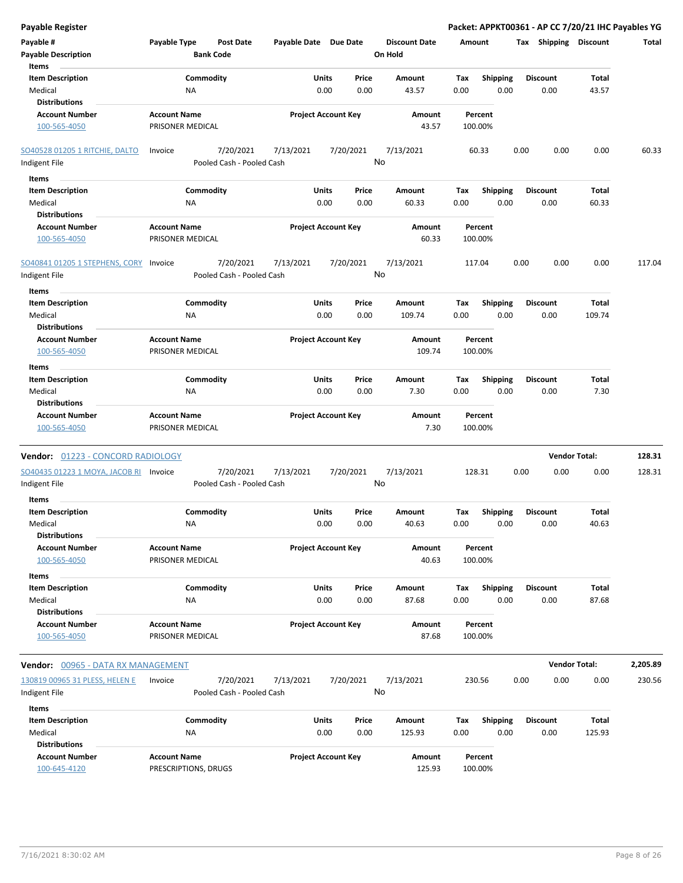**Payable Register** — **Packet: APPKT00361 - AP CC 7/20/21 IHC Payables YG**

| Payable # | Payable Type | Post Date | Payable Date | Due Date | Discount Date | Amount | Tax | Shipping | Discount | Total |
|---|---|---|---|---|---|---|---|---|---|---|
| Payable Description | | Bank Code | | | On Hold | | | | | |

**Items**

| Item Description | Commodity | Units | Price | Amount | Tax | Shipping | Discount | Total |
|---|---|---|---|---|---|---|---|---|
| Medical | NA | 0.00 | 0.00 | 43.57 | 0.00 | 0.00 | 0.00 | 43.57 |

**Distributions**

| Account Number | Account Name | Project Account Key | Amount | Percent |
|---|---|---|---|---|
| 100-565-4050 | PRISONER MEDICAL | | 43.57 | 100.00% |

| Payable # | Payable Type | Post Date | Payable Date | Due Date | Discount Date | Amount | Tax | Shipping | Discount | Total |
|---|---|---|---|---|---|---|---|---|---|---|
| SO40528 01205 1 RITCHIE, DALTO | Invoice | 7/20/2021 | 7/13/2021 | 7/20/2021 | 7/13/2021 | 60.33 | 0.00 | 0.00 | 0.00 | 60.33 |
| Indigent File | | Pooled Cash - Pooled Cash | | | No | | | | | |

**Items**

| Item Description | Commodity | Units | Price | Amount | Tax | Shipping | Discount | Total |
|---|---|---|---|---|---|---|---|---|
| Medical | NA | 0.00 | 0.00 | 60.33 | 0.00 | 0.00 | 0.00 | 60.33 |

**Distributions**

| Account Number | Account Name | Project Account Key | Amount | Percent |
|---|---|---|---|---|
| 100-565-4050 | PRISONER MEDICAL | | 60.33 | 100.00% |

| Payable # | Payable Type | Post Date | Payable Date | Due Date | Discount Date | Amount | Tax | Shipping | Discount | Total |
|---|---|---|---|---|---|---|---|---|---|---|
| SO40841 01205 1 STEPHENS, CORY | Invoice | 7/20/2021 | 7/13/2021 | 7/20/2021 | 7/13/2021 | 117.04 | 0.00 | 0.00 | 0.00 | 117.04 |
| Indigent File | | Pooled Cash - Pooled Cash | | | No | | | | | |

**Items**

| Item Description | Commodity | Units | Price | Amount | Tax | Shipping | Discount | Total |
|---|---|---|---|---|---|---|---|---|
| Medical | NA | 0.00 | 0.00 | 109.74 | 0.00 | 0.00 | 0.00 | 109.74 |

**Distributions**

| Account Number | Account Name | Project Account Key | Amount | Percent |
|---|---|---|---|---|
| 100-565-4050 | PRISONER MEDICAL | | 109.74 | 100.00% |

**Items**

| Item Description | Commodity | Units | Price | Amount | Tax | Shipping | Discount | Total |
|---|---|---|---|---|---|---|---|---|
| Medical | NA | 0.00 | 0.00 | 7.30 | 0.00 | 0.00 | 0.00 | 7.30 |

**Distributions**

| Account Number | Account Name | Project Account Key | Amount | Percent |
|---|---|---|---|---|
| 100-565-4050 | PRISONER MEDICAL | | 7.30 | 100.00% |

**Vendor:** 01223 - CONCORD RADIOLOGY — **Vendor Total: 128.31**

| Payable # | Payable Type | Post Date | Payable Date | Due Date | Discount Date | Amount | Tax | Shipping | Discount | Total |
|---|---|---|---|---|---|---|---|---|---|---|
| SO40435 01223 1 MOYA, JACOB RI | Invoice | 7/20/2021 | 7/13/2021 | 7/20/2021 | 7/13/2021 | 128.31 | 0.00 | 0.00 | 0.00 | 128.31 |
| Indigent File | | Pooled Cash - Pooled Cash | | | No | | | | | |

**Items**

| Item Description | Commodity | Units | Price | Amount | Tax | Shipping | Discount | Total |
|---|---|---|---|---|---|---|---|---|
| Medical | NA | 0.00 | 0.00 | 40.63 | 0.00 | 0.00 | 0.00 | 40.63 |

**Distributions**

| Account Number | Account Name | Project Account Key | Amount | Percent |
|---|---|---|---|---|
| 100-565-4050 | PRISONER MEDICAL | | 40.63 | 100.00% |

**Items**

| Item Description | Commodity | Units | Price | Amount | Tax | Shipping | Discount | Total |
|---|---|---|---|---|---|---|---|---|
| Medical | NA | 0.00 | 0.00 | 87.68 | 0.00 | 0.00 | 0.00 | 87.68 |

**Distributions**

| Account Number | Account Name | Project Account Key | Amount | Percent |
|---|---|---|---|---|
| 100-565-4050 | PRISONER MEDICAL | | 87.68 | 100.00% |

**Vendor:** 00965 - DATA RX MANAGEMENT — **Vendor Total: 2,205.89**

| Payable # | Payable Type | Post Date | Payable Date | Due Date | Discount Date | Amount | Tax | Shipping | Discount | Total |
|---|---|---|---|---|---|---|---|---|---|---|
| 130819 00965 31 PLESS, HELEN E | Invoice | 7/20/2021 | 7/13/2021 | 7/20/2021 | 7/13/2021 | 230.56 | 0.00 | 0.00 | 0.00 | 230.56 |
| Indigent File | | Pooled Cash - Pooled Cash | | | No | | | | | |

**Items**

| Item Description | Commodity | Units | Price | Amount | Tax | Shipping | Discount | Total |
|---|---|---|---|---|---|---|---|---|
| Medical | NA | 0.00 | 0.00 | 125.93 | 0.00 | 0.00 | 0.00 | 125.93 |

**Distributions**

| Account Number | Account Name | Project Account Key | Amount | Percent |
|---|---|---|---|---|
| 100-645-4120 | PRESCRIPTIONS, DRUGS | | 125.93 | 100.00% |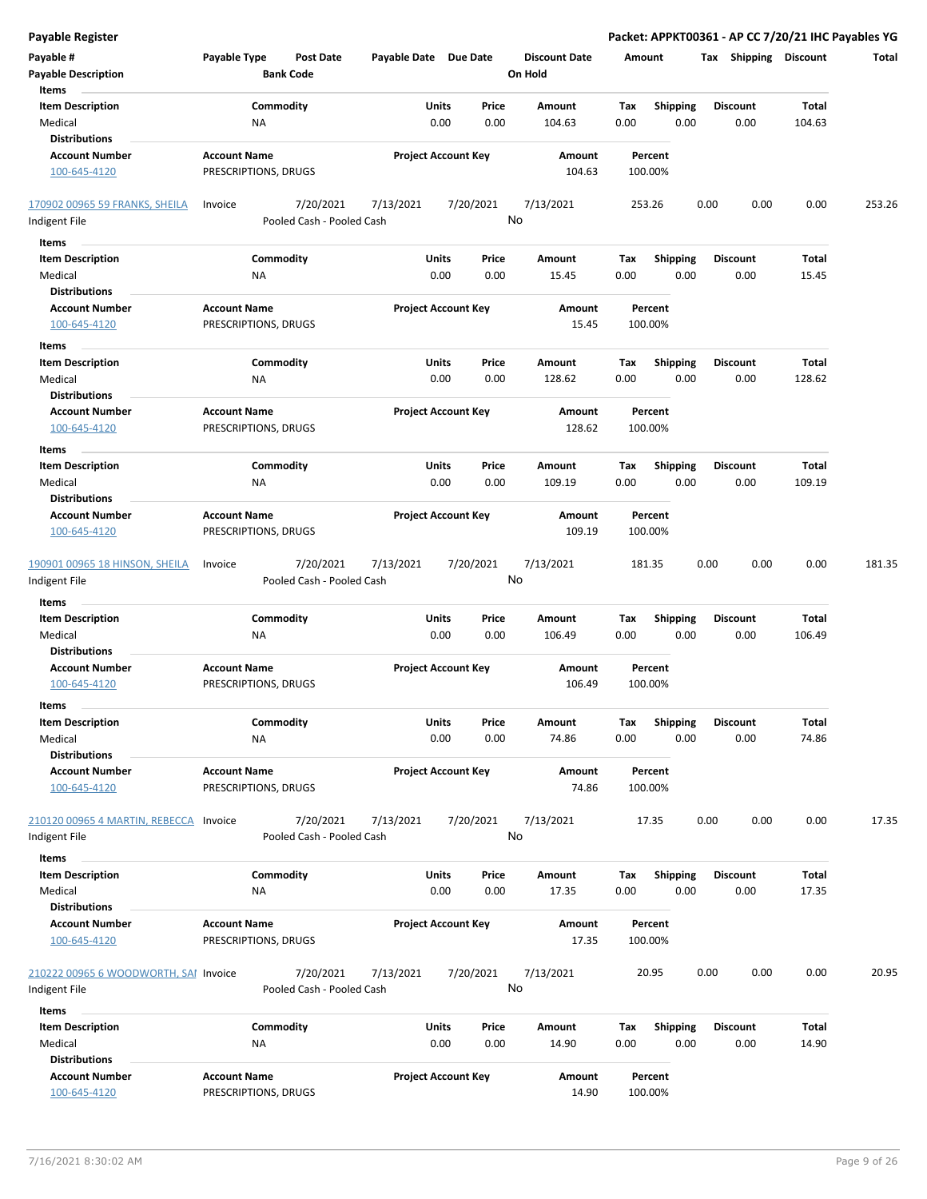| Payable # | Payable Type | Post Date | Payable Date | Due Date | Discount Date | Amount | Tax | Shipping | Discount | Total |
|---|---|---|---|---|---|---|---|---|---|---|
| **Payable Description** | | **Bank Code** | | | **On Hold** | | | | | |

**Items**

| Item Description | Commodity | Units | Price | Amount | Tax | Shipping | Discount | Total |
|---|---|---|---|---|---|---|---|---|
| Medical | NA | 0.00 | 0.00 | 104.63 | 0.00 | 0.00 | 0.00 | 104.63 |

**Distributions**

| Account Number | Account Name | Project Account Key | Amount | Percent |
|---|---|---|---|---|
| 100-645-4120 | PRESCRIPTIONS, DRUGS | | 104.63 | 100.00% |

| Payable # | Payable Type | Post Date | Payable Date | Due Date | Discount Date | Amount | Tax | Shipping | Discount | Total |
|---|---|---|---|---|---|---|---|---|---|---|
| 170902 00965 59 FRANKS, SHEILA | Invoice | 7/20/2021 | 7/13/2021 | 7/20/2021 | 7/13/2021 | 253.26 | 0.00 | 0.00 | 0.00 | 253.26 |
| Indigent File | | Pooled Cash - Pooled Cash | | | No | | | | | |

**Items**

| Item Description | Commodity | Units | Price | Amount | Tax | Shipping | Discount | Total |
|---|---|---|---|---|---|---|---|---|
| Medical | NA | 0.00 | 0.00 | 15.45 | 0.00 | 0.00 | 0.00 | 15.45 |

**Distributions**

| Account Number | Account Name | Project Account Key | Amount | Percent |
|---|---|---|---|---|
| 100-645-4120 | PRESCRIPTIONS, DRUGS | | 15.45 | 100.00% |

**Items**

| Item Description | Commodity | Units | Price | Amount | Tax | Shipping | Discount | Total |
|---|---|---|---|---|---|---|---|---|
| Medical | NA | 0.00 | 0.00 | 128.62 | 0.00 | 0.00 | 0.00 | 128.62 |

**Distributions**

| Account Number | Account Name | Project Account Key | Amount | Percent |
|---|---|---|---|---|
| 100-645-4120 | PRESCRIPTIONS, DRUGS | | 128.62 | 100.00% |

**Items**

| Item Description | Commodity | Units | Price | Amount | Tax | Shipping | Discount | Total |
|---|---|---|---|---|---|---|---|---|
| Medical | NA | 0.00 | 0.00 | 109.19 | 0.00 | 0.00 | 0.00 | 109.19 |

**Distributions**

| Account Number | Account Name | Project Account Key | Amount | Percent |
|---|---|---|---|---|
| 100-645-4120 | PRESCRIPTIONS, DRUGS | | 109.19 | 100.00% |

| Payable # | Payable Type | Post Date | Payable Date | Due Date | Discount Date | Amount | Tax | Shipping | Discount | Total |
|---|---|---|---|---|---|---|---|---|---|---|
| 190901 00965 18 HINSON, SHEILA | Invoice | 7/20/2021 | 7/13/2021 | 7/20/2021 | 7/13/2021 | 181.35 | 0.00 | 0.00 | 0.00 | 181.35 |
| Indigent File | | Pooled Cash - Pooled Cash | | | No | | | | | |

**Items**

| Item Description | Commodity | Units | Price | Amount | Tax | Shipping | Discount | Total |
|---|---|---|---|---|---|---|---|---|
| Medical | NA | 0.00 | 0.00 | 106.49 | 0.00 | 0.00 | 0.00 | 106.49 |

**Distributions**

| Account Number | Account Name | Project Account Key | Amount | Percent |
|---|---|---|---|---|
| 100-645-4120 | PRESCRIPTIONS, DRUGS | | 106.49 | 100.00% |

**Items**

| Item Description | Commodity | Units | Price | Amount | Tax | Shipping | Discount | Total |
|---|---|---|---|---|---|---|---|---|
| Medical | NA | 0.00 | 0.00 | 74.86 | 0.00 | 0.00 | 0.00 | 74.86 |

**Distributions**

| Account Number | Account Name | Project Account Key | Amount | Percent |
|---|---|---|---|---|
| 100-645-4120 | PRESCRIPTIONS, DRUGS | | 74.86 | 100.00% |

| Payable # | Payable Type | Post Date | Payable Date | Due Date | Discount Date | Amount | Tax | Shipping | Discount | Total |
|---|---|---|---|---|---|---|---|---|---|---|
| 210120 00965 4 MARTIN, REBECCA | Invoice | 7/20/2021 | 7/13/2021 | 7/20/2021 | 7/13/2021 | 17.35 | 0.00 | 0.00 | 0.00 | 17.35 |
| Indigent File | | Pooled Cash - Pooled Cash | | | No | | | | | |

**Items**

| Item Description | Commodity | Units | Price | Amount | Tax | Shipping | Discount | Total |
|---|---|---|---|---|---|---|---|---|
| Medical | NA | 0.00 | 0.00 | 17.35 | 0.00 | 0.00 | 0.00 | 17.35 |

**Distributions**

| Account Number | Account Name | Project Account Key | Amount | Percent |
|---|---|---|---|---|
| 100-645-4120 | PRESCRIPTIONS, DRUGS | | 17.35 | 100.00% |

| Payable # | Payable Type | Post Date | Payable Date | Due Date | Discount Date | Amount | Tax | Shipping | Discount | Total |
|---|---|---|---|---|---|---|---|---|---|---|
| 210222 00965 6 WOODWORTH, SAI | Invoice | 7/20/2021 | 7/13/2021 | 7/20/2021 | 7/13/2021 | 20.95 | 0.00 | 0.00 | 0.00 | 20.95 |
| Indigent File | | Pooled Cash - Pooled Cash | | | No | | | | | |

**Items**

| Item Description | Commodity | Units | Price | Amount | Tax | Shipping | Discount | Total |
|---|---|---|---|---|---|---|---|---|
| Medical | NA | 0.00 | 0.00 | 14.90 | 0.00 | 0.00 | 0.00 | 14.90 |

**Distributions**

| Account Number | Account Name | Project Account Key | Amount | Percent |
|---|---|---|---|---|
| 100-645-4120 | PRESCRIPTIONS, DRUGS | | 14.90 | 100.00% |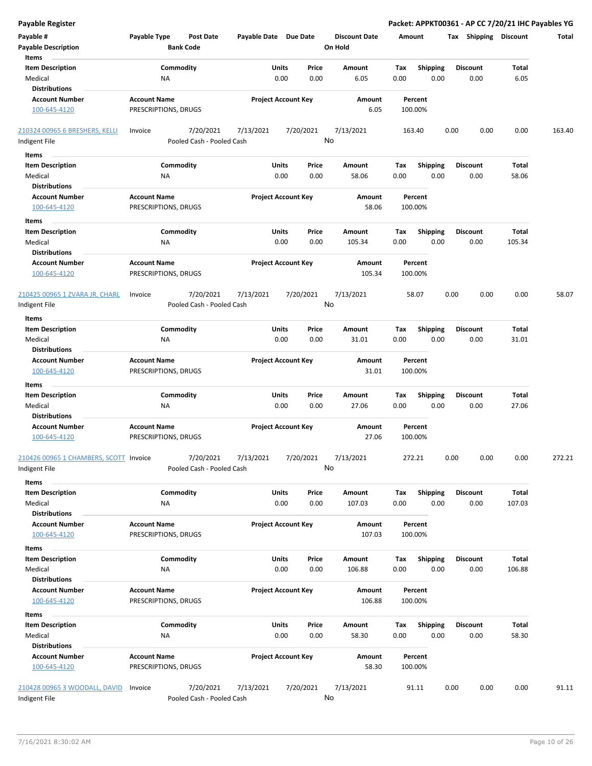**Payable Register**

**Packet: APPKT00361 - AP CC 7/20/21 IHC Payables YG**

| Payable # / Payable Description | Payable Type | Post Date / Bank Code | Payable Date | Due Date | Discount Date / On Hold | Amount | Tax | Shipping | Discount | Total |
|---|---|---|---|---|---|---|---|---|---|---|

**Items**

| Item Description | Commodity | Units | Price | Amount | Tax | Shipping | Discount | Total |
|---|---|---|---|---|---|---|---|---|
| Medical | NA | 0.00 | 0.00 | 6.05 | 0.00 | 0.00 | 0.00 | 6.05 |

**Distributions**

| Account Number | Account Name | Project Account Key | Amount | Percent |
|---|---|---|---|---|
| 100-645-4120 | PRESCRIPTIONS, DRUGS | | 6.05 | 100.00% |

| Payable # | Payable Type | Post Date | Payable Date | Due Date | Discount Date | Amount | Tax | Shipping | Discount | Total |
|---|---|---|---|---|---|---|---|---|---|---|
| 210324 00965 6 BRESHERS, KELLI | Invoice | 7/20/2021 | 7/13/2021 | 7/20/2021 | 7/13/2021 | 163.40 | 0.00 | 0.00 | 0.00 | 163.40 |
| Indigent File | | Pooled Cash - Pooled Cash | | | No | | | | | |

**Items**

| Item Description | Commodity | Units | Price | Amount | Tax | Shipping | Discount | Total |
|---|---|---|---|---|---|---|---|---|
| Medical | NA | 0.00 | 0.00 | 58.06 | 0.00 | 0.00 | 0.00 | 58.06 |

**Distributions**

| Account Number | Account Name | Project Account Key | Amount | Percent |
|---|---|---|---|---|
| 100-645-4120 | PRESCRIPTIONS, DRUGS | | 58.06 | 100.00% |

**Items**

| Item Description | Commodity | Units | Price | Amount | Tax | Shipping | Discount | Total |
|---|---|---|---|---|---|---|---|---|
| Medical | NA | 0.00 | 0.00 | 105.34 | 0.00 | 0.00 | 0.00 | 105.34 |

**Distributions**

| Account Number | Account Name | Project Account Key | Amount | Percent |
|---|---|---|---|---|
| 100-645-4120 | PRESCRIPTIONS, DRUGS | | 105.34 | 100.00% |

| Payable # | Payable Type | Post Date | Payable Date | Due Date | Discount Date | Amount | Tax | Shipping | Discount | Total |
|---|---|---|---|---|---|---|---|---|---|---|
| 210425 00965 1 ZVARA JR, CHARL | Invoice | 7/20/2021 | 7/13/2021 | 7/20/2021 | 7/13/2021 | 58.07 | 0.00 | 0.00 | 0.00 | 58.07 |
| Indigent File | | Pooled Cash - Pooled Cash | | | No | | | | | |

**Items**

| Item Description | Commodity | Units | Price | Amount | Tax | Shipping | Discount | Total |
|---|---|---|---|---|---|---|---|---|
| Medical | NA | 0.00 | 0.00 | 31.01 | 0.00 | 0.00 | 0.00 | 31.01 |

**Distributions**

| Account Number | Account Name | Project Account Key | Amount | Percent |
|---|---|---|---|---|
| 100-645-4120 | PRESCRIPTIONS, DRUGS | | 31.01 | 100.00% |

**Items**

| Item Description | Commodity | Units | Price | Amount | Tax | Shipping | Discount | Total |
|---|---|---|---|---|---|---|---|---|
| Medical | NA | 0.00 | 0.00 | 27.06 | 0.00 | 0.00 | 0.00 | 27.06 |

**Distributions**

| Account Number | Account Name | Project Account Key | Amount | Percent |
|---|---|---|---|---|
| 100-645-4120 | PRESCRIPTIONS, DRUGS | | 27.06 | 100.00% |

| Payable # | Payable Type | Post Date | Payable Date | Due Date | Discount Date | Amount | Tax | Shipping | Discount | Total |
|---|---|---|---|---|---|---|---|---|---|---|
| 210426 00965 1 CHAMBERS, SCOTT | Invoice | 7/20/2021 | 7/13/2021 | 7/20/2021 | 7/13/2021 | 272.21 | 0.00 | 0.00 | 0.00 | 272.21 |
| Indigent File | | Pooled Cash - Pooled Cash | | | No | | | | | |

**Items**

| Item Description | Commodity | Units | Price | Amount | Tax | Shipping | Discount | Total |
|---|---|---|---|---|---|---|---|---|
| Medical | NA | 0.00 | 0.00 | 107.03 | 0.00 | 0.00 | 0.00 | 107.03 |

**Distributions**

| Account Number | Account Name | Project Account Key | Amount | Percent |
|---|---|---|---|---|
| 100-645-4120 | PRESCRIPTIONS, DRUGS | | 107.03 | 100.00% |

**Items**

| Item Description | Commodity | Units | Price | Amount | Tax | Shipping | Discount | Total |
|---|---|---|---|---|---|---|---|---|
| Medical | NA | 0.00 | 0.00 | 106.88 | 0.00 | 0.00 | 0.00 | 106.88 |

**Distributions**

| Account Number | Account Name | Project Account Key | Amount | Percent |
|---|---|---|---|---|
| 100-645-4120 | PRESCRIPTIONS, DRUGS | | 106.88 | 100.00% |

**Items**

| Item Description | Commodity | Units | Price | Amount | Tax | Shipping | Discount | Total |
|---|---|---|---|---|---|---|---|---|
| Medical | NA | 0.00 | 0.00 | 58.30 | 0.00 | 0.00 | 0.00 | 58.30 |

**Distributions**

| Account Number | Account Name | Project Account Key | Amount | Percent |
|---|---|---|---|---|
| 100-645-4120 | PRESCRIPTIONS, DRUGS | | 58.30 | 100.00% |

| Payable # | Payable Type | Post Date | Payable Date | Due Date | Discount Date | Amount | Tax | Shipping | Discount | Total |
|---|---|---|---|---|---|---|---|---|---|---|
| 210428 00965 3 WOODALL, DAVID | Invoice | 7/20/2021 | 7/13/2021 | 7/20/2021 | 7/13/2021 | 91.11 | 0.00 | 0.00 | 0.00 | 91.11 |
| Indigent File | | Pooled Cash - Pooled Cash | | | No | | | | | |

7/16/2021 8:30:02 AM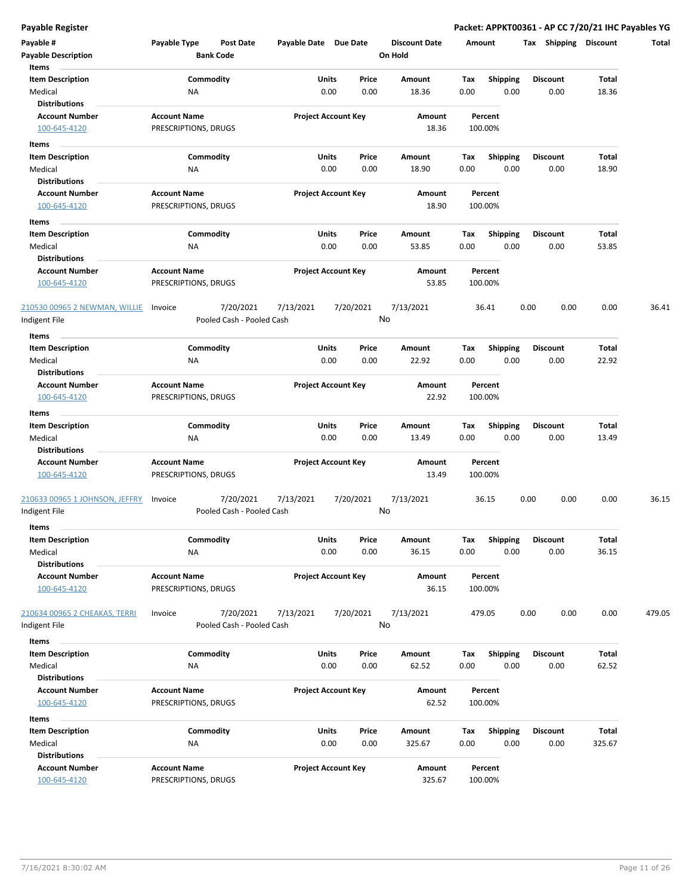**Payable Register** — **Packet: APPKT00361 - AP CC 7/20/21 IHC Payables YG**

| Payable # | Payable Type | Post Date | Payable Date | Due Date | Discount Date | Amount | Tax | Shipping | Discount | Total |
|---|---|---|---|---|---|---|---|---|---|---|
| **Payable Description** | | **Bank Code** | | | **On Hold** | | | | | |

**Items**

| Item Description | Commodity | Units | Price | Amount | Tax | Shipping | Discount | Total |
|---|---|---|---|---|---|---|---|---|
| Medical | NA | 0.00 | 0.00 | 18.36 | 0.00 | 0.00 | 0.00 | 18.36 |

**Distributions**

| Account Number | Account Name | Project Account Key | Amount | Percent |
|---|---|---|---|---|
| 100-645-4120 | PRESCRIPTIONS, DRUGS | | 18.36 | 100.00% |

**Items**

| Item Description | Commodity | Units | Price | Amount | Tax | Shipping | Discount | Total |
|---|---|---|---|---|---|---|---|---|
| Medical | NA | 0.00 | 0.00 | 18.90 | 0.00 | 0.00 | 0.00 | 18.90 |

**Distributions**

| Account Number | Account Name | Project Account Key | Amount | Percent |
|---|---|---|---|---|
| 100-645-4120 | PRESCRIPTIONS, DRUGS | | 18.90 | 100.00% |

**Items**

| Item Description | Commodity | Units | Price | Amount | Tax | Shipping | Discount | Total |
|---|---|---|---|---|---|---|---|---|
| Medical | NA | 0.00 | 0.00 | 53.85 | 0.00 | 0.00 | 0.00 | 53.85 |

**Distributions**

| Account Number | Account Name | Project Account Key | Amount | Percent |
|---|---|---|---|---|
| 100-645-4120 | PRESCRIPTIONS, DRUGS | | 53.85 | 100.00% |

| Payable # | Payable Type | Post Date | Payable Date | Due Date | Discount Date | Amount | Tax | Shipping | Discount | Total |
|---|---|---|---|---|---|---|---|---|---|---|
| 210530 00965 2 NEWMAN, WILLIE | Invoice | 7/20/2021 | 7/13/2021 | 7/20/2021 | 7/13/2021 | 36.41 | 0.00 | 0.00 | 0.00 | 36.41 |
| Indigent File | | Pooled Cash - Pooled Cash | | | No | | | | | |

**Items**

| Item Description | Commodity | Units | Price | Amount | Tax | Shipping | Discount | Total |
|---|---|---|---|---|---|---|---|---|
| Medical | NA | 0.00 | 0.00 | 22.92 | 0.00 | 0.00 | 0.00 | 22.92 |

**Distributions**

| Account Number | Account Name | Project Account Key | Amount | Percent |
|---|---|---|---|---|
| 100-645-4120 | PRESCRIPTIONS, DRUGS | | 22.92 | 100.00% |

**Items**

| Item Description | Commodity | Units | Price | Amount | Tax | Shipping | Discount | Total |
|---|---|---|---|---|---|---|---|---|
| Medical | NA | 0.00 | 0.00 | 13.49 | 0.00 | 0.00 | 0.00 | 13.49 |

**Distributions**

| Account Number | Account Name | Project Account Key | Amount | Percent |
|---|---|---|---|---|
| 100-645-4120 | PRESCRIPTIONS, DRUGS | | 13.49 | 100.00% |

| Payable # | Payable Type | Post Date | Payable Date | Due Date | Discount Date | Amount | Tax | Shipping | Discount | Total |
|---|---|---|---|---|---|---|---|---|---|---|
| 210633 00965 1 JOHNSON, JEFFRY | Invoice | 7/20/2021 | 7/13/2021 | 7/20/2021 | 7/13/2021 | 36.15 | 0.00 | 0.00 | 0.00 | 36.15 |
| Indigent File | | Pooled Cash - Pooled Cash | | | No | | | | | |

**Items**

| Item Description | Commodity | Units | Price | Amount | Tax | Shipping | Discount | Total |
|---|---|---|---|---|---|---|---|---|
| Medical | NA | 0.00 | 0.00 | 36.15 | 0.00 | 0.00 | 0.00 | 36.15 |

**Distributions**

| Account Number | Account Name | Project Account Key | Amount | Percent |
|---|---|---|---|---|
| 100-645-4120 | PRESCRIPTIONS, DRUGS | | 36.15 | 100.00% |

| Payable # | Payable Type | Post Date | Payable Date | Due Date | Discount Date | Amount | Tax | Shipping | Discount | Total |
|---|---|---|---|---|---|---|---|---|---|---|
| 210634 00965 2 CHEAKAS, TERRI | Invoice | 7/20/2021 | 7/13/2021 | 7/20/2021 | 7/13/2021 | 479.05 | 0.00 | 0.00 | 0.00 | 479.05 |
| Indigent File | | Pooled Cash - Pooled Cash | | | No | | | | | |

**Items**

| Item Description | Commodity | Units | Price | Amount | Tax | Shipping | Discount | Total |
|---|---|---|---|---|---|---|---|---|
| Medical | NA | 0.00 | 0.00 | 62.52 | 0.00 | 0.00 | 0.00 | 62.52 |

**Distributions**

| Account Number | Account Name | Project Account Key | Amount | Percent |
|---|---|---|---|---|
| 100-645-4120 | PRESCRIPTIONS, DRUGS | | 62.52 | 100.00% |

**Items**

| Item Description | Commodity | Units | Price | Amount | Tax | Shipping | Discount | Total |
|---|---|---|---|---|---|---|---|---|
| Medical | NA | 0.00 | 0.00 | 325.67 | 0.00 | 0.00 | 0.00 | 325.67 |

**Distributions**

| Account Number | Account Name | Project Account Key | Amount | Percent |
|---|---|---|---|---|
| 100-645-4120 | PRESCRIPTIONS, DRUGS | | 325.67 | 100.00% |

7/16/2021 8:30:02 AM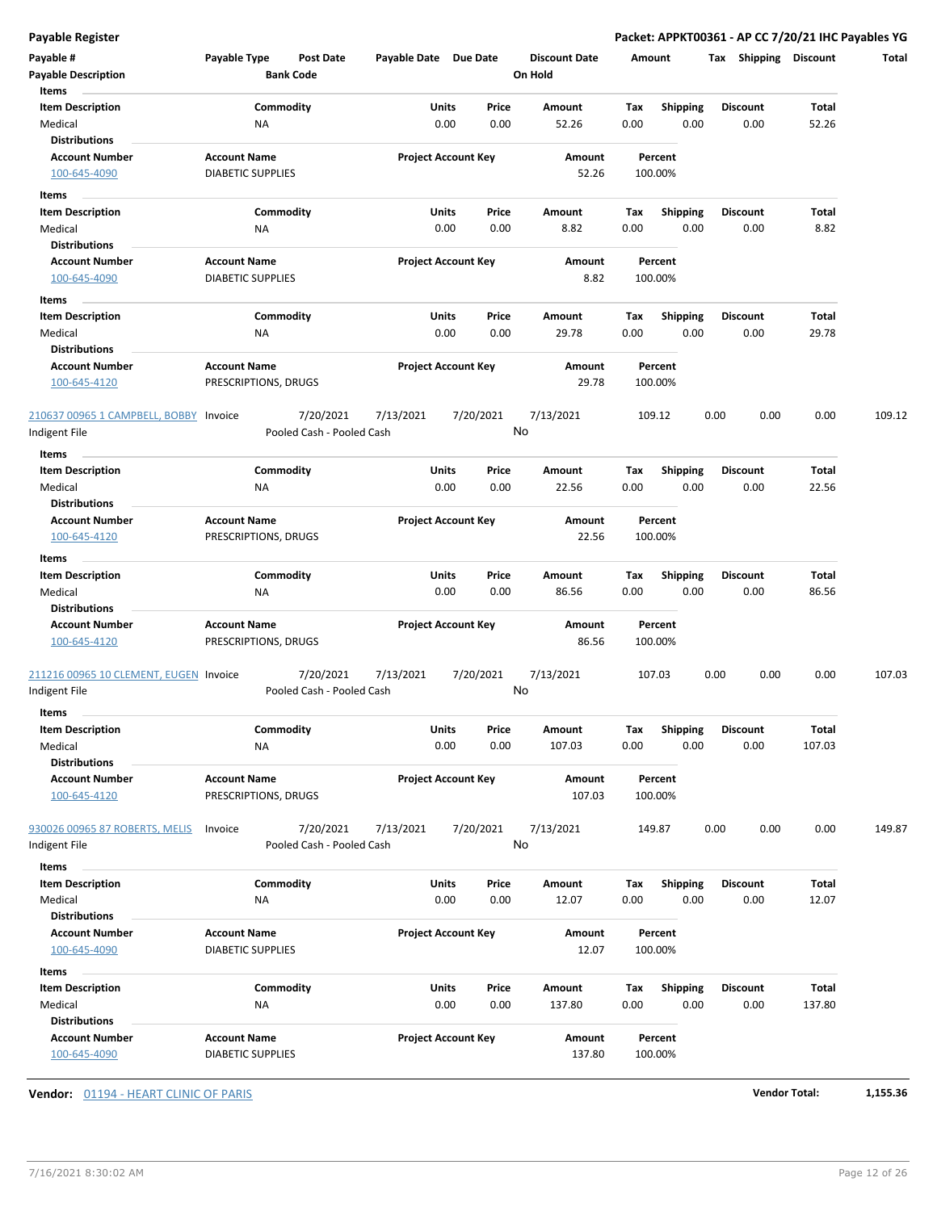**Payable Register** **Packet: APPKT00361 - AP CC 7/20/21 IHC Payables YG**

| Payable # | Payable Type | Post Date | Payable Date | Due Date | Discount Date | Amount | Tax | Shipping | Discount | Total |
|---|---|---|---|---|---|---|---|---|---|---|
| **Payable Description** | | **Bank Code** | | | **On Hold** | | | | | |

**Items**

| Item Description | Commodity | Units | Price | Amount | Tax | Shipping | Discount | Total |
|---|---|---|---|---|---|---|---|---|
| Medical | NA | 0.00 | 0.00 | 52.26 | 0.00 | 0.00 | 0.00 | 52.26 |

**Distributions**

| Account Number | Account Name | Project Account Key | Amount | Percent |
|---|---|---|---|---|
| 100-645-4090 | DIABETIC SUPPLIES | | 52.26 | 100.00% |

**Items**

| Item Description | Commodity | Units | Price | Amount | Tax | Shipping | Discount | Total |
|---|---|---|---|---|---|---|---|---|
| Medical | NA | 0.00 | 0.00 | 8.82 | 0.00 | 0.00 | 0.00 | 8.82 |

**Distributions**

| Account Number | Account Name | Project Account Key | Amount | Percent |
|---|---|---|---|---|
| 100-645-4090 | DIABETIC SUPPLIES | | 8.82 | 100.00% |

**Items**

| Item Description | Commodity | Units | Price | Amount | Tax | Shipping | Discount | Total |
|---|---|---|---|---|---|---|---|---|
| Medical | NA | 0.00 | 0.00 | 29.78 | 0.00 | 0.00 | 0.00 | 29.78 |

**Distributions**

| Account Number | Account Name | Project Account Key | Amount | Percent |
|---|---|---|---|---|
| 100-645-4120 | PRESCRIPTIONS, DRUGS | | 29.78 | 100.00% |

| Payable # | Payable Type | Post Date | Payable Date | Due Date | Discount Date | Amount | Tax | Shipping | Discount | Total |
|---|---|---|---|---|---|---|---|---|---|---|
| 210637 00965 1 CAMPBELL, BOBBY | Invoice | 7/20/2021 | 7/13/2021 | 7/20/2021 | 7/13/2021 | 109.12 | 0.00 | 0.00 | 0.00 | 109.12 |
| Indigent File | | Pooled Cash - Pooled Cash | | | No | | | | | |

**Items**

| Item Description | Commodity | Units | Price | Amount | Tax | Shipping | Discount | Total |
|---|---|---|---|---|---|---|---|---|
| Medical | NA | 0.00 | 0.00 | 22.56 | 0.00 | 0.00 | 0.00 | 22.56 |

**Distributions**

| Account Number | Account Name | Project Account Key | Amount | Percent |
|---|---|---|---|---|
| 100-645-4120 | PRESCRIPTIONS, DRUGS | | 22.56 | 100.00% |

**Items**

| Item Description | Commodity | Units | Price | Amount | Tax | Shipping | Discount | Total |
|---|---|---|---|---|---|---|---|---|
| Medical | NA | 0.00 | 0.00 | 86.56 | 0.00 | 0.00 | 0.00 | 86.56 |

**Distributions**

| Account Number | Account Name | Project Account Key | Amount | Percent |
|---|---|---|---|---|
| 100-645-4120 | PRESCRIPTIONS, DRUGS | | 86.56 | 100.00% |

| Payable # | Payable Type | Post Date | Payable Date | Due Date | Discount Date | Amount | Tax | Shipping | Discount | Total |
|---|---|---|---|---|---|---|---|---|---|---|
| 211216 00965 10 CLEMENT, EUGEN | Invoice | 7/20/2021 | 7/13/2021 | 7/20/2021 | 7/13/2021 | 107.03 | 0.00 | 0.00 | 0.00 | 107.03 |
| Indigent File | | Pooled Cash - Pooled Cash | | | No | | | | | |

**Items**

| Item Description | Commodity | Units | Price | Amount | Tax | Shipping | Discount | Total |
|---|---|---|---|---|---|---|---|---|
| Medical | NA | 0.00 | 0.00 | 107.03 | 0.00 | 0.00 | 0.00 | 107.03 |

**Distributions**

| Account Number | Account Name | Project Account Key | Amount | Percent |
|---|---|---|---|---|
| 100-645-4120 | PRESCRIPTIONS, DRUGS | | 107.03 | 100.00% |

| Payable # | Payable Type | Post Date | Payable Date | Due Date | Discount Date | Amount | Tax | Shipping | Discount | Total |
|---|---|---|---|---|---|---|---|---|---|---|
| 930026 00965 87 ROBERTS, MELIS | Invoice | 7/20/2021 | 7/13/2021 | 7/20/2021 | 7/13/2021 | 149.87 | 0.00 | 0.00 | 0.00 | 149.87 |
| Indigent File | | Pooled Cash - Pooled Cash | | | No | | | | | |

**Items**

| Item Description | Commodity | Units | Price | Amount | Tax | Shipping | Discount | Total |
|---|---|---|---|---|---|---|---|---|
| Medical | NA | 0.00 | 0.00 | 12.07 | 0.00 | 0.00 | 0.00 | 12.07 |

**Distributions**

| Account Number | Account Name | Project Account Key | Amount | Percent |
|---|---|---|---|---|
| 100-645-4090 | DIABETIC SUPPLIES | | 12.07 | 100.00% |

**Items**

| Item Description | Commodity | Units | Price | Amount | Tax | Shipping | Discount | Total |
|---|---|---|---|---|---|---|---|---|
| Medical | NA | 0.00 | 0.00 | 137.80 | 0.00 | 0.00 | 0.00 | 137.80 |

**Distributions**

| Account Number | Account Name | Project Account Key | Amount | Percent |
|---|---|---|---|---|
| 100-645-4090 | DIABETIC SUPPLIES | | 137.80 | 100.00% |

**Vendor:** 01194 - HEART CLINIC OF PARIS **Vendor Total:** **1,155.36**

7/16/2021 8:30:02 AM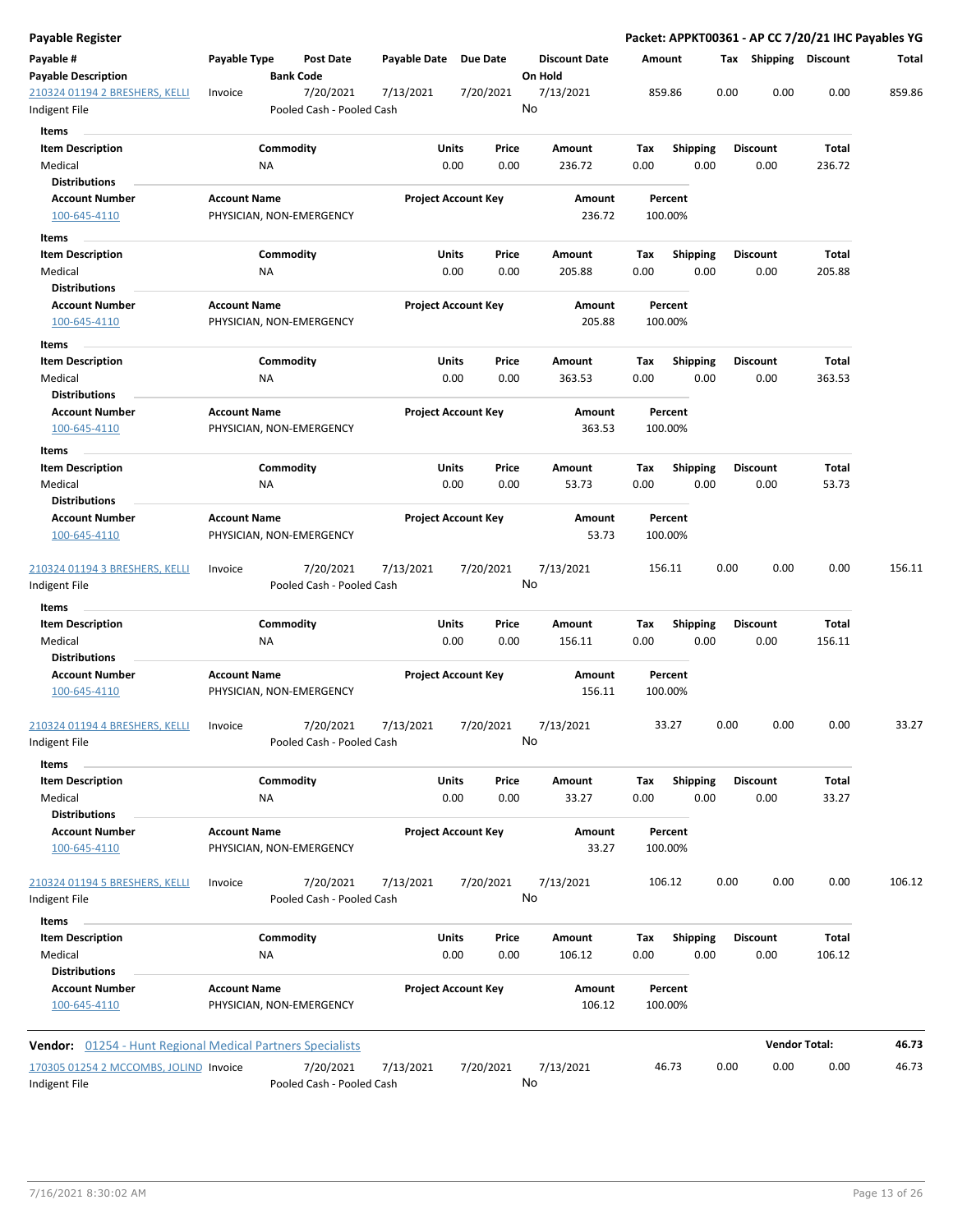## Payable Register

**Packet: APPKT00361 - AP CC 7/20/21 IHC Payables YG**

| Payable # / Payable Description | Payable Type | Post Date / Bank Code | Payable Date | Due Date | Discount Date / On Hold | Amount | Tax | Shipping | Discount | Total |
|---|---|---|---|---|---|---|---|---|---|---|
| 210324 01194 2 BRESHERS, KELLI / Indigent File | Invoice | 7/20/2021 / Pooled Cash - Pooled Cash | 7/13/2021 | 7/20/2021 | 7/13/2021 / No | 859.86 | 0.00 | 0.00 | 0.00 | 859.86 |

**Items**

| Item Description | Commodity | Units | Price | Amount | Tax | Shipping | Discount | Total |
|---|---|---|---|---|---|---|---|---|
| Medical | NA | 0.00 | 0.00 | 236.72 | 0.00 | 0.00 | 0.00 | 236.72 |

**Distributions**

| Account Number | Account Name | Project Account Key | Amount | Percent |
|---|---|---|---|---|
| 100-645-4110 | PHYSICIAN, NON-EMERGENCY | | 236.72 | 100.00% |

**Items**

| Item Description | Commodity | Units | Price | Amount | Tax | Shipping | Discount | Total |
|---|---|---|---|---|---|---|---|---|
| Medical | NA | 0.00 | 0.00 | 205.88 | 0.00 | 0.00 | 0.00 | 205.88 |

**Distributions**

| Account Number | Account Name | Project Account Key | Amount | Percent |
|---|---|---|---|---|
| 100-645-4110 | PHYSICIAN, NON-EMERGENCY | | 205.88 | 100.00% |

**Items**

| Item Description | Commodity | Units | Price | Amount | Tax | Shipping | Discount | Total |
|---|---|---|---|---|---|---|---|---|
| Medical | NA | 0.00 | 0.00 | 363.53 | 0.00 | 0.00 | 0.00 | 363.53 |

**Distributions**

| Account Number | Account Name | Project Account Key | Amount | Percent |
|---|---|---|---|---|
| 100-645-4110 | PHYSICIAN, NON-EMERGENCY | | 363.53 | 100.00% |

**Items**

| Item Description | Commodity | Units | Price | Amount | Tax | Shipping | Discount | Total |
|---|---|---|---|---|---|---|---|---|
| Medical | NA | 0.00 | 0.00 | 53.73 | 0.00 | 0.00 | 0.00 | 53.73 |

**Distributions**

| Account Number | Account Name | Project Account Key | Amount | Percent |
|---|---|---|---|---|
| 100-645-4110 | PHYSICIAN, NON-EMERGENCY | | 53.73 | 100.00% |

| Payable # / Payable Description | Payable Type | Post Date / Bank Code | Payable Date | Due Date | Discount Date / On Hold | Amount | Tax | Shipping | Discount | Total |
|---|---|---|---|---|---|---|---|---|---|---|
| 210324 01194 3 BRESHERS, KELLI / Indigent File | Invoice | 7/20/2021 / Pooled Cash - Pooled Cash | 7/13/2021 | 7/20/2021 | 7/13/2021 / No | 156.11 | 0.00 | 0.00 | 0.00 | 156.11 |

**Items**

| Item Description | Commodity | Units | Price | Amount | Tax | Shipping | Discount | Total |
|---|---|---|---|---|---|---|---|---|
| Medical | NA | 0.00 | 0.00 | 156.11 | 0.00 | 0.00 | 0.00 | 156.11 |

**Distributions**

| Account Number | Account Name | Project Account Key | Amount | Percent |
|---|---|---|---|---|
| 100-645-4110 | PHYSICIAN, NON-EMERGENCY | | 156.11 | 100.00% |

| Payable # / Payable Description | Payable Type | Post Date / Bank Code | Payable Date | Due Date | Discount Date / On Hold | Amount | Tax | Shipping | Discount | Total |
|---|---|---|---|---|---|---|---|---|---|---|
| 210324 01194 4 BRESHERS, KELLI / Indigent File | Invoice | 7/20/2021 / Pooled Cash - Pooled Cash | 7/13/2021 | 7/20/2021 | 7/13/2021 / No | 33.27 | 0.00 | 0.00 | 0.00 | 33.27 |

**Items**

| Item Description | Commodity | Units | Price | Amount | Tax | Shipping | Discount | Total |
|---|---|---|---|---|---|---|---|---|
| Medical | NA | 0.00 | 0.00 | 33.27 | 0.00 | 0.00 | 0.00 | 33.27 |

**Distributions**

| Account Number | Account Name | Project Account Key | Amount | Percent |
|---|---|---|---|---|
| 100-645-4110 | PHYSICIAN, NON-EMERGENCY | | 33.27 | 100.00% |

| Payable # / Payable Description | Payable Type | Post Date / Bank Code | Payable Date | Due Date | Discount Date / On Hold | Amount | Tax | Shipping | Discount | Total |
|---|---|---|---|---|---|---|---|---|---|---|
| 210324 01194 5 BRESHERS, KELLI / Indigent File | Invoice | 7/20/2021 / Pooled Cash - Pooled Cash | 7/13/2021 | 7/20/2021 | 7/13/2021 / No | 106.12 | 0.00 | 0.00 | 0.00 | 106.12 |

**Items**

| Item Description | Commodity | Units | Price | Amount | Tax | Shipping | Discount | Total |
|---|---|---|---|---|---|---|---|---|
| Medical | NA | 0.00 | 0.00 | 106.12 | 0.00 | 0.00 | 0.00 | 106.12 |

**Distributions**

| Account Number | Account Name | Project Account Key | Amount | Percent |
|---|---|---|---|---|
| 100-645-4110 | PHYSICIAN, NON-EMERGENCY | | 106.12 | 100.00% |

**Vendor:** 01254 - Hunt Regional Medical Partners Specialists — **Vendor Total: 46.73**

| Payable # / Payable Description | Payable Type | Post Date / Bank Code | Payable Date | Due Date | Discount Date / On Hold | Amount | Tax | Shipping | Discount | Total |
|---|---|---|---|---|---|---|---|---|---|---|
| 170305 01254 2 MCCOMBS, JOLIND / Indigent File | Invoice | 7/20/2021 / Pooled Cash - Pooled Cash | 7/13/2021 | 7/20/2021 | 7/13/2021 / No | 46.73 | 0.00 | 0.00 | 0.00 | 46.73 |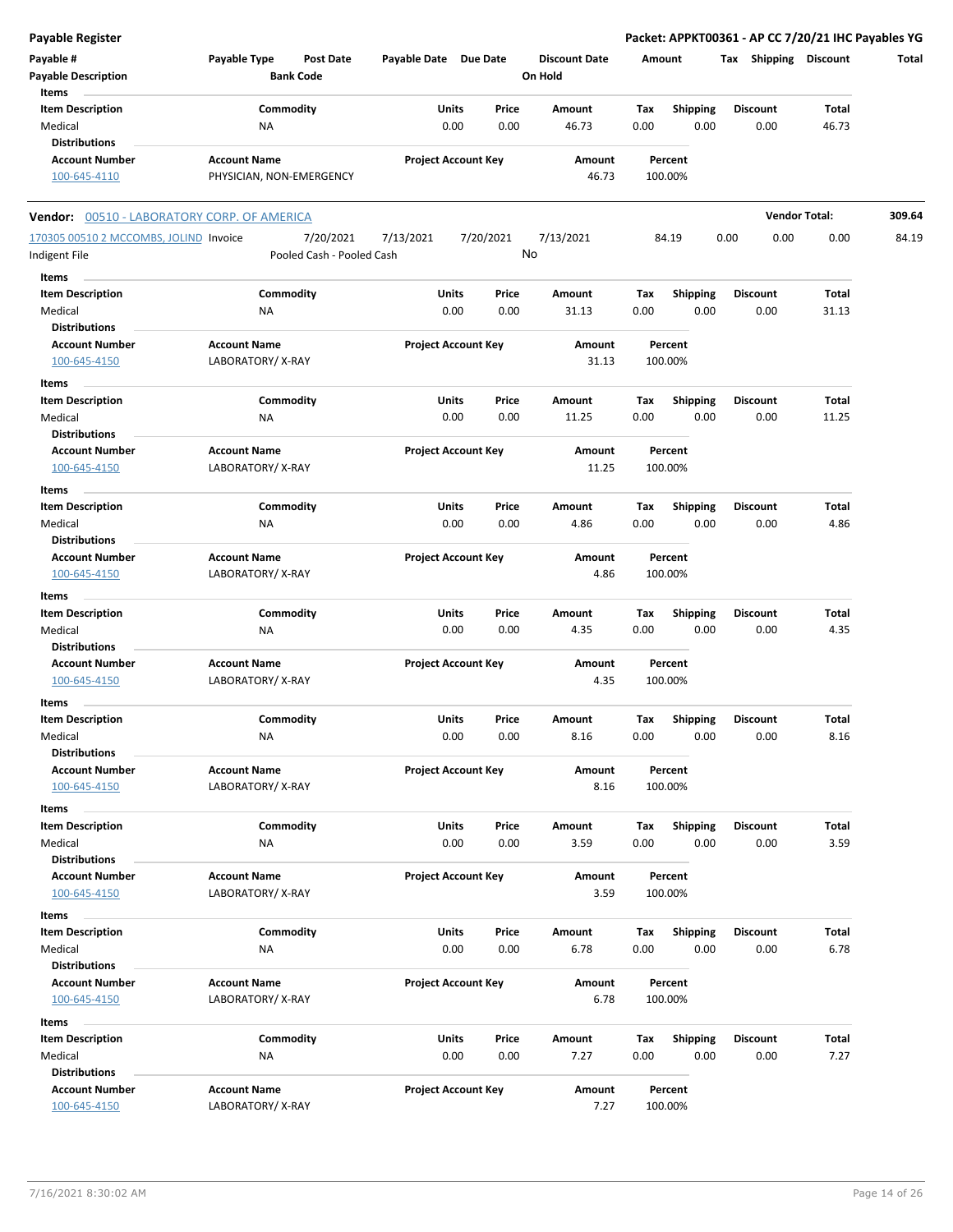# Payable Register

**Packet: APPKT00361 - AP CC 7/20/21 IHC Payables YG**

| Payable # | Payable Type | Post Date | Payable Date | Due Date | Discount Date | Amount | Tax | Shipping | Discount | Total |
|---|---|---|---|---|---|---|---|---|---|---|
| Payable Description | | Bank Code | | | On Hold | | | | | |

**Items**

| Item Description | Commodity | Units | Price | Amount | Tax | Shipping | Discount | Total |
|---|---|---|---|---|---|---|---|---|
| Medical | NA | 0.00 | 0.00 | 46.73 | 0.00 | 0.00 | 0.00 | 46.73 |

**Distributions**

| Account Number | Account Name | Project Account Key | Amount | Percent |
|---|---|---|---|---|
| 100-645-4110 | PHYSICIAN, NON-EMERGENCY | | 46.73 | 100.00% |

**Vendor: 00510 - LABORATORY CORP. OF AMERICA** — **Vendor Total: 309.64**

| Payable # | Payable Type | Post Date | Payable Date | Due Date | Discount Date | Amount | Tax | Shipping | Discount | Total |
|---|---|---|---|---|---|---|---|---|---|---|
| 170305 00510 2 MCCOMBS, JOLIND | Invoice | 7/20/2021 | 7/13/2021 | 7/20/2021 | 7/13/2021 | 84.19 | 0.00 | 0.00 | 0.00 | 84.19 |
| Indigent File | | Pooled Cash - Pooled Cash | | | No | | | | | |

**Items**

| Item Description | Commodity | Units | Price | Amount | Tax | Shipping | Discount | Total |
|---|---|---|---|---|---|---|---|---|
| Medical | NA | 0.00 | 0.00 | 31.13 | 0.00 | 0.00 | 0.00 | 31.13 |

**Distributions**

| Account Number | Account Name | Project Account Key | Amount | Percent |
|---|---|---|---|---|
| 100-645-4150 | LABORATORY/ X-RAY | | 31.13 | 100.00% |

**Items**

| Item Description | Commodity | Units | Price | Amount | Tax | Shipping | Discount | Total |
|---|---|---|---|---|---|---|---|---|
| Medical | NA | 0.00 | 0.00 | 11.25 | 0.00 | 0.00 | 0.00 | 11.25 |

**Distributions**

| Account Number | Account Name | Project Account Key | Amount | Percent |
|---|---|---|---|---|
| 100-645-4150 | LABORATORY/ X-RAY | | 11.25 | 100.00% |

**Items**

| Item Description | Commodity | Units | Price | Amount | Tax | Shipping | Discount | Total |
|---|---|---|---|---|---|---|---|---|
| Medical | NA | 0.00 | 0.00 | 4.86 | 0.00 | 0.00 | 0.00 | 4.86 |

**Distributions**

| Account Number | Account Name | Project Account Key | Amount | Percent |
|---|---|---|---|---|
| 100-645-4150 | LABORATORY/ X-RAY | | 4.86 | 100.00% |

**Items**

| Item Description | Commodity | Units | Price | Amount | Tax | Shipping | Discount | Total |
|---|---|---|---|---|---|---|---|---|
| Medical | NA | 0.00 | 0.00 | 4.35 | 0.00 | 0.00 | 0.00 | 4.35 |

**Distributions**

| Account Number | Account Name | Project Account Key | Amount | Percent |
|---|---|---|---|---|
| 100-645-4150 | LABORATORY/ X-RAY | | 4.35 | 100.00% |

**Items**

| Item Description | Commodity | Units | Price | Amount | Tax | Shipping | Discount | Total |
|---|---|---|---|---|---|---|---|---|
| Medical | NA | 0.00 | 0.00 | 8.16 | 0.00 | 0.00 | 0.00 | 8.16 |

**Distributions**

| Account Number | Account Name | Project Account Key | Amount | Percent |
|---|---|---|---|---|
| 100-645-4150 | LABORATORY/ X-RAY | | 8.16 | 100.00% |

**Items**

| Item Description | Commodity | Units | Price | Amount | Tax | Shipping | Discount | Total |
|---|---|---|---|---|---|---|---|---|
| Medical | NA | 0.00 | 0.00 | 3.59 | 0.00 | 0.00 | 0.00 | 3.59 |

**Distributions**

| Account Number | Account Name | Project Account Key | Amount | Percent |
|---|---|---|---|---|
| 100-645-4150 | LABORATORY/ X-RAY | | 3.59 | 100.00% |

**Items**

| Item Description | Commodity | Units | Price | Amount | Tax | Shipping | Discount | Total |
|---|---|---|---|---|---|---|---|---|
| Medical | NA | 0.00 | 0.00 | 6.78 | 0.00 | 0.00 | 0.00 | 6.78 |

**Distributions**

| Account Number | Account Name | Project Account Key | Amount | Percent |
|---|---|---|---|---|
| 100-645-4150 | LABORATORY/ X-RAY | | 6.78 | 100.00% |

**Items**

| Item Description | Commodity | Units | Price | Amount | Tax | Shipping | Discount | Total |
|---|---|---|---|---|---|---|---|---|
| Medical | NA | 0.00 | 0.00 | 7.27 | 0.00 | 0.00 | 0.00 | 7.27 |

**Distributions**

| Account Number | Account Name | Project Account Key | Amount | Percent |
|---|---|---|---|---|
| 100-645-4150 | LABORATORY/ X-RAY | | 7.27 | 100.00% |

7/16/2021 8:30:02 AM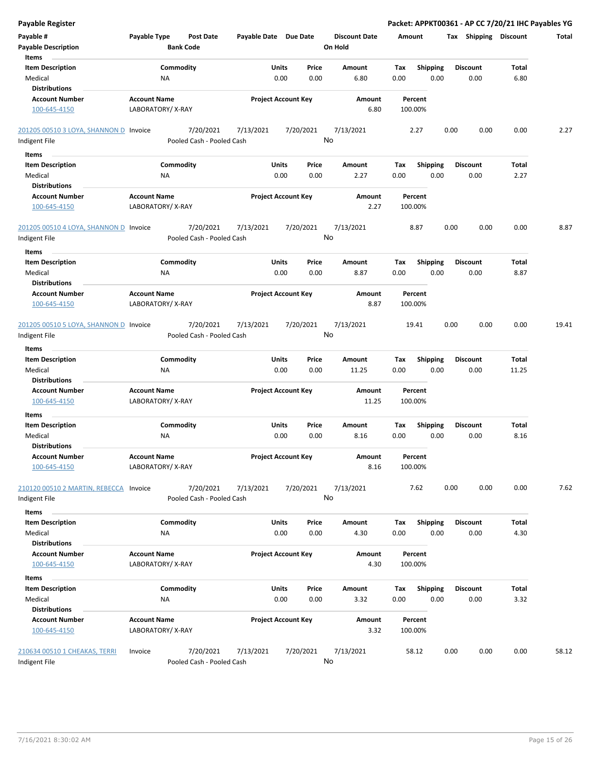**Payable Register** | **Packet: APPKT00361 - AP CC 7/20/21 IHC Payables YG**

| Payable # | Payable Type | Post Date | Payable Date | Due Date | Discount Date | Amount | Tax | Shipping | Discount | Total |
|---|---|---|---|---|---|---|---|---|---|---|
| Payable Description | | Bank Code | | | On Hold | | | | | |

**Items**

| Item Description | Commodity | Units | Price | Amount | Tax | Shipping | Discount | Total |
|---|---|---|---|---|---|---|---|---|
| Medical | NA | 0.00 | 0.00 | 6.80 | 0.00 | 0.00 | 0.00 | 6.80 |

**Distributions**

| Account Number | Account Name | Project Account Key | Amount | Percent |
|---|---|---|---|---|
| 100-645-4150 | LABORATORY/ X-RAY | | 6.80 | 100.00% |

| Payable # | Payable Type | Post Date | Payable Date | Due Date | Discount Date | Amount | Tax | Shipping | Discount | Total |
|---|---|---|---|---|---|---|---|---|---|---|
| 201205 00510 3 LOYA, SHANNON D | Invoice | 7/20/2021 | 7/13/2021 | 7/20/2021 | 7/13/2021 | 2.27 | 0.00 | 0.00 | 0.00 | 2.27 |
| Indigent File | | Pooled Cash - Pooled Cash | | | No | | | | | |

**Items**

| Item Description | Commodity | Units | Price | Amount | Tax | Shipping | Discount | Total |
|---|---|---|---|---|---|---|---|---|
| Medical | NA | 0.00 | 0.00 | 2.27 | 0.00 | 0.00 | 0.00 | 2.27 |

**Distributions**

| Account Number | Account Name | Project Account Key | Amount | Percent |
|---|---|---|---|---|
| 100-645-4150 | LABORATORY/ X-RAY | | 2.27 | 100.00% |

| Payable # | Payable Type | Post Date | Payable Date | Due Date | Discount Date | Amount | Tax | Shipping | Discount | Total |
|---|---|---|---|---|---|---|---|---|---|---|
| 201205 00510 4 LOYA, SHANNON D | Invoice | 7/20/2021 | 7/13/2021 | 7/20/2021 | 7/13/2021 | 8.87 | 0.00 | 0.00 | 0.00 | 8.87 |
| Indigent File | | Pooled Cash - Pooled Cash | | | No | | | | | |

**Items**

| Item Description | Commodity | Units | Price | Amount | Tax | Shipping | Discount | Total |
|---|---|---|---|---|---|---|---|---|
| Medical | NA | 0.00 | 0.00 | 8.87 | 0.00 | 0.00 | 0.00 | 8.87 |

**Distributions**

| Account Number | Account Name | Project Account Key | Amount | Percent |
|---|---|---|---|---|
| 100-645-4150 | LABORATORY/ X-RAY | | 8.87 | 100.00% |

| Payable # | Payable Type | Post Date | Payable Date | Due Date | Discount Date | Amount | Tax | Shipping | Discount | Total |
|---|---|---|---|---|---|---|---|---|---|---|
| 201205 00510 5 LOYA, SHANNON D | Invoice | 7/20/2021 | 7/13/2021 | 7/20/2021 | 7/13/2021 | 19.41 | 0.00 | 0.00 | 0.00 | 19.41 |
| Indigent File | | Pooled Cash - Pooled Cash | | | No | | | | | |

**Items**

| Item Description | Commodity | Units | Price | Amount | Tax | Shipping | Discount | Total |
|---|---|---|---|---|---|---|---|---|
| Medical | NA | 0.00 | 0.00 | 11.25 | 0.00 | 0.00 | 0.00 | 11.25 |

**Distributions**

| Account Number | Account Name | Project Account Key | Amount | Percent |
|---|---|---|---|---|
| 100-645-4150 | LABORATORY/ X-RAY | | 11.25 | 100.00% |

**Items**

| Item Description | Commodity | Units | Price | Amount | Tax | Shipping | Discount | Total |
|---|---|---|---|---|---|---|---|---|
| Medical | NA | 0.00 | 0.00 | 8.16 | 0.00 | 0.00 | 0.00 | 8.16 |

**Distributions**

| Account Number | Account Name | Project Account Key | Amount | Percent |
|---|---|---|---|---|
| 100-645-4150 | LABORATORY/ X-RAY | | 8.16 | 100.00% |

| Payable # | Payable Type | Post Date | Payable Date | Due Date | Discount Date | Amount | Tax | Shipping | Discount | Total |
|---|---|---|---|---|---|---|---|---|---|---|
| 210120 00510 2 MARTIN, REBECCA | Invoice | 7/20/2021 | 7/13/2021 | 7/20/2021 | 7/13/2021 | 7.62 | 0.00 | 0.00 | 0.00 | 7.62 |
| Indigent File | | Pooled Cash - Pooled Cash | | | No | | | | | |

**Items**

| Item Description | Commodity | Units | Price | Amount | Tax | Shipping | Discount | Total |
|---|---|---|---|---|---|---|---|---|
| Medical | NA | 0.00 | 0.00 | 4.30 | 0.00 | 0.00 | 0.00 | 4.30 |

**Distributions**

| Account Number | Account Name | Project Account Key | Amount | Percent |
|---|---|---|---|---|
| 100-645-4150 | LABORATORY/ X-RAY | | 4.30 | 100.00% |

**Items**

| Item Description | Commodity | Units | Price | Amount | Tax | Shipping | Discount | Total |
|---|---|---|---|---|---|---|---|---|
| Medical | NA | 0.00 | 0.00 | 3.32 | 0.00 | 0.00 | 0.00 | 3.32 |

**Distributions**

| Account Number | Account Name | Project Account Key | Amount | Percent |
|---|---|---|---|---|
| 100-645-4150 | LABORATORY/ X-RAY | | 3.32 | 100.00% |

| Payable # | Payable Type | Post Date | Payable Date | Due Date | Discount Date | Amount | Tax | Shipping | Discount | Total |
|---|---|---|---|---|---|---|---|---|---|---|
| 210634 00510 1 CHEAKAS, TERRI | Invoice | 7/20/2021 | 7/13/2021 | 7/20/2021 | 7/13/2021 | 58.12 | 0.00 | 0.00 | 0.00 | 58.12 |
| Indigent File | | Pooled Cash - Pooled Cash | | | No | | | | | |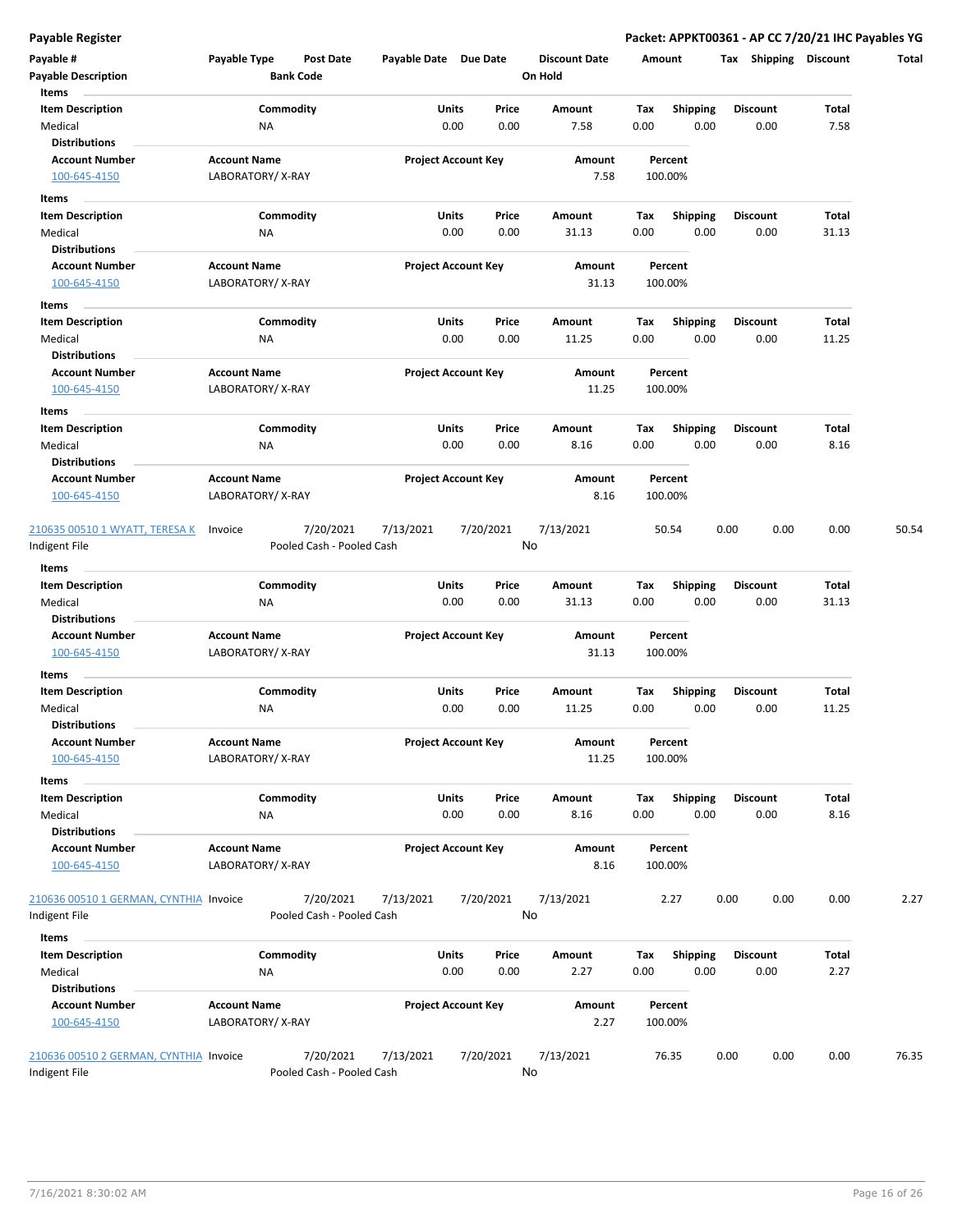**Payable Register** — **Packet: APPKT00361 - AP CC 7/20/21 IHC Payables YG**

| Payable # | Payable Type | Post Date | Payable Date | Due Date | Discount Date | Amount | Tax | Shipping | Discount | Total |
|---|---|---|---|---|---|---|---|---|---|---|
| **Payable Description** | | **Bank Code** | | | **On Hold** | | | | | |

**Items**

| Item Description | Commodity | Units | Price | Amount | Tax | Shipping | Discount | Total |
|---|---|---|---|---|---|---|---|---|
| Medical | NA | 0.00 | 0.00 | 7.58 | 0.00 | 0.00 | 0.00 | 7.58 |

**Distributions**

| Account Number | Account Name | Project Account Key | Amount | Percent |
|---|---|---|---|---|
| 100-645-4150 | LABORATORY/ X-RAY | | 7.58 | 100.00% |

**Items**

| Item Description | Commodity | Units | Price | Amount | Tax | Shipping | Discount | Total |
|---|---|---|---|---|---|---|---|---|
| Medical | NA | 0.00 | 0.00 | 31.13 | 0.00 | 0.00 | 0.00 | 31.13 |

**Distributions**

| Account Number | Account Name | Project Account Key | Amount | Percent |
|---|---|---|---|---|
| 100-645-4150 | LABORATORY/ X-RAY | | 31.13 | 100.00% |

**Items**

| Item Description | Commodity | Units | Price | Amount | Tax | Shipping | Discount | Total |
|---|---|---|---|---|---|---|---|---|
| Medical | NA | 0.00 | 0.00 | 11.25 | 0.00 | 0.00 | 0.00 | 11.25 |

**Distributions**

| Account Number | Account Name | Project Account Key | Amount | Percent |
|---|---|---|---|---|
| 100-645-4150 | LABORATORY/ X-RAY | | 11.25 | 100.00% |

**Items**

| Item Description | Commodity | Units | Price | Amount | Tax | Shipping | Discount | Total |
|---|---|---|---|---|---|---|---|---|
| Medical | NA | 0.00 | 0.00 | 8.16 | 0.00 | 0.00 | 0.00 | 8.16 |

**Distributions**

| Account Number | Account Name | Project Account Key | Amount | Percent |
|---|---|---|---|---|
| 100-645-4150 | LABORATORY/ X-RAY | | 8.16 | 100.00% |

| Payable # | Payable Type | Post Date | Payable Date | Due Date | Discount Date | Amount | Tax | Shipping | Discount | Total |
|---|---|---|---|---|---|---|---|---|---|---|
| 210635 00510 1 WYATT, TERESA K | Invoice | 7/20/2021 | 7/13/2021 | 7/20/2021 | 7/13/2021 | 50.54 | 0.00 | 0.00 | 0.00 | 50.54 |
| Indigent File | | Pooled Cash - Pooled Cash | | | No | | | | | |

**Items**

| Item Description | Commodity | Units | Price | Amount | Tax | Shipping | Discount | Total |
|---|---|---|---|---|---|---|---|---|
| Medical | NA | 0.00 | 0.00 | 31.13 | 0.00 | 0.00 | 0.00 | 31.13 |

**Distributions**

| Account Number | Account Name | Project Account Key | Amount | Percent |
|---|---|---|---|---|
| 100-645-4150 | LABORATORY/ X-RAY | | 31.13 | 100.00% |

**Items**

| Item Description | Commodity | Units | Price | Amount | Tax | Shipping | Discount | Total |
|---|---|---|---|---|---|---|---|---|
| Medical | NA | 0.00 | 0.00 | 11.25 | 0.00 | 0.00 | 0.00 | 11.25 |

**Distributions**

| Account Number | Account Name | Project Account Key | Amount | Percent |
|---|---|---|---|---|
| 100-645-4150 | LABORATORY/ X-RAY | | 11.25 | 100.00% |

**Items**

| Item Description | Commodity | Units | Price | Amount | Tax | Shipping | Discount | Total |
|---|---|---|---|---|---|---|---|---|
| Medical | NA | 0.00 | 0.00 | 8.16 | 0.00 | 0.00 | 0.00 | 8.16 |

**Distributions**

| Account Number | Account Name | Project Account Key | Amount | Percent |
|---|---|---|---|---|
| 100-645-4150 | LABORATORY/ X-RAY | | 8.16 | 100.00% |

| Payable # | Payable Type | Post Date | Payable Date | Due Date | Discount Date | Amount | Tax | Shipping | Discount | Total |
|---|---|---|---|---|---|---|---|---|---|---|
| 210636 00510 1 GERMAN, CYNTHIA | Invoice | 7/20/2021 | 7/13/2021 | 7/20/2021 | 7/13/2021 | 2.27 | 0.00 | 0.00 | 0.00 | 2.27 |
| Indigent File | | Pooled Cash - Pooled Cash | | | No | | | | | |

**Items**

| Item Description | Commodity | Units | Price | Amount | Tax | Shipping | Discount | Total |
|---|---|---|---|---|---|---|---|---|
| Medical | NA | 0.00 | 0.00 | 2.27 | 0.00 | 0.00 | 0.00 | 2.27 |

**Distributions**

| Account Number | Account Name | Project Account Key | Amount | Percent |
|---|---|---|---|---|
| 100-645-4150 | LABORATORY/ X-RAY | | 2.27 | 100.00% |

| Payable # | Payable Type | Post Date | Payable Date | Due Date | Discount Date | Amount | Tax | Shipping | Discount | Total |
|---|---|---|---|---|---|---|---|---|---|---|
| 210636 00510 2 GERMAN, CYNTHIA | Invoice | 7/20/2021 | 7/13/2021 | 7/20/2021 | 7/13/2021 | 76.35 | 0.00 | 0.00 | 0.00 | 76.35 |
| Indigent File | | Pooled Cash - Pooled Cash | | | No | | | | | |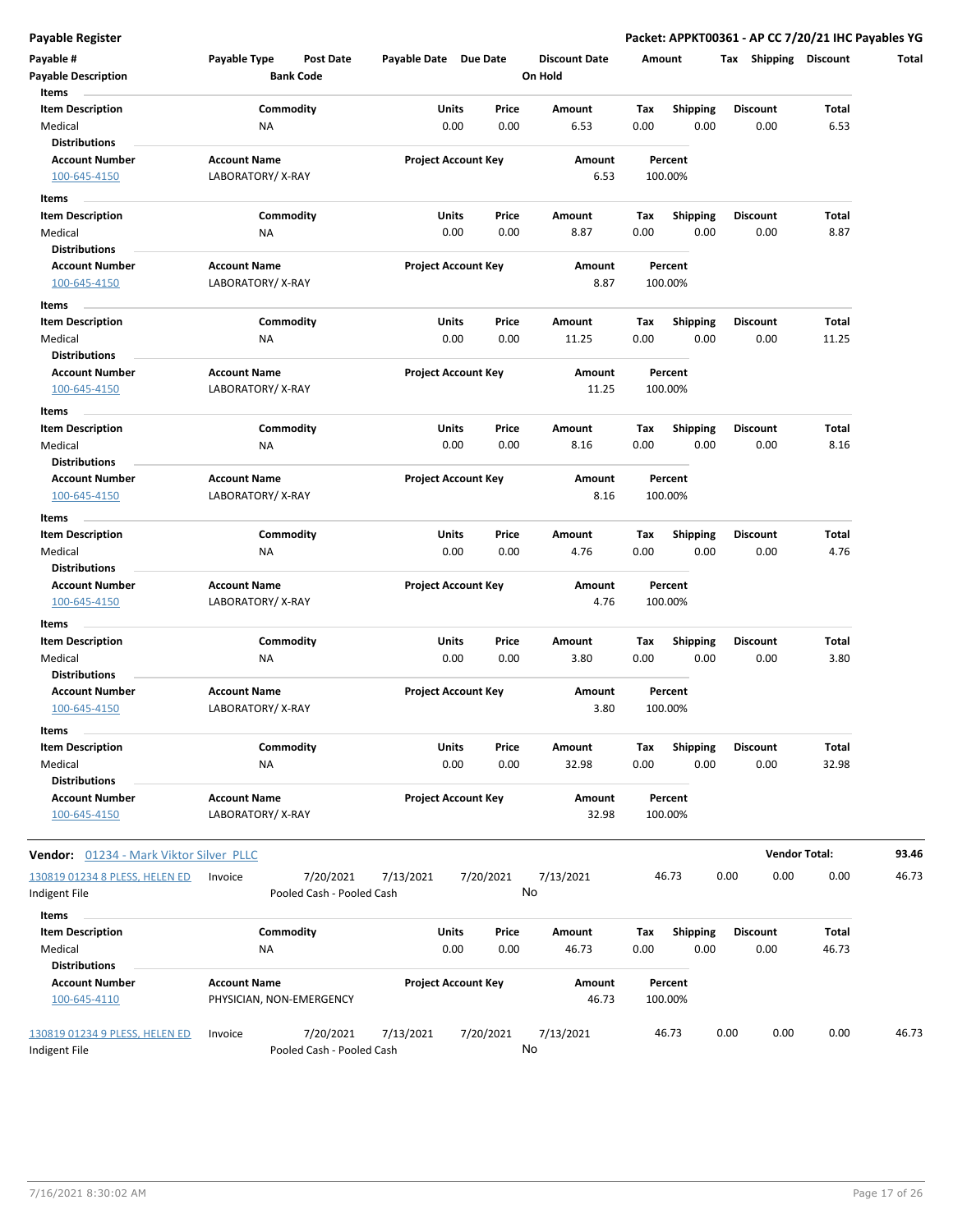**Payable Register** — **Packet: APPKT00361 - AP CC 7/20/21 IHC Payables YG**

| Payable # | Payable Type | Post Date | Payable Date | Due Date | Discount Date | Amount | Tax | Shipping | Discount | Total |
|---|---|---|---|---|---|---|---|---|---|---|
| Payable Description | | Bank Code | | | On Hold | | | | | |

**Items**

| Item Description | Commodity | Units | Price | Amount | Tax | Shipping | Discount | Total |
|---|---|---|---|---|---|---|---|---|
| Medical | NA | 0.00 | 0.00 | 6.53 | 0.00 | 0.00 | 0.00 | 6.53 |

**Distributions**

| Account Number | Account Name | Project Account Key | Amount | Percent |
|---|---|---|---|---|
| 100-645-4150 | LABORATORY/ X-RAY | | 6.53 | 100.00% |

**Items**

| Item Description | Commodity | Units | Price | Amount | Tax | Shipping | Discount | Total |
|---|---|---|---|---|---|---|---|---|
| Medical | NA | 0.00 | 0.00 | 8.87 | 0.00 | 0.00 | 0.00 | 8.87 |

**Distributions**

| Account Number | Account Name | Project Account Key | Amount | Percent |
|---|---|---|---|---|
| 100-645-4150 | LABORATORY/ X-RAY | | 8.87 | 100.00% |

**Items**

| Item Description | Commodity | Units | Price | Amount | Tax | Shipping | Discount | Total |
|---|---|---|---|---|---|---|---|---|
| Medical | NA | 0.00 | 0.00 | 11.25 | 0.00 | 0.00 | 0.00 | 11.25 |

**Distributions**

| Account Number | Account Name | Project Account Key | Amount | Percent |
|---|---|---|---|---|
| 100-645-4150 | LABORATORY/ X-RAY | | 11.25 | 100.00% |

**Items**

| Item Description | Commodity | Units | Price | Amount | Tax | Shipping | Discount | Total |
|---|---|---|---|---|---|---|---|---|
| Medical | NA | 0.00 | 0.00 | 8.16 | 0.00 | 0.00 | 0.00 | 8.16 |

**Distributions**

| Account Number | Account Name | Project Account Key | Amount | Percent |
|---|---|---|---|---|
| 100-645-4150 | LABORATORY/ X-RAY | | 8.16 | 100.00% |

**Items**

| Item Description | Commodity | Units | Price | Amount | Tax | Shipping | Discount | Total |
|---|---|---|---|---|---|---|---|---|
| Medical | NA | 0.00 | 0.00 | 4.76 | 0.00 | 0.00 | 0.00 | 4.76 |

**Distributions**

| Account Number | Account Name | Project Account Key | Amount | Percent |
|---|---|---|---|---|
| 100-645-4150 | LABORATORY/ X-RAY | | 4.76 | 100.00% |

**Items**

| Item Description | Commodity | Units | Price | Amount | Tax | Shipping | Discount | Total |
|---|---|---|---|---|---|---|---|---|
| Medical | NA | 0.00 | 0.00 | 3.80 | 0.00 | 0.00 | 0.00 | 3.80 |

**Distributions**

| Account Number | Account Name | Project Account Key | Amount | Percent |
|---|---|---|---|---|
| 100-645-4150 | LABORATORY/ X-RAY | | 3.80 | 100.00% |

**Items**

| Item Description | Commodity | Units | Price | Amount | Tax | Shipping | Discount | Total |
|---|---|---|---|---|---|---|---|---|
| Medical | NA | 0.00 | 0.00 | 32.98 | 0.00 | 0.00 | 0.00 | 32.98 |

**Distributions**

| Account Number | Account Name | Project Account Key | Amount | Percent |
|---|---|---|---|---|
| 100-645-4150 | LABORATORY/ X-RAY | | 32.98 | 100.00% |

**Vendor:** 01234 - Mark Viktor Silver PLLC — **Vendor Total: 93.46**

| Payable # | Payable Type | Post Date | Payable Date | Due Date | Discount Date | Amount | Tax | Shipping | Discount | Total |
|---|---|---|---|---|---|---|---|---|---|---|
| 130819 01234 8 PLESS, HELEN ED | Invoice | 7/20/2021 | 7/13/2021 | 7/20/2021 | 7/13/2021 | 46.73 | 0.00 | 0.00 | 0.00 | 46.73 |
| Indigent File | | Pooled Cash - Pooled Cash | | | No | | | | | |

**Items**

| Item Description | Commodity | Units | Price | Amount | Tax | Shipping | Discount | Total |
|---|---|---|---|---|---|---|---|---|
| Medical | NA | 0.00 | 0.00 | 46.73 | 0.00 | 0.00 | 0.00 | 46.73 |

**Distributions**

| Account Number | Account Name | Project Account Key | Amount | Percent |
|---|---|---|---|---|
| 100-645-4110 | PHYSICIAN, NON-EMERGENCY | | 46.73 | 100.00% |

| Payable # | Payable Type | Post Date | Payable Date | Due Date | Discount Date | Amount | Tax | Shipping | Discount | Total |
|---|---|---|---|---|---|---|---|---|---|---|
| 130819 01234 9 PLESS, HELEN ED | Invoice | 7/20/2021 | 7/13/2021 | 7/20/2021 | 7/13/2021 | 46.73 | 0.00 | 0.00 | 0.00 | 46.73 |
| Indigent File | | Pooled Cash - Pooled Cash | | | No | | | | | |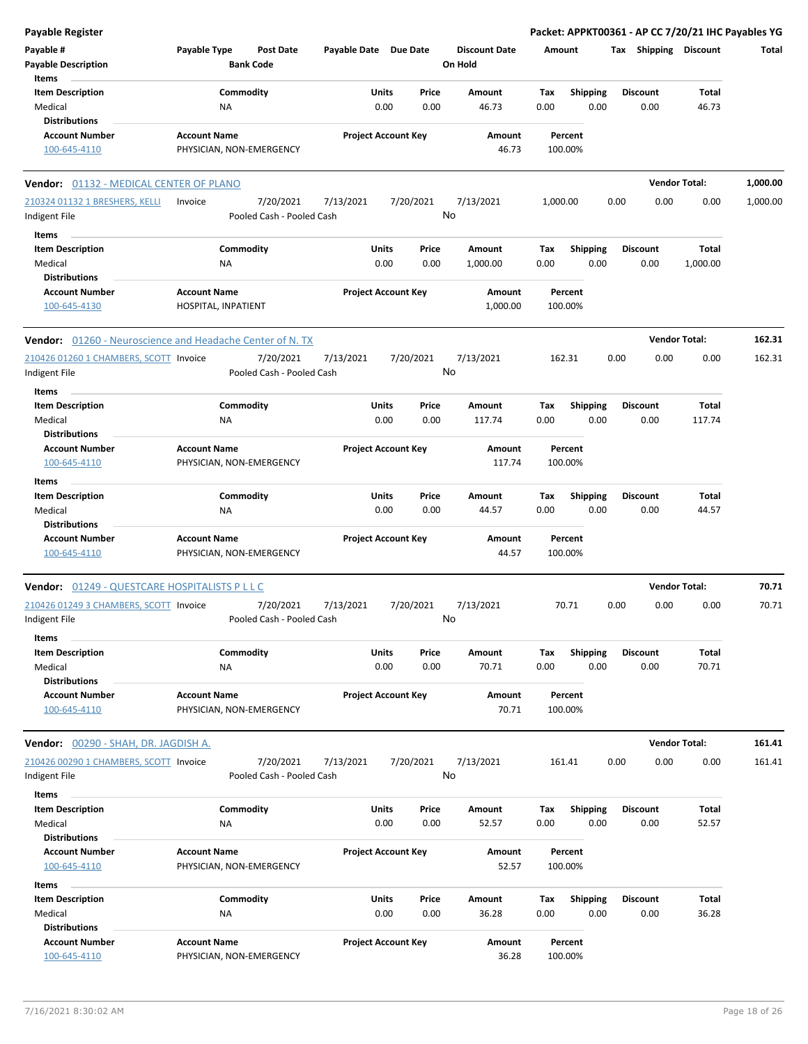**Payable Register** — Packet: APPKT00361 - AP CC 7/20/21 IHC Payables YG

| Payable # | Payable Type | Post Date | Payable Date | Due Date | Discount Date | Amount | Tax | Shipping | Discount | Total |
|---|---|---|---|---|---|---|---|---|---|---|
| Payable Description | | Bank Code | | | On Hold | | | | | |

Items

| Item Description | Commodity | Units | Price | Amount | Tax | Shipping | Discount | Total |
|---|---|---|---|---|---|---|---|---|
| Medical | NA | 0.00 | 0.00 | 46.73 | 0.00 | 0.00 | 0.00 | 46.73 |

Distributions

| Account Number | Account Name | Project Account Key | Amount | Percent |
|---|---|---|---|---|
| 100-645-4110 | PHYSICIAN, NON-EMERGENCY | | 46.73 | 100.00% |

**Vendor: 01132 - MEDICAL CENTER OF PLANO** — Vendor Total: 1,000.00

| Payable # | Payable Type | Post Date | Payable Date | Due Date | Discount Date | Amount | Tax | Shipping | Discount | Total |
|---|---|---|---|---|---|---|---|---|---|---|
| 210324 01132 1 BRESHERS, KELLI | Invoice | 7/20/2021 | 7/13/2021 | 7/20/2021 | 7/13/2021 | 1,000.00 | 0.00 | 0.00 | 0.00 | 1,000.00 |
| Indigent File | | Pooled Cash - Pooled Cash | | | No | | | | | |

Items

| Item Description | Commodity | Units | Price | Amount | Tax | Shipping | Discount | Total |
|---|---|---|---|---|---|---|---|---|
| Medical | NA | 0.00 | 0.00 | 1,000.00 | 0.00 | 0.00 | 0.00 | 1,000.00 |

Distributions

| Account Number | Account Name | Project Account Key | Amount | Percent |
|---|---|---|---|---|
| 100-645-4130 | HOSPITAL, INPATIENT | | 1,000.00 | 100.00% |

**Vendor: 01260 - Neuroscience and Headache Center of N. TX** — Vendor Total: 162.31

| Payable # | Payable Type | Post Date | Payable Date | Due Date | Discount Date | Amount | Tax | Shipping | Discount | Total |
|---|---|---|---|---|---|---|---|---|---|---|
| 210426 01260 1 CHAMBERS, SCOTT | Invoice | 7/20/2021 | 7/13/2021 | 7/20/2021 | 7/13/2021 | 162.31 | 0.00 | 0.00 | 0.00 | 162.31 |
| Indigent File | | Pooled Cash - Pooled Cash | | | No | | | | | |

Items

| Item Description | Commodity | Units | Price | Amount | Tax | Shipping | Discount | Total |
|---|---|---|---|---|---|---|---|---|
| Medical | NA | 0.00 | 0.00 | 117.74 | 0.00 | 0.00 | 0.00 | 117.74 |

Distributions

| Account Number | Account Name | Project Account Key | Amount | Percent |
|---|---|---|---|---|
| 100-645-4110 | PHYSICIAN, NON-EMERGENCY | | 117.74 | 100.00% |

Items

| Item Description | Commodity | Units | Price | Amount | Tax | Shipping | Discount | Total |
|---|---|---|---|---|---|---|---|---|
| Medical | NA | 0.00 | 0.00 | 44.57 | 0.00 | 0.00 | 0.00 | 44.57 |

Distributions

| Account Number | Account Name | Project Account Key | Amount | Percent |
|---|---|---|---|---|
| 100-645-4110 | PHYSICIAN, NON-EMERGENCY | | 44.57 | 100.00% |

**Vendor: 01249 - QUESTCARE HOSPITALISTS P L L C** — Vendor Total: 70.71

| Payable # | Payable Type | Post Date | Payable Date | Due Date | Discount Date | Amount | Tax | Shipping | Discount | Total |
|---|---|---|---|---|---|---|---|---|---|---|
| 210426 01249 3 CHAMBERS, SCOTT | Invoice | 7/20/2021 | 7/13/2021 | 7/20/2021 | 7/13/2021 | 70.71 | 0.00 | 0.00 | 0.00 | 70.71 |
| Indigent File | | Pooled Cash - Pooled Cash | | | No | | | | | |

Items

| Item Description | Commodity | Units | Price | Amount | Tax | Shipping | Discount | Total |
|---|---|---|---|---|---|---|---|---|
| Medical | NA | 0.00 | 0.00 | 70.71 | 0.00 | 0.00 | 0.00 | 70.71 |

Distributions

| Account Number | Account Name | Project Account Key | Amount | Percent |
|---|---|---|---|---|
| 100-645-4110 | PHYSICIAN, NON-EMERGENCY | | 70.71 | 100.00% |

**Vendor: 00290 - SHAH, DR. JAGDISH A.** — Vendor Total: 161.41

| Payable # | Payable Type | Post Date | Payable Date | Due Date | Discount Date | Amount | Tax | Shipping | Discount | Total |
|---|---|---|---|---|---|---|---|---|---|---|
| 210426 00290 1 CHAMBERS, SCOTT | Invoice | 7/20/2021 | 7/13/2021 | 7/20/2021 | 7/13/2021 | 161.41 | 0.00 | 0.00 | 0.00 | 161.41 |
| Indigent File | | Pooled Cash - Pooled Cash | | | No | | | | | |

Items

| Item Description | Commodity | Units | Price | Amount | Tax | Shipping | Discount | Total |
|---|---|---|---|---|---|---|---|---|
| Medical | NA | 0.00 | 0.00 | 52.57 | 0.00 | 0.00 | 0.00 | 52.57 |

Distributions

| Account Number | Account Name | Project Account Key | Amount | Percent |
|---|---|---|---|---|
| 100-645-4110 | PHYSICIAN, NON-EMERGENCY | | 52.57 | 100.00% |

Items

| Item Description | Commodity | Units | Price | Amount | Tax | Shipping | Discount | Total |
|---|---|---|---|---|---|---|---|---|
| Medical | NA | 0.00 | 0.00 | 36.28 | 0.00 | 0.00 | 0.00 | 36.28 |

Distributions

| Account Number | Account Name | Project Account Key | Amount | Percent |
|---|---|---|---|---|
| 100-645-4110 | PHYSICIAN, NON-EMERGENCY | | 36.28 | 100.00% |

7/16/2021 8:30:02 AM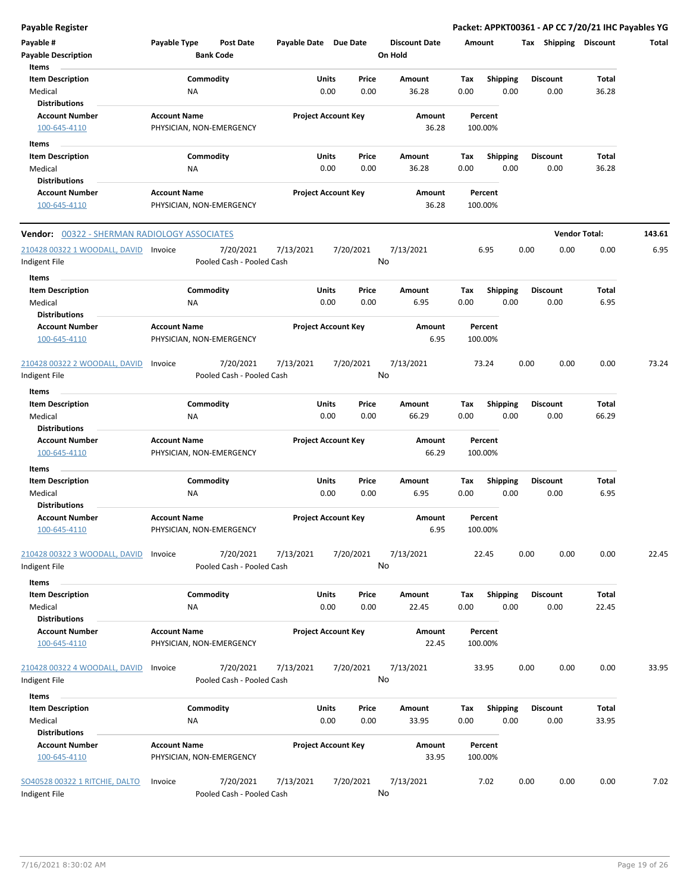| Payable # | Payable Type | Post Date | Payable Date | Due Date | Discount Date | Amount | Tax | Shipping | Discount | Total |
|---|---|---|---|---|---|---|---|---|---|---|
| Payable Description | | Bank Code | | | On Hold | | | | | |

**Items**

| Item Description | Commodity | Units | Price | Amount | Tax | Shipping | Discount | Total |
|---|---|---|---|---|---|---|---|---|
| Medical | NA | 0.00 | 0.00 | 36.28 | 0.00 | 0.00 | 0.00 | 36.28 |

**Distributions**

| Account Number | Account Name | Project Account Key | Amount | Percent |
|---|---|---|---|---|
| 100-645-4110 | PHYSICIAN, NON-EMERGENCY | | 36.28 | 100.00% |

**Items**

| Item Description | Commodity | Units | Price | Amount | Tax | Shipping | Discount | Total |
|---|---|---|---|---|---|---|---|---|
| Medical | NA | 0.00 | 0.00 | 36.28 | 0.00 | 0.00 | 0.00 | 36.28 |

**Distributions**

| Account Number | Account Name | Project Account Key | Amount | Percent |
|---|---|---|---|---|
| 100-645-4110 | PHYSICIAN, NON-EMERGENCY | | 36.28 | 100.00% |

**Vendor: 00322 - SHERMAN RADIOLOGY ASSOCIATES** — **Vendor Total: 143.61**

| Payable # | Payable Type | Post Date | Payable Date | Due Date | Discount Date | Amount | Tax | Shipping | Discount | Total |
|---|---|---|---|---|---|---|---|---|---|---|
| 210428 00322 1 WOODALL, DAVID | Invoice | 7/20/2021 | 7/13/2021 | 7/20/2021 | 7/13/2021 | 6.95 | 0.00 | 0.00 | 0.00 | 6.95 |
| Indigent File | | Pooled Cash - Pooled Cash | | | No | | | | | |

**Items**

| Item Description | Commodity | Units | Price | Amount | Tax | Shipping | Discount | Total |
|---|---|---|---|---|---|---|---|---|
| Medical | NA | 0.00 | 0.00 | 6.95 | 0.00 | 0.00 | 0.00 | 6.95 |

**Distributions**

| Account Number | Account Name | Project Account Key | Amount | Percent |
|---|---|---|---|---|
| 100-645-4110 | PHYSICIAN, NON-EMERGENCY | | 6.95 | 100.00% |

| Payable # | Payable Type | Post Date | Payable Date | Due Date | Discount Date | Amount | Tax | Shipping | Discount | Total |
|---|---|---|---|---|---|---|---|---|---|---|
| 210428 00322 2 WOODALL, DAVID | Invoice | 7/20/2021 | 7/13/2021 | 7/20/2021 | 7/13/2021 | 73.24 | 0.00 | 0.00 | 0.00 | 73.24 |
| Indigent File | | Pooled Cash - Pooled Cash | | | No | | | | | |

**Items**

| Item Description | Commodity | Units | Price | Amount | Tax | Shipping | Discount | Total |
|---|---|---|---|---|---|---|---|---|
| Medical | NA | 0.00 | 0.00 | 66.29 | 0.00 | 0.00 | 0.00 | 66.29 |

**Distributions**

| Account Number | Account Name | Project Account Key | Amount | Percent |
|---|---|---|---|---|
| 100-645-4110 | PHYSICIAN, NON-EMERGENCY | | 66.29 | 100.00% |

**Items**

| Item Description | Commodity | Units | Price | Amount | Tax | Shipping | Discount | Total |
|---|---|---|---|---|---|---|---|---|
| Medical | NA | 0.00 | 0.00 | 6.95 | 0.00 | 0.00 | 0.00 | 6.95 |

**Distributions**

| Account Number | Account Name | Project Account Key | Amount | Percent |
|---|---|---|---|---|
| 100-645-4110 | PHYSICIAN, NON-EMERGENCY | | 6.95 | 100.00% |

| Payable # | Payable Type | Post Date | Payable Date | Due Date | Discount Date | Amount | Tax | Shipping | Discount | Total |
|---|---|---|---|---|---|---|---|---|---|---|
| 210428 00322 3 WOODALL, DAVID | Invoice | 7/20/2021 | 7/13/2021 | 7/20/2021 | 7/13/2021 | 22.45 | 0.00 | 0.00 | 0.00 | 22.45 |
| Indigent File | | Pooled Cash - Pooled Cash | | | No | | | | | |

**Items**

| Item Description | Commodity | Units | Price | Amount | Tax | Shipping | Discount | Total |
|---|---|---|---|---|---|---|---|---|
| Medical | NA | 0.00 | 0.00 | 22.45 | 0.00 | 0.00 | 0.00 | 22.45 |

**Distributions**

| Account Number | Account Name | Project Account Key | Amount | Percent |
|---|---|---|---|---|
| 100-645-4110 | PHYSICIAN, NON-EMERGENCY | | 22.45 | 100.00% |

| Payable # | Payable Type | Post Date | Payable Date | Due Date | Discount Date | Amount | Tax | Shipping | Discount | Total |
|---|---|---|---|---|---|---|---|---|---|---|
| 210428 00322 4 WOODALL, DAVID | Invoice | 7/20/2021 | 7/13/2021 | 7/20/2021 | 7/13/2021 | 33.95 | 0.00 | 0.00 | 0.00 | 33.95 |
| Indigent File | | Pooled Cash - Pooled Cash | | | No | | | | | |

**Items**

| Item Description | Commodity | Units | Price | Amount | Tax | Shipping | Discount | Total |
|---|---|---|---|---|---|---|---|---|
| Medical | NA | 0.00 | 0.00 | 33.95 | 0.00 | 0.00 | 0.00 | 33.95 |

**Distributions**

| Account Number | Account Name | Project Account Key | Amount | Percent |
|---|---|---|---|---|
| 100-645-4110 | PHYSICIAN, NON-EMERGENCY | | 33.95 | 100.00% |

| Payable # | Payable Type | Post Date | Payable Date | Due Date | Discount Date | Amount | Tax | Shipping | Discount | Total |
|---|---|---|---|---|---|---|---|---|---|---|
| SO40528 00322 1 RITCHIE, DALTO | Invoice | 7/20/2021 | 7/13/2021 | 7/20/2021 | 7/13/2021 | 7.02 | 0.00 | 0.00 | 0.00 | 7.02 |
| Indigent File | | Pooled Cash - Pooled Cash | | | No | | | | | |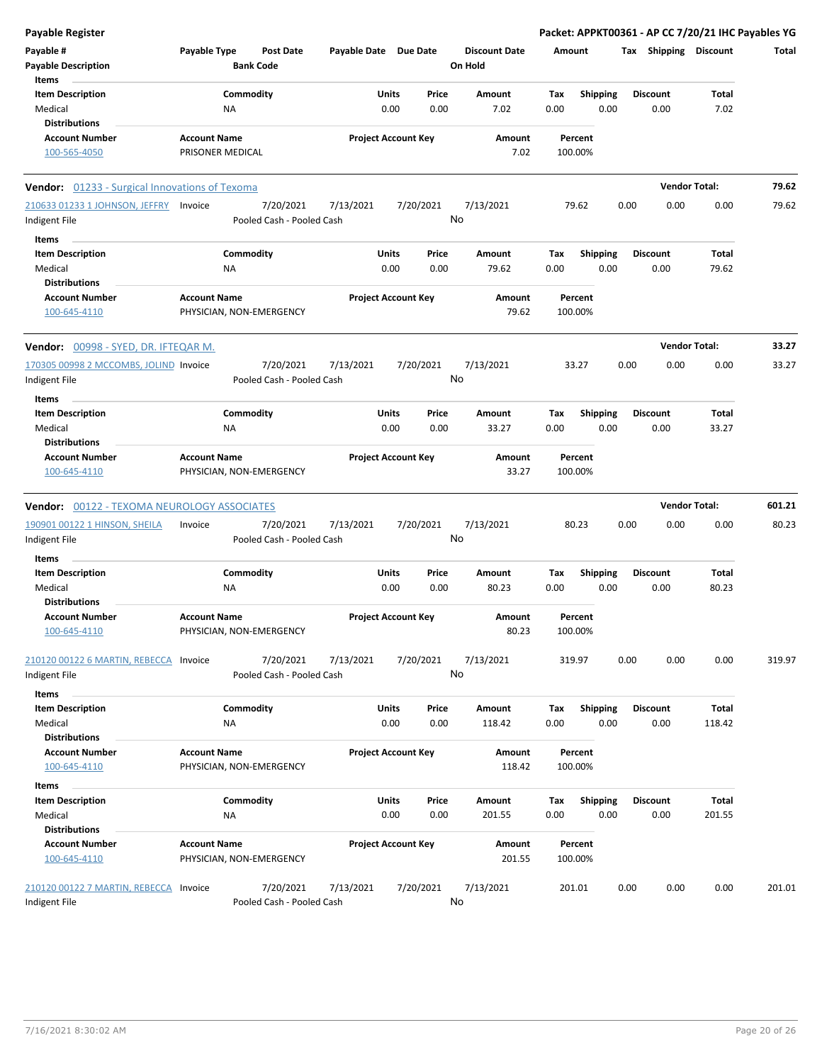# Payable Register

**Packet: APPKT00361 - AP CC 7/20/21 IHC Payables YG**

| Payable # | Payable Type | Post Date | Payable Date | Due Date | Discount Date | Amount | Tax | Shipping | Discount | Total |
|---|---|---|---|---|---|---|---|---|---|---|
| **Payable Description** | | **Bank Code** | | | **On Hold** | | | | | |

**Items**

| Item Description | Commodity | Units | Price | Amount | Tax | Shipping | Discount | Total |
|---|---|---|---|---|---|---|---|---|
| Medical | NA | 0.00 | 0.00 | 7.02 | 0.00 | 0.00 | 0.00 | 7.02 |

**Distributions**

| Account Number | Account Name | Project Account Key | Amount | Percent |
|---|---|---|---|---|
| 100-565-4050 | PRISONER MEDICAL | | 7.02 | 100.00% |

---

**Vendor:** 01233 - Surgical Innovations of Texoma — **Vendor Total: 79.62**

| Payable # | Payable Type | Post Date | Payable Date | Due Date | Discount Date | Amount | Tax | Shipping | Discount | Total |
|---|---|---|---|---|---|---|---|---|---|---|
| 210633 01233 1 JOHNSON, JEFFRY | Invoice | 7/20/2021 | 7/13/2021 | 7/20/2021 | 7/13/2021 | 79.62 | 0.00 | 0.00 | 0.00 | 79.62 |
| Indigent File | | Pooled Cash - Pooled Cash | | | No | | | | | |

**Items**

| Item Description | Commodity | Units | Price | Amount | Tax | Shipping | Discount | Total |
|---|---|---|---|---|---|---|---|---|
| Medical | NA | 0.00 | 0.00 | 79.62 | 0.00 | 0.00 | 0.00 | 79.62 |

**Distributions**

| Account Number | Account Name | Project Account Key | Amount | Percent |
|---|---|---|---|---|
| 100-645-4110 | PHYSICIAN, NON-EMERGENCY | | 79.62 | 100.00% |

---

**Vendor:** 00998 - SYED, DR. IFTEQAR M. — **Vendor Total: 33.27**

| Payable # | Payable Type | Post Date | Payable Date | Due Date | Discount Date | Amount | Tax | Shipping | Discount | Total |
|---|---|---|---|---|---|---|---|---|---|---|
| 170305 00998 2 MCCOMBS, JOLIND | Invoice | 7/20/2021 | 7/13/2021 | 7/20/2021 | 7/13/2021 | 33.27 | 0.00 | 0.00 | 0.00 | 33.27 |
| Indigent File | | Pooled Cash - Pooled Cash | | | No | | | | | |

**Items**

| Item Description | Commodity | Units | Price | Amount | Tax | Shipping | Discount | Total |
|---|---|---|---|---|---|---|---|---|
| Medical | NA | 0.00 | 0.00 | 33.27 | 0.00 | 0.00 | 0.00 | 33.27 |

**Distributions**

| Account Number | Account Name | Project Account Key | Amount | Percent |
|---|---|---|---|---|
| 100-645-4110 | PHYSICIAN, NON-EMERGENCY | | 33.27 | 100.00% |

---

**Vendor:** 00122 - TEXOMA NEUROLOGY ASSOCIATES — **Vendor Total: 601.21**

| Payable # | Payable Type | Post Date | Payable Date | Due Date | Discount Date | Amount | Tax | Shipping | Discount | Total |
|---|---|---|---|---|---|---|---|---|---|---|
| 190901 00122 1 HINSON, SHEILA | Invoice | 7/20/2021 | 7/13/2021 | 7/20/2021 | 7/13/2021 | 80.23 | 0.00 | 0.00 | 0.00 | 80.23 |
| Indigent File | | Pooled Cash - Pooled Cash | | | No | | | | | |

**Items**

| Item Description | Commodity | Units | Price | Amount | Tax | Shipping | Discount | Total |
|---|---|---|---|---|---|---|---|---|
| Medical | NA | 0.00 | 0.00 | 80.23 | 0.00 | 0.00 | 0.00 | 80.23 |

**Distributions**

| Account Number | Account Name | Project Account Key | Amount | Percent |
|---|---|---|---|---|
| 100-645-4110 | PHYSICIAN, NON-EMERGENCY | | 80.23 | 100.00% |

| Payable # | Payable Type | Post Date | Payable Date | Due Date | Discount Date | Amount | Tax | Shipping | Discount | Total |
|---|---|---|---|---|---|---|---|---|---|---|
| 210120 00122 6 MARTIN, REBECCA | Invoice | 7/20/2021 | 7/13/2021 | 7/20/2021 | 7/13/2021 | 319.97 | 0.00 | 0.00 | 0.00 | 319.97 |
| Indigent File | | Pooled Cash - Pooled Cash | | | No | | | | | |

**Items**

| Item Description | Commodity | Units | Price | Amount | Tax | Shipping | Discount | Total |
|---|---|---|---|---|---|---|---|---|
| Medical | NA | 0.00 | 0.00 | 118.42 | 0.00 | 0.00 | 0.00 | 118.42 |

**Distributions**

| Account Number | Account Name | Project Account Key | Amount | Percent |
|---|---|---|---|---|
| 100-645-4110 | PHYSICIAN, NON-EMERGENCY | | 118.42 | 100.00% |

**Items**

| Item Description | Commodity | Units | Price | Amount | Tax | Shipping | Discount | Total |
|---|---|---|---|---|---|---|---|---|
| Medical | NA | 0.00 | 0.00 | 201.55 | 0.00 | 0.00 | 0.00 | 201.55 |

**Distributions**

| Account Number | Account Name | Project Account Key | Amount | Percent |
|---|---|---|---|---|
| 100-645-4110 | PHYSICIAN, NON-EMERGENCY | | 201.55 | 100.00% |

| Payable # | Payable Type | Post Date | Payable Date | Due Date | Discount Date | Amount | Tax | Shipping | Discount | Total |
|---|---|---|---|---|---|---|---|---|---|---|
| 210120 00122 7 MARTIN, REBECCA | Invoice | 7/20/2021 | 7/13/2021 | 7/20/2021 | 7/13/2021 | 201.01 | 0.00 | 0.00 | 0.00 | 201.01 |
| Indigent File | | Pooled Cash - Pooled Cash | | | No | | | | | |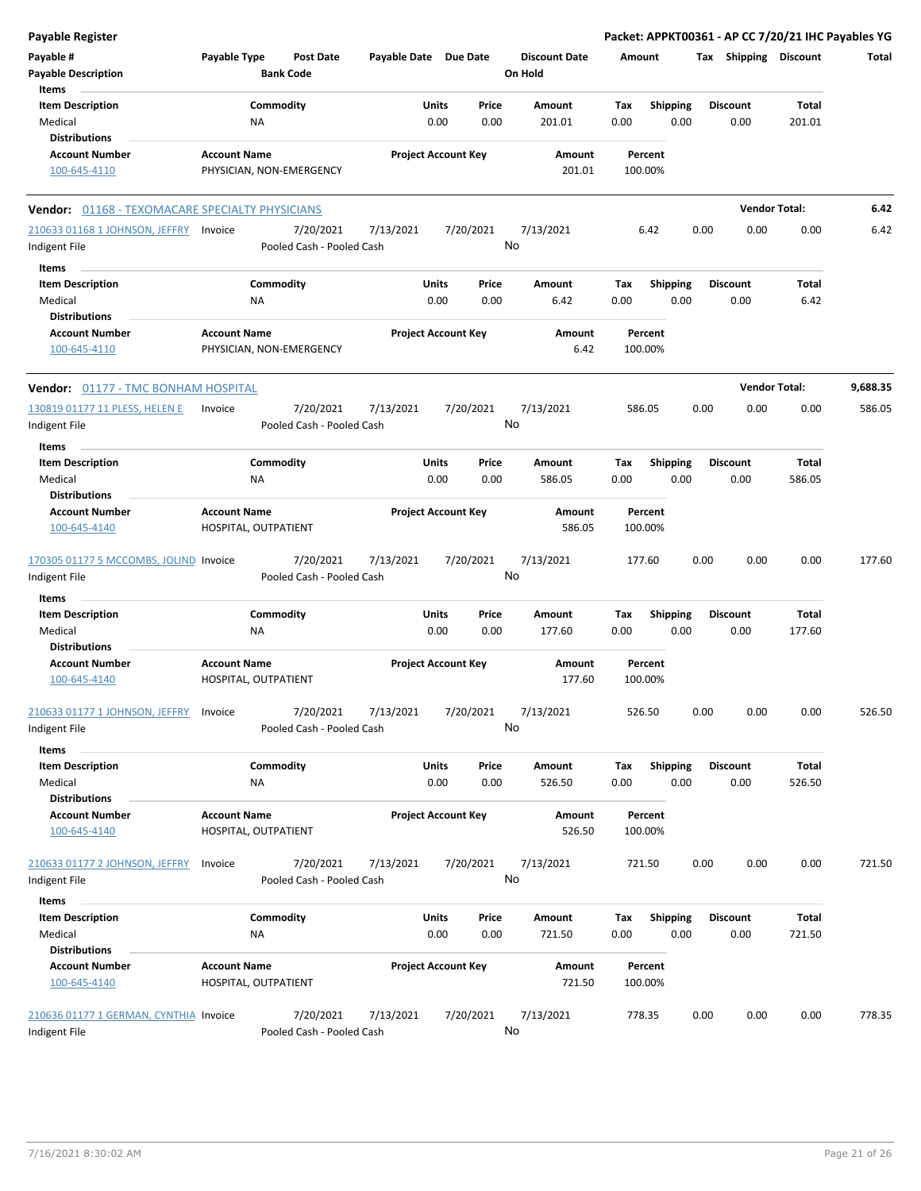**Payable Register** | **Packet: APPKT00361 - AP CC 7/20/21 IHC Payables YG**

| Payable # | Payable Type | Post Date | Payable Date | Due Date | Discount Date | Amount | Tax | Shipping | Discount | Total |
|---|---|---|---|---|---|---|---|---|---|---|
| Payable Description | | Bank Code | | | On Hold | | | | | |

**Items**

| Item Description | Commodity | Units | Price | Amount | Tax | Shipping | Discount | Total |
|---|---|---|---|---|---|---|---|---|
| Medical | NA | 0.00 | 0.00 | 201.01 | 0.00 | 0.00 | 0.00 | 201.01 |

**Distributions**

| Account Number | Account Name | Project Account Key | Amount | Percent |
|---|---|---|---|---|
| 100-645-4110 | PHYSICIAN, NON-EMERGENCY | | 201.01 | 100.00% |

---

**Vendor:** 01168 - TEXOMACARE SPECIALTY PHYSICIANS — **Vendor Total: 6.42**

| Payable # | Payable Type | Post Date | Payable Date | Due Date | Discount Date | Amount | Tax | Shipping | Discount | Total |
|---|---|---|---|---|---|---|---|---|---|---|
| 210633 01168 1 JOHNSON, JEFFRY | Invoice | 7/20/2021 | 7/13/2021 | 7/20/2021 | 7/13/2021 | 6.42 | 0.00 | 0.00 | 0.00 | 6.42 |
| Indigent File | | Pooled Cash - Pooled Cash | | | No | | | | | |

**Items**

| Item Description | Commodity | Units | Price | Amount | Tax | Shipping | Discount | Total |
|---|---|---|---|---|---|---|---|---|
| Medical | NA | 0.00 | 0.00 | 6.42 | 0.00 | 0.00 | 0.00 | 6.42 |

**Distributions**

| Account Number | Account Name | Project Account Key | Amount | Percent |
|---|---|---|---|---|
| 100-645-4110 | PHYSICIAN, NON-EMERGENCY | | 6.42 | 100.00% |

---

**Vendor:** 01177 - TMC BONHAM HOSPITAL — **Vendor Total: 9,688.35**

| Payable # | Payable Type | Post Date | Payable Date | Due Date | Discount Date | Amount | Tax | Shipping | Discount | Total |
|---|---|---|---|---|---|---|---|---|---|---|
| 130819 01177 11 PLESS, HELEN E | Invoice | 7/20/2021 | 7/13/2021 | 7/20/2021 | 7/13/2021 | 586.05 | 0.00 | 0.00 | 0.00 | 586.05 |
| Indigent File | | Pooled Cash - Pooled Cash | | | No | | | | | |

**Items**

| Item Description | Commodity | Units | Price | Amount | Tax | Shipping | Discount | Total |
|---|---|---|---|---|---|---|---|---|
| Medical | NA | 0.00 | 0.00 | 586.05 | 0.00 | 0.00 | 0.00 | 586.05 |

**Distributions**

| Account Number | Account Name | Project Account Key | Amount | Percent |
|---|---|---|---|---|
| 100-645-4140 | HOSPITAL, OUTPATIENT | | 586.05 | 100.00% |

| Payable # | Payable Type | Post Date | Payable Date | Due Date | Discount Date | Amount | Tax | Shipping | Discount | Total |
|---|---|---|---|---|---|---|---|---|---|---|
| 170305 01177 5 MCCOMBS, JOLIND | Invoice | 7/20/2021 | 7/13/2021 | 7/20/2021 | 7/13/2021 | 177.60 | 0.00 | 0.00 | 0.00 | 177.60 |
| Indigent File | | Pooled Cash - Pooled Cash | | | No | | | | | |

**Items**

| Item Description | Commodity | Units | Price | Amount | Tax | Shipping | Discount | Total |
|---|---|---|---|---|---|---|---|---|
| Medical | NA | 0.00 | 0.00 | 177.60 | 0.00 | 0.00 | 0.00 | 177.60 |

**Distributions**

| Account Number | Account Name | Project Account Key | Amount | Percent |
|---|---|---|---|---|
| 100-645-4140 | HOSPITAL, OUTPATIENT | | 177.60 | 100.00% |

| Payable # | Payable Type | Post Date | Payable Date | Due Date | Discount Date | Amount | Tax | Shipping | Discount | Total |
|---|---|---|---|---|---|---|---|---|---|---|
| 210633 01177 1 JOHNSON, JEFFRY | Invoice | 7/20/2021 | 7/13/2021 | 7/20/2021 | 7/13/2021 | 526.50 | 0.00 | 0.00 | 0.00 | 526.50 |
| Indigent File | | Pooled Cash - Pooled Cash | | | No | | | | | |

**Items**

| Item Description | Commodity | Units | Price | Amount | Tax | Shipping | Discount | Total |
|---|---|---|---|---|---|---|---|---|
| Medical | NA | 0.00 | 0.00 | 526.50 | 0.00 | 0.00 | 0.00 | 526.50 |

**Distributions**

| Account Number | Account Name | Project Account Key | Amount | Percent |
|---|---|---|---|---|
| 100-645-4140 | HOSPITAL, OUTPATIENT | | 526.50 | 100.00% |

| Payable # | Payable Type | Post Date | Payable Date | Due Date | Discount Date | Amount | Tax | Shipping | Discount | Total |
|---|---|---|---|---|---|---|---|---|---|---|
| 210633 01177 2 JOHNSON, JEFFRY | Invoice | 7/20/2021 | 7/13/2021 | 7/20/2021 | 7/13/2021 | 721.50 | 0.00 | 0.00 | 0.00 | 721.50 |
| Indigent File | | Pooled Cash - Pooled Cash | | | No | | | | | |

**Items**

| Item Description | Commodity | Units | Price | Amount | Tax | Shipping | Discount | Total |
|---|---|---|---|---|---|---|---|---|
| Medical | NA | 0.00 | 0.00 | 721.50 | 0.00 | 0.00 | 0.00 | 721.50 |

**Distributions**

| Account Number | Account Name | Project Account Key | Amount | Percent |
|---|---|---|---|---|
| 100-645-4140 | HOSPITAL, OUTPATIENT | | 721.50 | 100.00% |

| Payable # | Payable Type | Post Date | Payable Date | Due Date | Discount Date | Amount | Tax | Shipping | Discount | Total |
|---|---|---|---|---|---|---|---|---|---|---|
| 210636 01177 1 GERMAN, CYNTHIA | Invoice | 7/20/2021 | 7/13/2021 | 7/20/2021 | 7/13/2021 | 778.35 | 0.00 | 0.00 | 0.00 | 778.35 |
| Indigent File | | Pooled Cash - Pooled Cash | | | No | | | | | |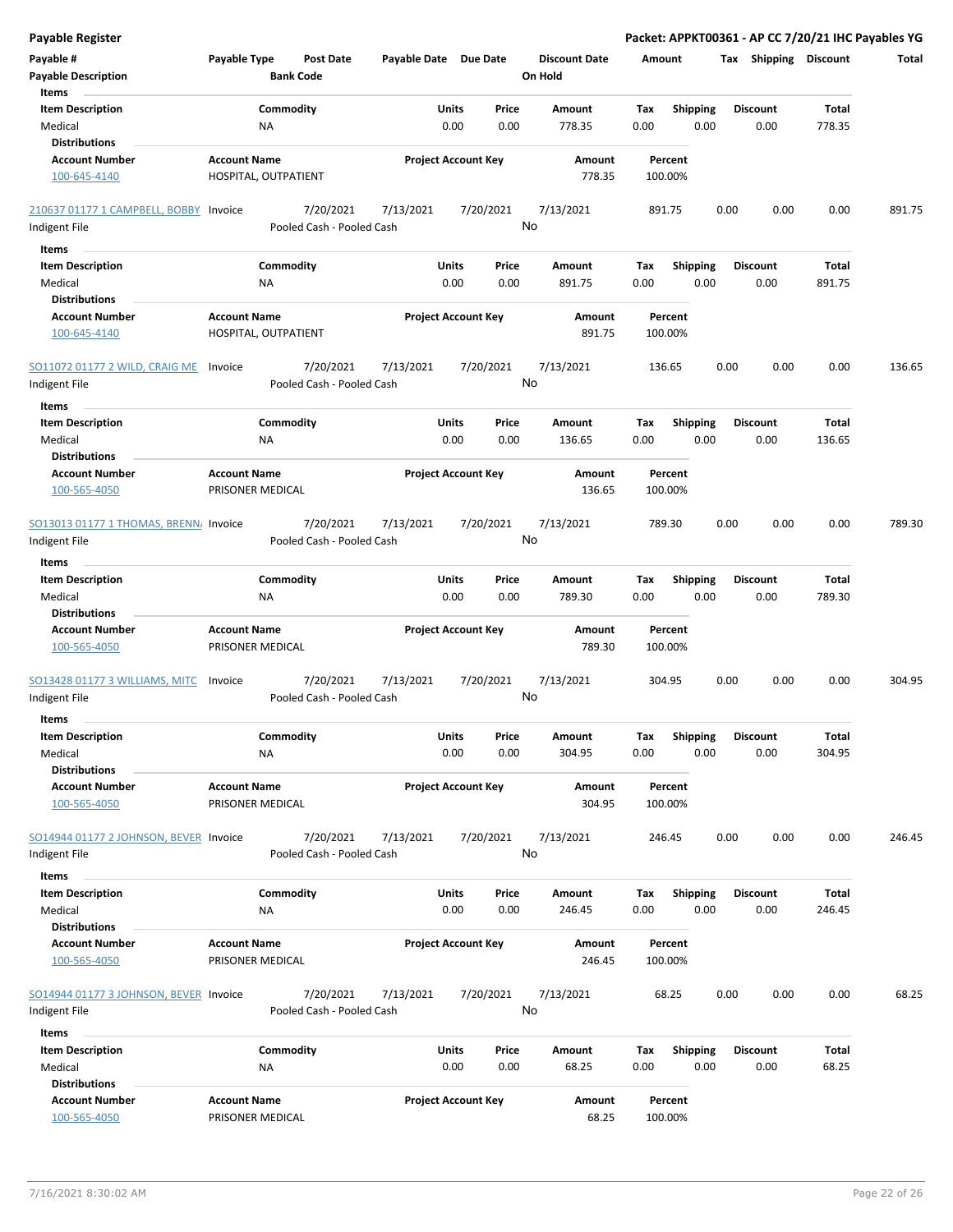**Payable Register** — **Packet: APPKT00361 - AP CC 7/20/21 IHC Payables YG**

| Payable # | Payable Type | Post Date | Payable Date | Due Date | Discount Date | Amount | Tax | Shipping | Discount | Total |
|---|---|---|---|---|---|---|---|---|---|---|
| **Payable Description** | | **Bank Code** | | | **On Hold** | | | | | |

**Items**

| Item Description | Commodity | Units | Price | Amount | Tax | Shipping | Discount | Total |
|---|---|---|---|---|---|---|---|---|
| Medical | NA | 0.00 | 0.00 | 778.35 | 0.00 | 0.00 | 0.00 | 778.35 |

**Distributions**

| Account Number | Account Name | Project Account Key | Amount | Percent |
|---|---|---|---|---|
| 100-645-4140 | HOSPITAL, OUTPATIENT | | 778.35 | 100.00% |

---

| Payable # | Payable Type | Post Date | Payable Date | Due Date | Discount Date | Amount | Tax | Shipping | Discount | Total |
|---|---|---|---|---|---|---|---|---|---|---|
| 210637 01177 1 CAMPBELL, BOBBY | Invoice | 7/20/2021 | 7/13/2021 | 7/20/2021 | 7/13/2021 | 891.75 | 0.00 | 0.00 | 0.00 | 891.75 |
| Indigent File | | Pooled Cash - Pooled Cash | | | No | | | | | |

**Items**

| Item Description | Commodity | Units | Price | Amount | Tax | Shipping | Discount | Total |
|---|---|---|---|---|---|---|---|---|
| Medical | NA | 0.00 | 0.00 | 891.75 | 0.00 | 0.00 | 0.00 | 891.75 |

**Distributions**

| Account Number | Account Name | Project Account Key | Amount | Percent |
|---|---|---|---|---|
| 100-645-4140 | HOSPITAL, OUTPATIENT | | 891.75 | 100.00% |

---

| Payable # | Payable Type | Post Date | Payable Date | Due Date | Discount Date | Amount | Tax | Shipping | Discount | Total |
|---|---|---|---|---|---|---|---|---|---|---|
| SO11072 01177 2 WILD, CRAIG ME | Invoice | 7/20/2021 | 7/13/2021 | 7/20/2021 | 7/13/2021 | 136.65 | 0.00 | 0.00 | 0.00 | 136.65 |
| Indigent File | | Pooled Cash - Pooled Cash | | | No | | | | | |

**Items**

| Item Description | Commodity | Units | Price | Amount | Tax | Shipping | Discount | Total |
|---|---|---|---|---|---|---|---|---|
| Medical | NA | 0.00 | 0.00 | 136.65 | 0.00 | 0.00 | 0.00 | 136.65 |

**Distributions**

| Account Number | Account Name | Project Account Key | Amount | Percent |
|---|---|---|---|---|
| 100-565-4050 | PRISONER MEDICAL | | 136.65 | 100.00% |

---

| Payable # | Payable Type | Post Date | Payable Date | Due Date | Discount Date | Amount | Tax | Shipping | Discount | Total |
|---|---|---|---|---|---|---|---|---|---|---|
| SO13013 01177 1 THOMAS, BRENNA | Invoice | 7/20/2021 | 7/13/2021 | 7/20/2021 | 7/13/2021 | 789.30 | 0.00 | 0.00 | 0.00 | 789.30 |
| Indigent File | | Pooled Cash - Pooled Cash | | | No | | | | | |

**Items**

| Item Description | Commodity | Units | Price | Amount | Tax | Shipping | Discount | Total |
|---|---|---|---|---|---|---|---|---|
| Medical | NA | 0.00 | 0.00 | 789.30 | 0.00 | 0.00 | 0.00 | 789.30 |

**Distributions**

| Account Number | Account Name | Project Account Key | Amount | Percent |
|---|---|---|---|---|
| 100-565-4050 | PRISONER MEDICAL | | 789.30 | 100.00% |

---

| Payable # | Payable Type | Post Date | Payable Date | Due Date | Discount Date | Amount | Tax | Shipping | Discount | Total |
|---|---|---|---|---|---|---|---|---|---|---|
| SO13428 01177 3 WILLIAMS, MITC | Invoice | 7/20/2021 | 7/13/2021 | 7/20/2021 | 7/13/2021 | 304.95 | 0.00 | 0.00 | 0.00 | 304.95 |
| Indigent File | | Pooled Cash - Pooled Cash | | | No | | | | | |

**Items**

| Item Description | Commodity | Units | Price | Amount | Tax | Shipping | Discount | Total |
|---|---|---|---|---|---|---|---|---|
| Medical | NA | 0.00 | 0.00 | 304.95 | 0.00 | 0.00 | 0.00 | 304.95 |

**Distributions**

| Account Number | Account Name | Project Account Key | Amount | Percent |
|---|---|---|---|---|
| 100-565-4050 | PRISONER MEDICAL | | 304.95 | 100.00% |

---

| Payable # | Payable Type | Post Date | Payable Date | Due Date | Discount Date | Amount | Tax | Shipping | Discount | Total |
|---|---|---|---|---|---|---|---|---|---|---|
| SO14944 01177 2 JOHNSON, BEVER | Invoice | 7/20/2021 | 7/13/2021 | 7/20/2021 | 7/13/2021 | 246.45 | 0.00 | 0.00 | 0.00 | 246.45 |
| Indigent File | | Pooled Cash - Pooled Cash | | | No | | | | | |

**Items**

| Item Description | Commodity | Units | Price | Amount | Tax | Shipping | Discount | Total |
|---|---|---|---|---|---|---|---|---|
| Medical | NA | 0.00 | 0.00 | 246.45 | 0.00 | 0.00 | 0.00 | 246.45 |

**Distributions**

| Account Number | Account Name | Project Account Key | Amount | Percent |
|---|---|---|---|---|
| 100-565-4050 | PRISONER MEDICAL | | 246.45 | 100.00% |

---

| Payable # | Payable Type | Post Date | Payable Date | Due Date | Discount Date | Amount | Tax | Shipping | Discount | Total |
|---|---|---|---|---|---|---|---|---|---|---|
| SO14944 01177 3 JOHNSON, BEVER | Invoice | 7/20/2021 | 7/13/2021 | 7/20/2021 | 7/13/2021 | 68.25 | 0.00 | 0.00 | 0.00 | 68.25 |
| Indigent File | | Pooled Cash - Pooled Cash | | | No | | | | | |

**Items**

| Item Description | Commodity | Units | Price | Amount | Tax | Shipping | Discount | Total |
|---|---|---|---|---|---|---|---|---|
| Medical | NA | 0.00 | 0.00 | 68.25 | 0.00 | 0.00 | 0.00 | 68.25 |

**Distributions**

| Account Number | Account Name | Project Account Key | Amount | Percent |
|---|---|---|---|---|
| 100-565-4050 | PRISONER MEDICAL | | 68.25 | 100.00% |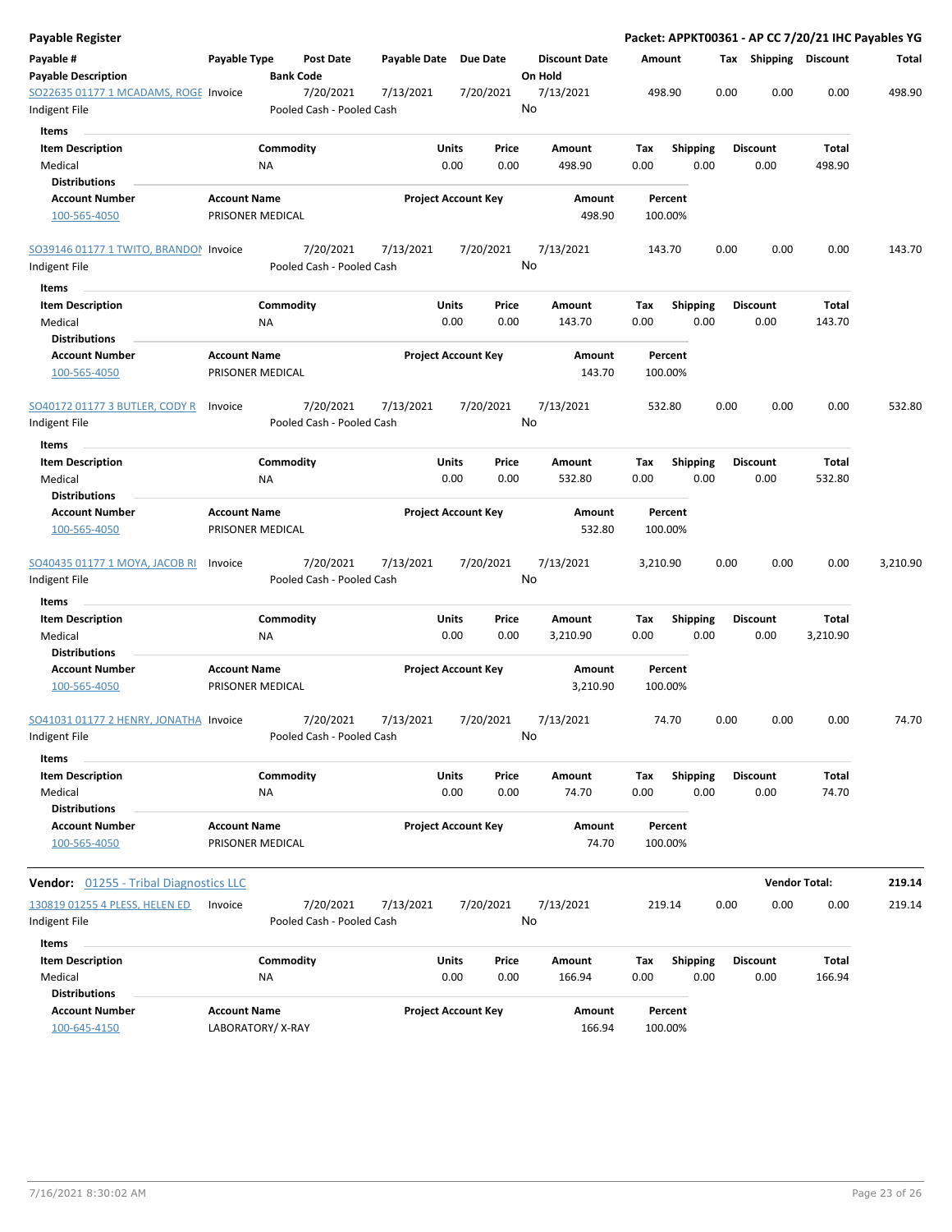**Payable Register** — **Packet: APPKT00361 - AP CC 7/20/21 IHC Payables YG**

| Payable # / Payable Description | Payable Type | Post Date / Bank Code | Payable Date | Due Date | Discount Date / On Hold | Amount | Tax | Shipping | Discount | Total |
|---|---|---|---|---|---|---|---|---|---|---|
| SO22635 01177 1 MCADAMS, ROGE | Invoice | 7/20/2021 | 7/13/2021 | 7/20/2021 | 7/13/2021 | 498.90 | 0.00 | 0.00 | 0.00 | 498.90 |
| Indigent File | | Pooled Cash - Pooled Cash | | | No | | | | | |

**Items**

| Item Description | Commodity | Units | Price | Amount | Tax | Shipping | Discount | Total |
|---|---|---|---|---|---|---|---|---|
| Medical | NA | 0.00 | 0.00 | 498.90 | 0.00 | 0.00 | 0.00 | 498.90 |

**Distributions**

| Account Number | Account Name | Project Account Key | Amount | Percent |
|---|---|---|---|---|
| 100-565-4050 | PRISONER MEDICAL | | 498.90 | 100.00% |

| Payable # / Payable Description | Payable Type | Post Date / Bank Code | Payable Date | Due Date | Discount Date / On Hold | Amount | Tax | Shipping | Discount | Total |
|---|---|---|---|---|---|---|---|---|---|---|
| SO39146 01177 1 TWITO, BRANDON | Invoice | 7/20/2021 | 7/13/2021 | 7/20/2021 | 7/13/2021 | 143.70 | 0.00 | 0.00 | 0.00 | 143.70 |
| Indigent File | | Pooled Cash - Pooled Cash | | | No | | | | | |

**Items**

| Item Description | Commodity | Units | Price | Amount | Tax | Shipping | Discount | Total |
|---|---|---|---|---|---|---|---|---|
| Medical | NA | 0.00 | 0.00 | 143.70 | 0.00 | 0.00 | 0.00 | 143.70 |

**Distributions**

| Account Number | Account Name | Project Account Key | Amount | Percent |
|---|---|---|---|---|
| 100-565-4050 | PRISONER MEDICAL | | 143.70 | 100.00% |

| Payable # / Payable Description | Payable Type | Post Date / Bank Code | Payable Date | Due Date | Discount Date / On Hold | Amount | Tax | Shipping | Discount | Total |
|---|---|---|---|---|---|---|---|---|---|---|
| SO40172 01177 3 BUTLER, CODY R | Invoice | 7/20/2021 | 7/13/2021 | 7/20/2021 | 7/13/2021 | 532.80 | 0.00 | 0.00 | 0.00 | 532.80 |
| Indigent File | | Pooled Cash - Pooled Cash | | | No | | | | | |

**Items**

| Item Description | Commodity | Units | Price | Amount | Tax | Shipping | Discount | Total |
|---|---|---|---|---|---|---|---|---|
| Medical | NA | 0.00 | 0.00 | 532.80 | 0.00 | 0.00 | 0.00 | 532.80 |

**Distributions**

| Account Number | Account Name | Project Account Key | Amount | Percent |
|---|---|---|---|---|
| 100-565-4050 | PRISONER MEDICAL | | 532.80 | 100.00% |

| Payable # / Payable Description | Payable Type | Post Date / Bank Code | Payable Date | Due Date | Discount Date / On Hold | Amount | Tax | Shipping | Discount | Total |
|---|---|---|---|---|---|---|---|---|---|---|
| SO40435 01177 1 MOYA, JACOB RI | Invoice | 7/20/2021 | 7/13/2021 | 7/20/2021 | 7/13/2021 | 3,210.90 | 0.00 | 0.00 | 0.00 | 3,210.90 |
| Indigent File | | Pooled Cash - Pooled Cash | | | No | | | | | |

**Items**

| Item Description | Commodity | Units | Price | Amount | Tax | Shipping | Discount | Total |
|---|---|---|---|---|---|---|---|---|
| Medical | NA | 0.00 | 0.00 | 3,210.90 | 0.00 | 0.00 | 0.00 | 3,210.90 |

**Distributions**

| Account Number | Account Name | Project Account Key | Amount | Percent |
|---|---|---|---|---|
| 100-565-4050 | PRISONER MEDICAL | | 3,210.90 | 100.00% |

| Payable # / Payable Description | Payable Type | Post Date / Bank Code | Payable Date | Due Date | Discount Date / On Hold | Amount | Tax | Shipping | Discount | Total |
|---|---|---|---|---|---|---|---|---|---|---|
| SO41031 01177 2 HENRY, JONATHA | Invoice | 7/20/2021 | 7/13/2021 | 7/20/2021 | 7/13/2021 | 74.70 | 0.00 | 0.00 | 0.00 | 74.70 |
| Indigent File | | Pooled Cash - Pooled Cash | | | No | | | | | |

**Items**

| Item Description | Commodity | Units | Price | Amount | Tax | Shipping | Discount | Total |
|---|---|---|---|---|---|---|---|---|
| Medical | NA | 0.00 | 0.00 | 74.70 | 0.00 | 0.00 | 0.00 | 74.70 |

**Distributions**

| Account Number | Account Name | Project Account Key | Amount | Percent |
|---|---|---|---|---|
| 100-565-4050 | PRISONER MEDICAL | | 74.70 | 100.00% |

**Vendor:** 01255 - Tribal Diagnostics LLC — **Vendor Total: 219.14**

| Payable # / Payable Description | Payable Type | Post Date / Bank Code | Payable Date | Due Date | Discount Date / On Hold | Amount | Tax | Shipping | Discount | Total |
|---|---|---|---|---|---|---|---|---|---|---|
| 130819 01255 4 PLESS, HELEN ED | Invoice | 7/20/2021 | 7/13/2021 | 7/20/2021 | 7/13/2021 | 219.14 | 0.00 | 0.00 | 0.00 | 219.14 |
| Indigent File | | Pooled Cash - Pooled Cash | | | No | | | | | |

**Items**

| Item Description | Commodity | Units | Price | Amount | Tax | Shipping | Discount | Total |
|---|---|---|---|---|---|---|---|---|
| Medical | NA | 0.00 | 0.00 | 166.94 | 0.00 | 0.00 | 0.00 | 166.94 |

**Distributions**

| Account Number | Account Name | Project Account Key | Amount | Percent |
|---|---|---|---|---|
| 100-645-4150 | LABORATORY/ X-RAY | | 166.94 | 100.00% |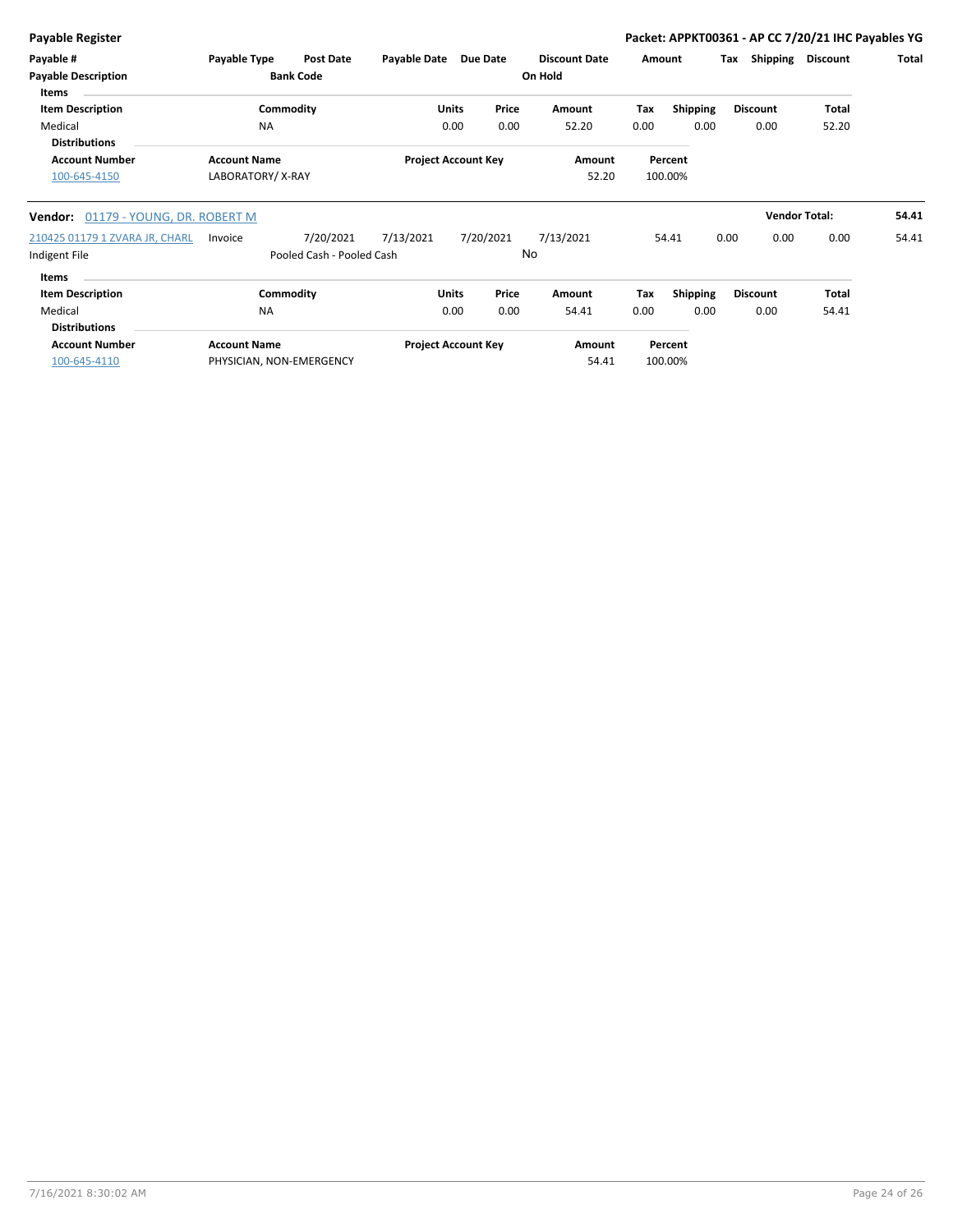**Payable Register** — Packet: APPKT00361 - AP CC 7/20/21 IHC Payables YG

| Payable # | Payable Type | Post Date | Payable Date | Due Date | Discount Date | Amount | Tax | Shipping | Discount | Total |
|---|---|---|---|---|---|---|---|---|---|---|
| Payable Description | | Bank Code | | | On Hold | | | | | |

**Items**

| Item Description | Commodity | Units | Price | Amount | Tax | Shipping | Discount | Total |
|---|---|---|---|---|---|---|---|---|
| Medical | NA | 0.00 | 0.00 | 52.20 | 0.00 | 0.00 | 0.00 | 52.20 |

**Distributions**

| Account Number | Account Name | Project Account Key | Amount | Percent |
|---|---|---|---|---|
| 100-645-4150 | LABORATORY/ X-RAY | | 52.20 | 100.00% |

**Vendor:** 01179 - YOUNG, DR. ROBERT M — **Vendor Total:** 54.41

| Payable # | Payable Type | Post Date | Payable Date | Due Date | Discount Date | Amount | Tax | Shipping | Discount | Total |
|---|---|---|---|---|---|---|---|---|---|---|
| 210425 01179 1 ZVARA JR, CHARL | Invoice | 7/20/2021 | 7/13/2021 | 7/20/2021 | 7/13/2021 | 54.41 | 0.00 | 0.00 | 0.00 | 54.41 |
| Indigent File | | Pooled Cash - Pooled Cash | | | No | | | | | |

**Items**

| Item Description | Commodity | Units | Price | Amount | Tax | Shipping | Discount | Total |
|---|---|---|---|---|---|---|---|---|
| Medical | NA | 0.00 | 0.00 | 54.41 | 0.00 | 0.00 | 0.00 | 54.41 |

**Distributions**

| Account Number | Account Name | Project Account Key | Amount | Percent |
|---|---|---|---|---|
| 100-645-4110 | PHYSICIAN, NON-EMERGENCY | | 54.41 | 100.00% |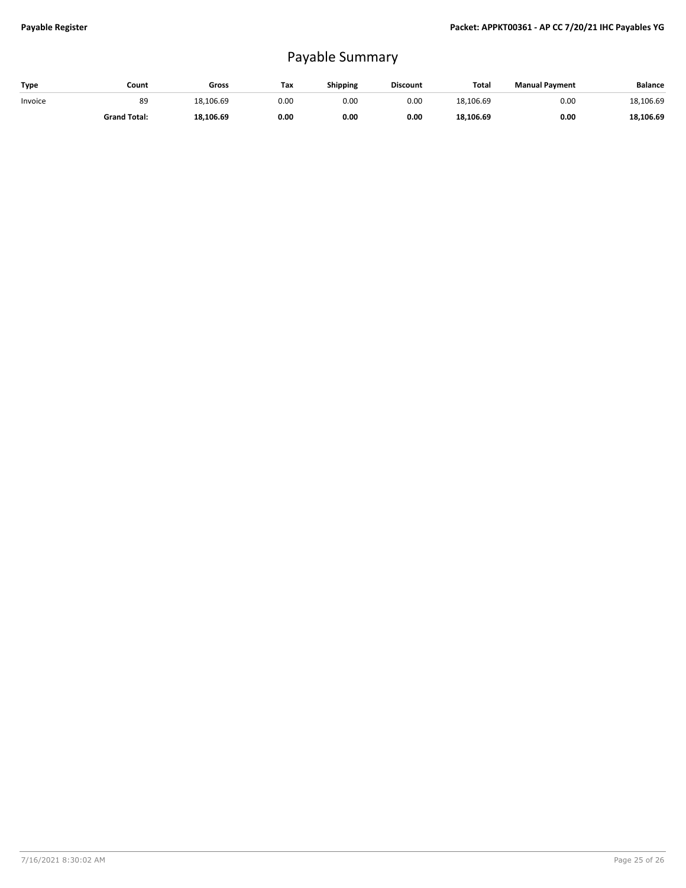# Payable Summary

| Type | Count | Gross | Tax | Shipping | Discount | Total | Manual Payment | Balance |
|---|---|---|---|---|---|---|---|---|
| Invoice | 89 | 18,106.69 | 0.00 | 0.00 | 0.00 | 18,106.69 | 0.00 | 18,106.69 |
| | **Grand Total:** | **18,106.69** | **0.00** | **0.00** | **0.00** | **18,106.69** | **0.00** | **18,106.69** |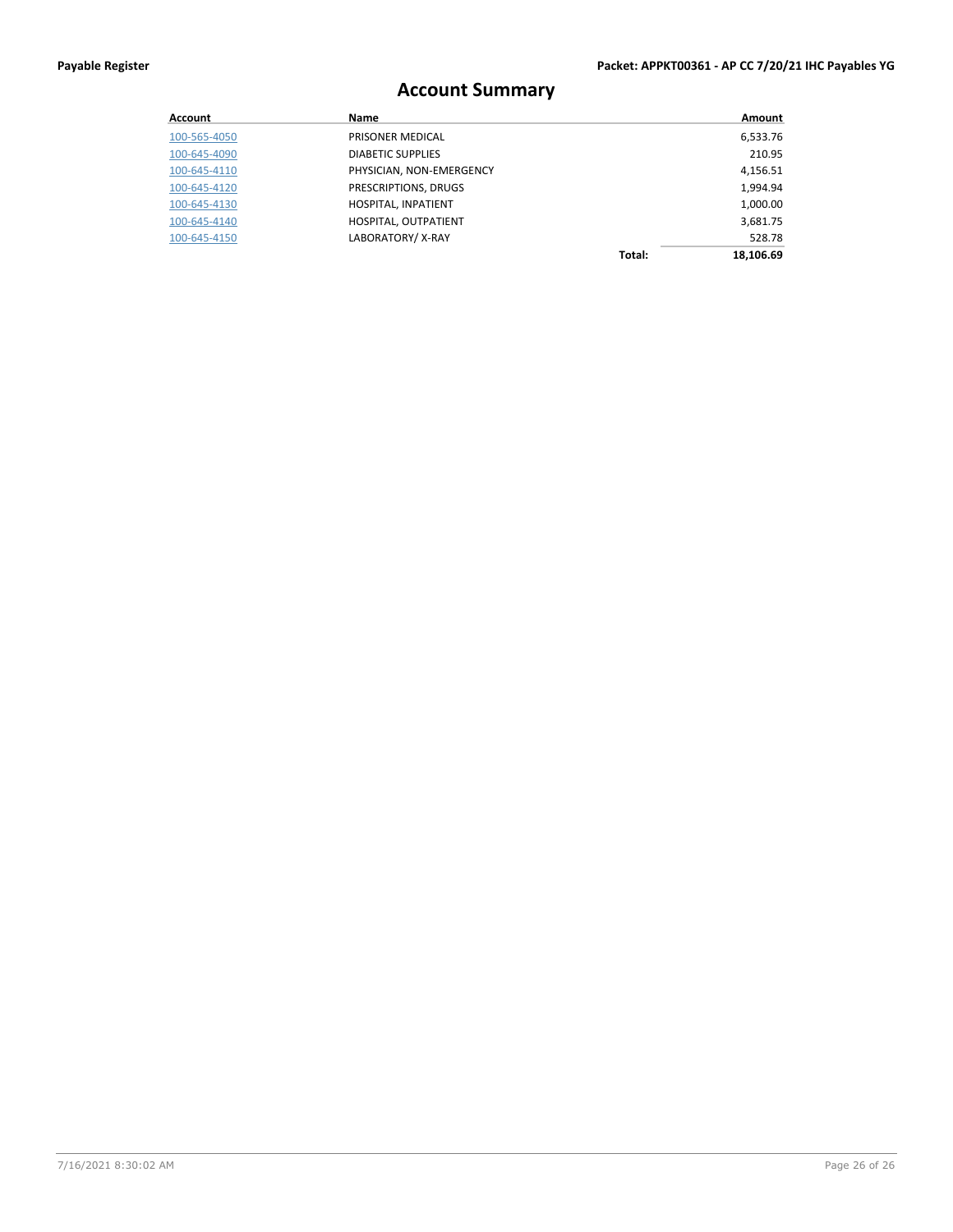# Account Summary

| Account | Name | | Amount |
|---|---|---|---|
| 100-565-4050 | PRISONER MEDICAL | | 6,533.76 |
| 100-645-4090 | DIABETIC SUPPLIES | | 210.95 |
| 100-645-4110 | PHYSICIAN, NON-EMERGENCY | | 4,156.51 |
| 100-645-4120 | PRESCRIPTIONS, DRUGS | | 1,994.94 |
| 100-645-4130 | HOSPITAL, INPATIENT | | 1,000.00 |
| 100-645-4140 | HOSPITAL, OUTPATIENT | | 3,681.75 |
| 100-645-4150 | LABORATORY/ X-RAY | | 528.78 |
| | | **Total:** | **18,106.69** |